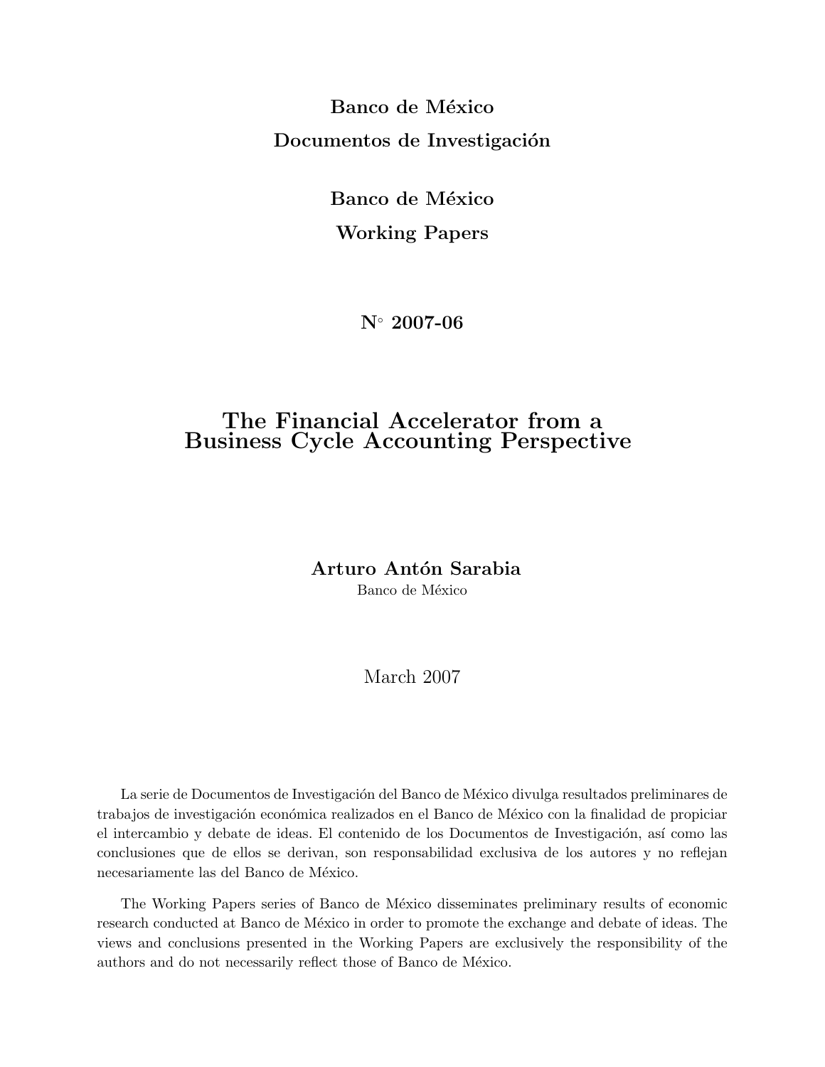**Banco de México**

**Documentos de Investigación**

**Banco de México**

**Working Papers**

**N◦ 2007-06**

# The Financial Accelerator from a Business Cycle Accounting Perspective

**Arturo Antón Sarabia**

Banco de México

March 2007

La serie de Documentos de Investigación del Banco de México divulga resultados preliminares de trabajos de investigación económica realizados en el Banco de México con la finalidad de propiciar el intercambio y debate de ideas. El contenido de los Documentos de Investigación, así como las conclusiones que de ellos se derivan, son responsabilidad exclusiva de los autores y no reflejan necesariamente las del Banco de México.

The Working Papers series of Banco de México disseminates preliminary results of economic research conducted at Banco de México in order to promote the exchange and debate of ideas. The views and conclusions presented in the Working Papers are exclusively the responsibility of the authors and do not necessarily reflect those of Banco de México.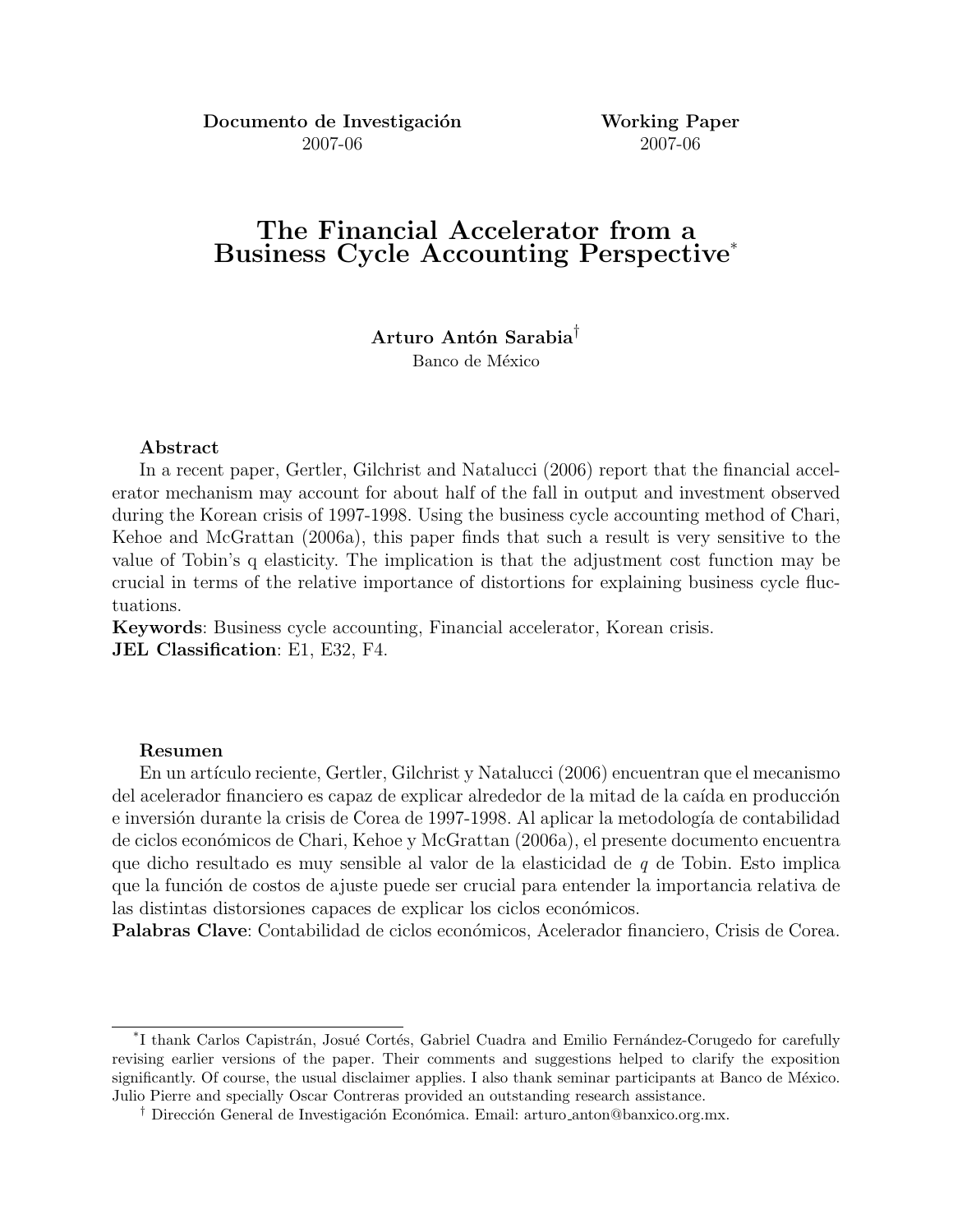**Documento de Investigación** 2007-06

**Working Paper** 2007-06

# The Financial Accelerator from a Business Cycle Accounting Perspective*

**Arturo Antón Sarabia**[†]

Banco de México

**Abstract**

In a recent paper, Gertler, Gilchrist and Natalucci (2006) report that the financial accelerator mechanism may account for about half of the fall in output and investment observed during the Korean crisis of 1997-1998. Using the business cycle accounting method of Chari, Kehoe and McGrattan (2006a), this paper finds that such a result is very sensitive to the value of Tobin's q elasticity. The implication is that the adjustment cost function may be crucial in terms of the relative importance of distortions for explaining business cycle fluctuations.

**Keywords**: Business cycle accounting, Financial accelerator, Korean crisis.

**JEL Classification**: E1, E32, F4.

**Resumen**

En un artículo reciente, Gertler, Gilchrist y Natalucci (2006) encuentran que el mecanismo del acelerador financiero es capaz de explicar alrededor de la mitad de la caída en producción e inversión durante la crisis de Corea de 1997-1998. Al aplicar la metodología de contabilidad de ciclos económicos de Chari, Kehoe y McGrattan (2006a), el presente documento encuentra que dicho resultado es muy sensible al valor de la elasticidad de $q$ de Tobin. Esto implica que la función de costos de ajuste puede ser crucial para entender la importancia relativa de las distintas distorsiones capaces de explicar los ciclos económicos.

**Palabras Clave**: Contabilidad de ciclos económicos, Acelerador financiero, Crisis de Corea.

---

*I thank Carlos Capistrán, Josué Cortés, Gabriel Cuadra and Emilio Fernández-Corugedo for carefully revising earlier versions of the paper. Their comments and suggestions helped to clarify the exposition significantly. Of course, the usual disclaimer applies. I also thank seminar participants at Banco de México. Julio Pierre and specially Oscar Contreras provided an outstanding research assistance.

[†] Dirección General de Investigación Económica. Email: arturo_anton@banxico.org.mx.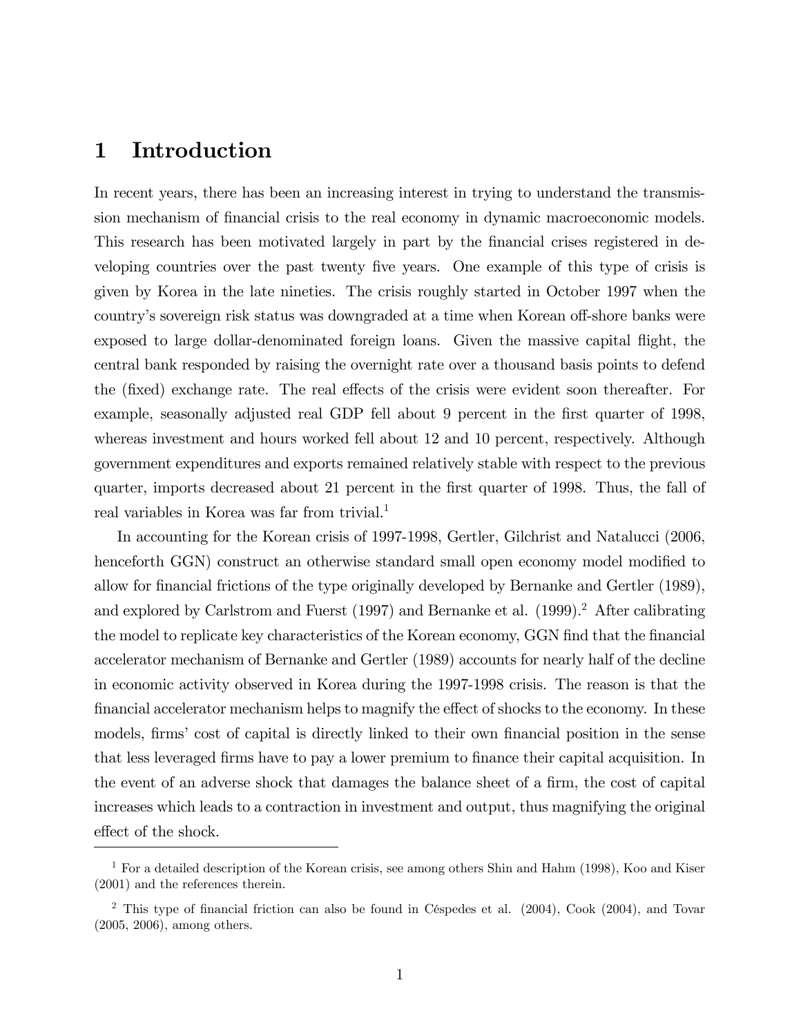# 1 Introduction

In recent years, there has been an increasing interest in trying to understand the transmission mechanism of financial crisis to the real economy in dynamic macroeconomic models. This research has been motivated largely in part by the financial crises registered in developing countries over the past twenty five years. One example of this type of crisis is given by Korea in the late nineties. The crisis roughly started in October 1997 when the country's sovereign risk status was downgraded at a time when Korean off-shore banks were exposed to large dollar-denominated foreign loans. Given the massive capital flight, the central bank responded by raising the overnight rate over a thousand basis points to defend the (fixed) exchange rate. The real effects of the crisis were evident soon thereafter. For example, seasonally adjusted real GDP fell about 9 percent in the first quarter of 1998, whereas investment and hours worked fell about 12 and 10 percent, respectively. Although government expenditures and exports remained relatively stable with respect to the previous quarter, imports decreased about 21 percent in the first quarter of 1998. Thus, the fall of real variables in Korea was far from trivial.[1]

In accounting for the Korean crisis of 1997-1998, Gertler, Gilchrist and Natalucci (2006, henceforth GGN) construct an otherwise standard small open economy model modified to allow for financial frictions of the type originally developed by Bernanke and Gertler (1989), and explored by Carlstrom and Fuerst (1997) and Bernanke et al. (1999).[2] After calibrating the model to replicate key characteristics of the Korean economy, GGN find that the financial accelerator mechanism of Bernanke and Gertler (1989) accounts for nearly half of the decline in economic activity observed in Korea during the 1997-1998 crisis. The reason is that the financial accelerator mechanism helps to magnify the effect of shocks to the economy. In these models, firms' cost of capital is directly linked to their own financial position in the sense that less leveraged firms have to pay a lower premium to finance their capital acquisition. In the event of an adverse shock that damages the balance sheet of a firm, the cost of capital increases which leads to a contraction in investment and output, thus magnifying the original effect of the shock.

[1] For a detailed description of the Korean crisis, see among others Shin and Hahm (1998), Koo and Kiser (2001) and the references therein.

[2] This type of financial friction can also be found in Céspedes et al. (2004), Cook (2004), and Tovar (2005, 2006), among others.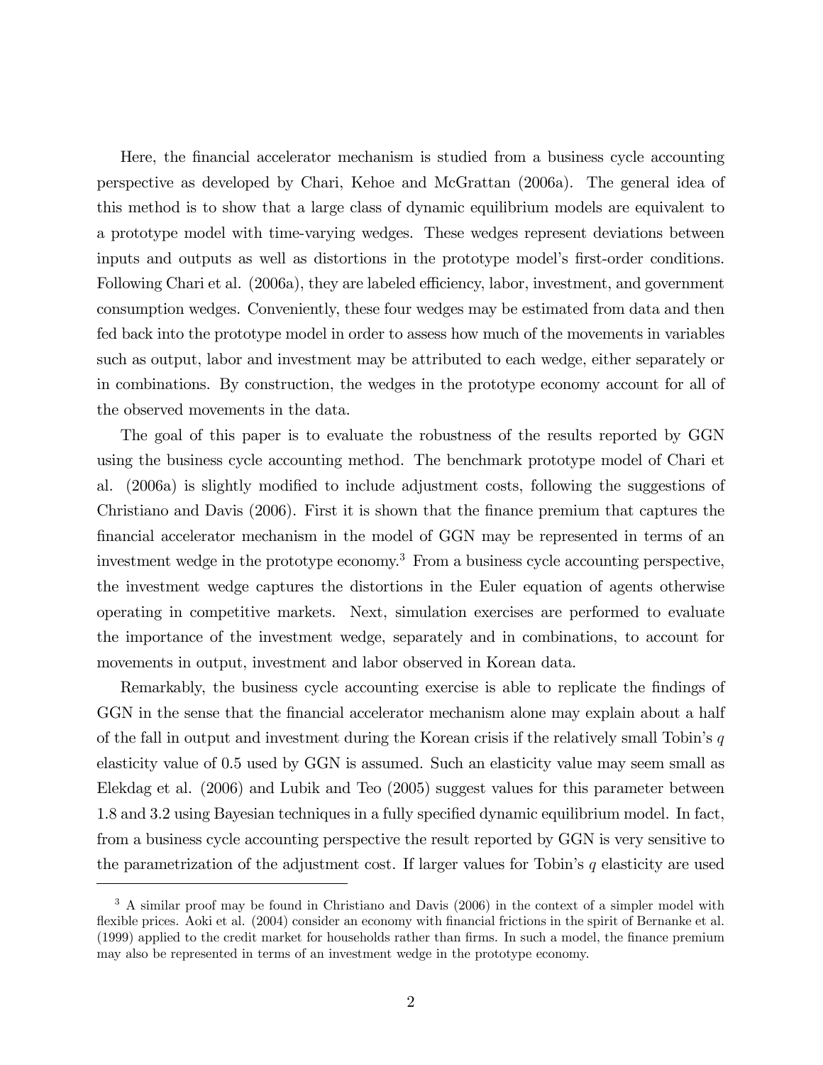Here, the financial accelerator mechanism is studied from a business cycle accounting perspective as developed by Chari, Kehoe and McGrattan (2006a). The general idea of this method is to show that a large class of dynamic equilibrium models are equivalent to a prototype model with time-varying wedges. These wedges represent deviations between inputs and outputs as well as distortions in the prototype model's first-order conditions. Following Chari et al. (2006a), they are labeled efficiency, labor, investment, and government consumption wedges. Conveniently, these four wedges may be estimated from data and then fed back into the prototype model in order to assess how much of the movements in variables such as output, labor and investment may be attributed to each wedge, either separately or in combinations. By construction, the wedges in the prototype economy account for all of the observed movements in the data.

The goal of this paper is to evaluate the robustness of the results reported by GGN using the business cycle accounting method. The benchmark prototype model of Chari et al. (2006a) is slightly modified to include adjustment costs, following the suggestions of Christiano and Davis (2006). First it is shown that the finance premium that captures the financial accelerator mechanism in the model of GGN may be represented in terms of an investment wedge in the prototype economy.[3] From a business cycle accounting perspective, the investment wedge captures the distortions in the Euler equation of agents otherwise operating in competitive markets. Next, simulation exercises are performed to evaluate the importance of the investment wedge, separately and in combinations, to account for movements in output, investment and labor observed in Korean data.

Remarkably, the business cycle accounting exercise is able to replicate the findings of GGN in the sense that the financial accelerator mechanism alone may explain about a half of the fall in output and investment during the Korean crisis if the relatively small Tobin's $q$ elasticity value of 0.5 used by GGN is assumed. Such an elasticity value may seem small as Elekdag et al. (2006) and Lubik and Teo (2005) suggest values for this parameter between 1.8 and 3.2 using Bayesian techniques in a fully specified dynamic equilibrium model. In fact, from a business cycle accounting perspective the result reported by GGN is very sensitive to the parametrization of the adjustment cost. If larger values for Tobin's $q$ elasticity are used

[3] A similar proof may be found in Christiano and Davis (2006) in the context of a simpler model with flexible prices. Aoki et al. (2004) consider an economy with financial frictions in the spirit of Bernanke et al. (1999) applied to the credit market for households rather than firms. In such a model, the finance premium may also be represented in terms of an investment wedge in the prototype economy.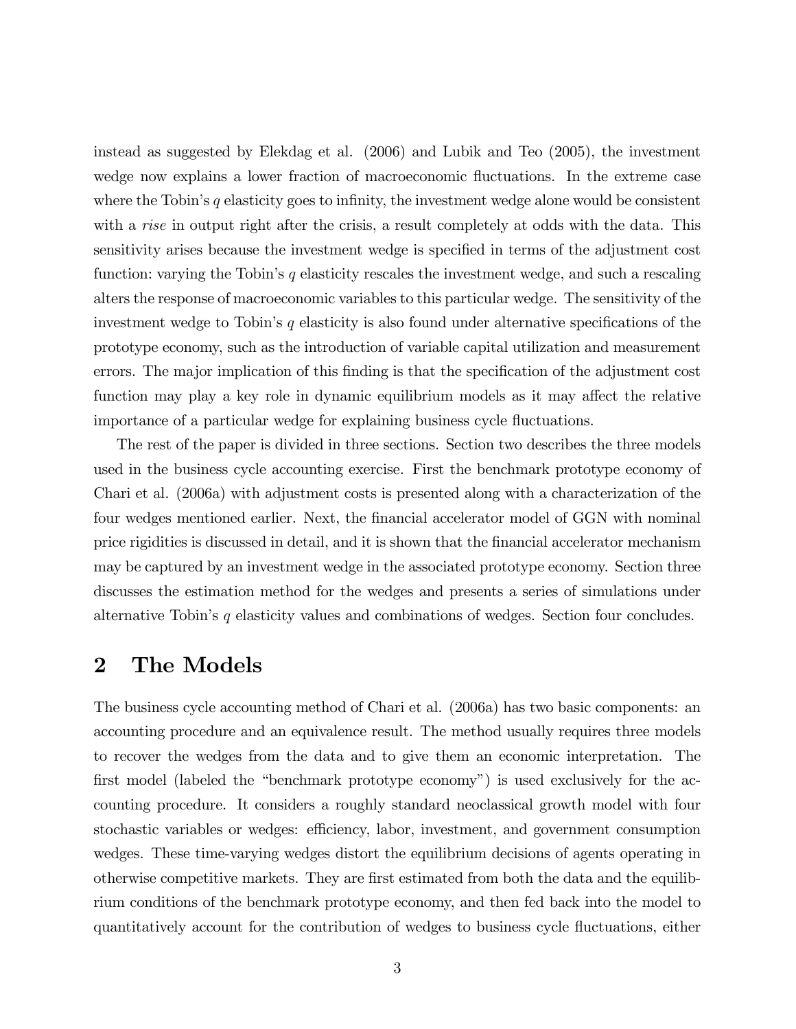instead as suggested by Elekdag et al. (2006) and Lubik and Teo (2005), the investment wedge now explains a lower fraction of macroeconomic fluctuations. In the extreme case where the Tobin's $q$ elasticity goes to infinity, the investment wedge alone would be consistent with a *rise* in output right after the crisis, a result completely at odds with the data. This sensitivity arises because the investment wedge is specified in terms of the adjustment cost function: varying the Tobin's $q$ elasticity rescales the investment wedge, and such a rescaling alters the response of macroeconomic variables to this particular wedge. The sensitivity of the investment wedge to Tobin's $q$ elasticity is also found under alternative specifications of the prototype economy, such as the introduction of variable capital utilization and measurement errors. The major implication of this finding is that the specification of the adjustment cost function may play a key role in dynamic equilibrium models as it may affect the relative importance of a particular wedge for explaining business cycle fluctuations.

The rest of the paper is divided in three sections. Section two describes the three models used in the business cycle accounting exercise. First the benchmark prototype economy of Chari et al. (2006a) with adjustment costs is presented along with a characterization of the four wedges mentioned earlier. Next, the financial accelerator model of GGN with nominal price rigidities is discussed in detail, and it is shown that the financial accelerator mechanism may be captured by an investment wedge in the associated prototype economy. Section three discusses the estimation method for the wedges and presents a series of simulations under alternative Tobin's $q$ elasticity values and combinations of wedges. Section four concludes.

# 2 The Models

The business cycle accounting method of Chari et al. (2006a) has two basic components: an accounting procedure and an equivalence result. The method usually requires three models to recover the wedges from the data and to give them an economic interpretation. The first model (labeled the "benchmark prototype economy") is used exclusively for the accounting procedure. It considers a roughly standard neoclassical growth model with four stochastic variables or wedges: efficiency, labor, investment, and government consumption wedges. These time-varying wedges distort the equilibrium decisions of agents operating in otherwise competitive markets. They are first estimated from both the data and the equilibrium conditions of the benchmark prototype economy, and then fed back into the model to quantitatively account for the contribution of wedges to business cycle fluctuations, either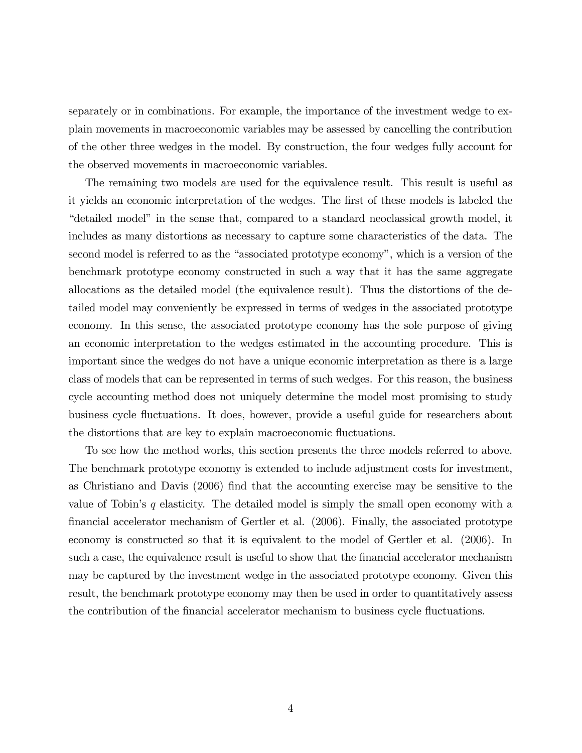separately or in combinations. For example, the importance of the investment wedge to explain movements in macroeconomic variables may be assessed by cancelling the contribution of the other three wedges in the model. By construction, the four wedges fully account for the observed movements in macroeconomic variables.

The remaining two models are used for the equivalence result. This result is useful as it yields an economic interpretation of the wedges. The first of these models is labeled the "detailed model" in the sense that, compared to a standard neoclassical growth model, it includes as many distortions as necessary to capture some characteristics of the data. The second model is referred to as the "associated prototype economy", which is a version of the benchmark prototype economy constructed in such a way that it has the same aggregate allocations as the detailed model (the equivalence result). Thus the distortions of the detailed model may conveniently be expressed in terms of wedges in the associated prototype economy. In this sense, the associated prototype economy has the sole purpose of giving an economic interpretation to the wedges estimated in the accounting procedure. This is important since the wedges do not have a unique economic interpretation as there is a large class of models that can be represented in terms of such wedges. For this reason, the business cycle accounting method does not uniquely determine the model most promising to study business cycle fluctuations. It does, however, provide a useful guide for researchers about the distortions that are key to explain macroeconomic fluctuations.

To see how the method works, this section presents the three models referred to above. The benchmark prototype economy is extended to include adjustment costs for investment, as Christiano and Davis (2006) find that the accounting exercise may be sensitive to the value of Tobin's $q$ elasticity. The detailed model is simply the small open economy with a financial accelerator mechanism of Gertler et al. (2006). Finally, the associated prototype economy is constructed so that it is equivalent to the model of Gertler et al. (2006). In such a case, the equivalence result is useful to show that the financial accelerator mechanism may be captured by the investment wedge in the associated prototype economy. Given this result, the benchmark prototype economy may then be used in order to quantitatively assess the contribution of the financial accelerator mechanism to business cycle fluctuations.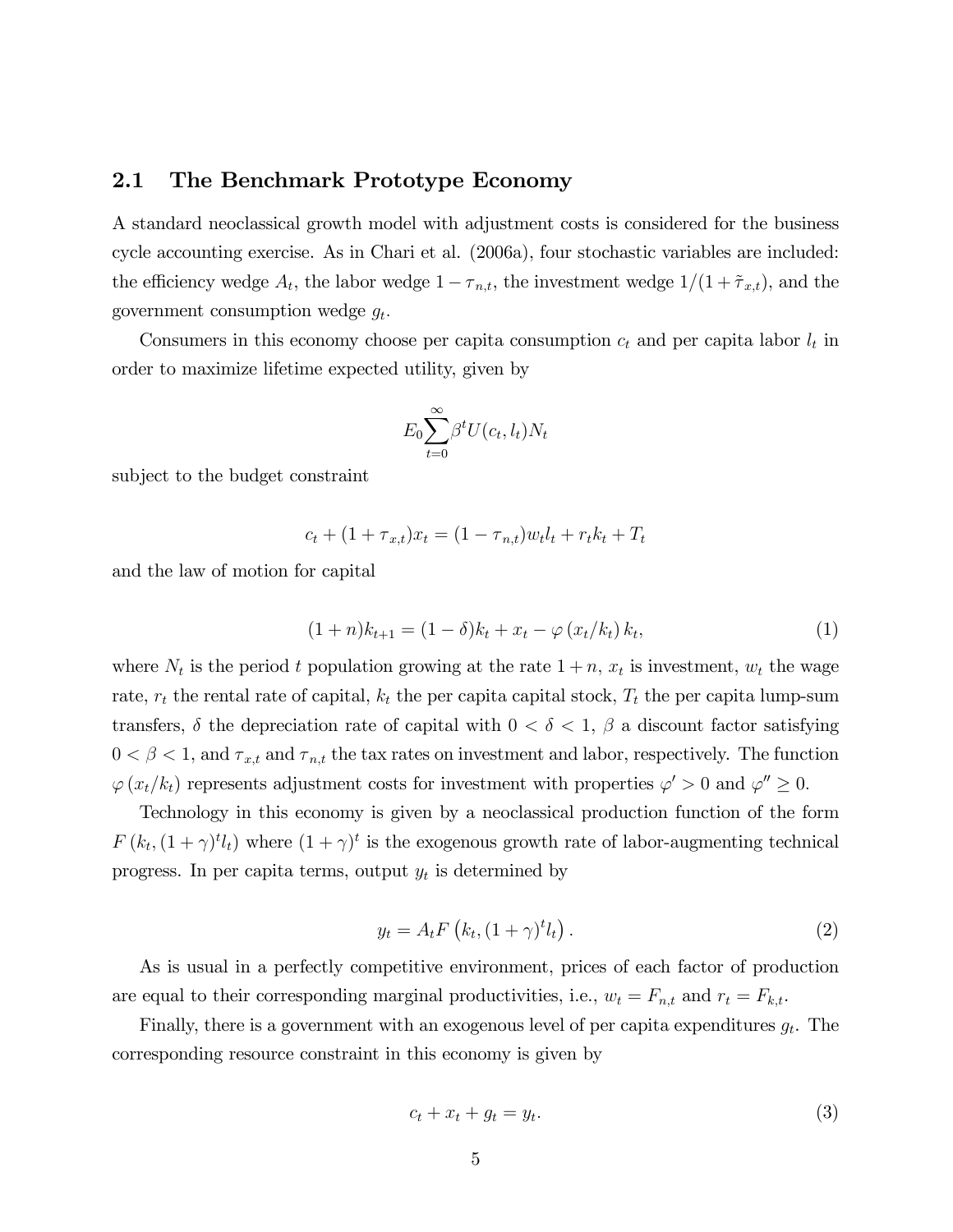## 2.1 The Benchmark Prototype Economy

A standard neoclassical growth model with adjustment costs is considered for the business cycle accounting exercise. As in Chari et al. (2006a), four stochastic variables are included: the efficiency wedge $A_t$, the labor wedge $1 - \tau_{n,t}$, the investment wedge $1/(1 + \tilde{\tau}_{x,t})$, and the government consumption wedge $g_t$.

Consumers in this economy choose per capita consumption $c_t$ and per capita labor $l_t$ in order to maximize lifetime expected utility, given by

$$E_0 \sum_{t=0}^{\infty} \beta^t U(c_t, l_t) N_t$$

subject to the budget constraint

$$c_t + (1 + \tau_{x,t}) x_t = (1 - \tau_{n,t}) w_t l_t + r_t k_t + T_t$$

and the law of motion for capital

$$(1 + n) k_{t+1} = (1 - \delta) k_t + x_t - \varphi\left(x_t / k_t\right) k_t, \tag{1}$$

where $N_t$ is the period $t$ population growing at the rate $1 + n$, $x_t$ is investment, $w_t$ the wage rate, $r_t$ the rental rate of capital, $k_t$ the per capita capital stock, $T_t$ the per capita lump-sum transfers, $\delta$ the depreciation rate of capital with $0 < \delta < 1$, $\beta$ a discount factor satisfying $0 < \beta < 1$, and $\tau_{x,t}$ and $\tau_{n,t}$ the tax rates on investment and labor, respectively. The function $\varphi\left(x_t / k_t\right)$ represents adjustment costs for investment with properties $\varphi' > 0$ and $\varphi'' \geq 0$.

Technology in this economy is given by a neoclassical production function of the form $F\left(k_t, (1 + \gamma)^t l_t\right)$ where $(1 + \gamma)^t$ is the exogenous growth rate of labor-augmenting technical progress. In per capita terms, output $y_t$ is determined by

$$y_t = A_t F\left(k_t, (1 + \gamma)^t l_t\right). \tag{2}$$

As is usual in a perfectly competitive environment, prices of each factor of production are equal to their corresponding marginal productivities, i.e., $w_t = F_{n,t}$ and $r_t = F_{k,t}$.

Finally, there is a government with an exogenous level of per capita expenditures $g_t$. The corresponding resource constraint in this economy is given by

$$c_t + x_t + g_t = y_t. \tag{3}$$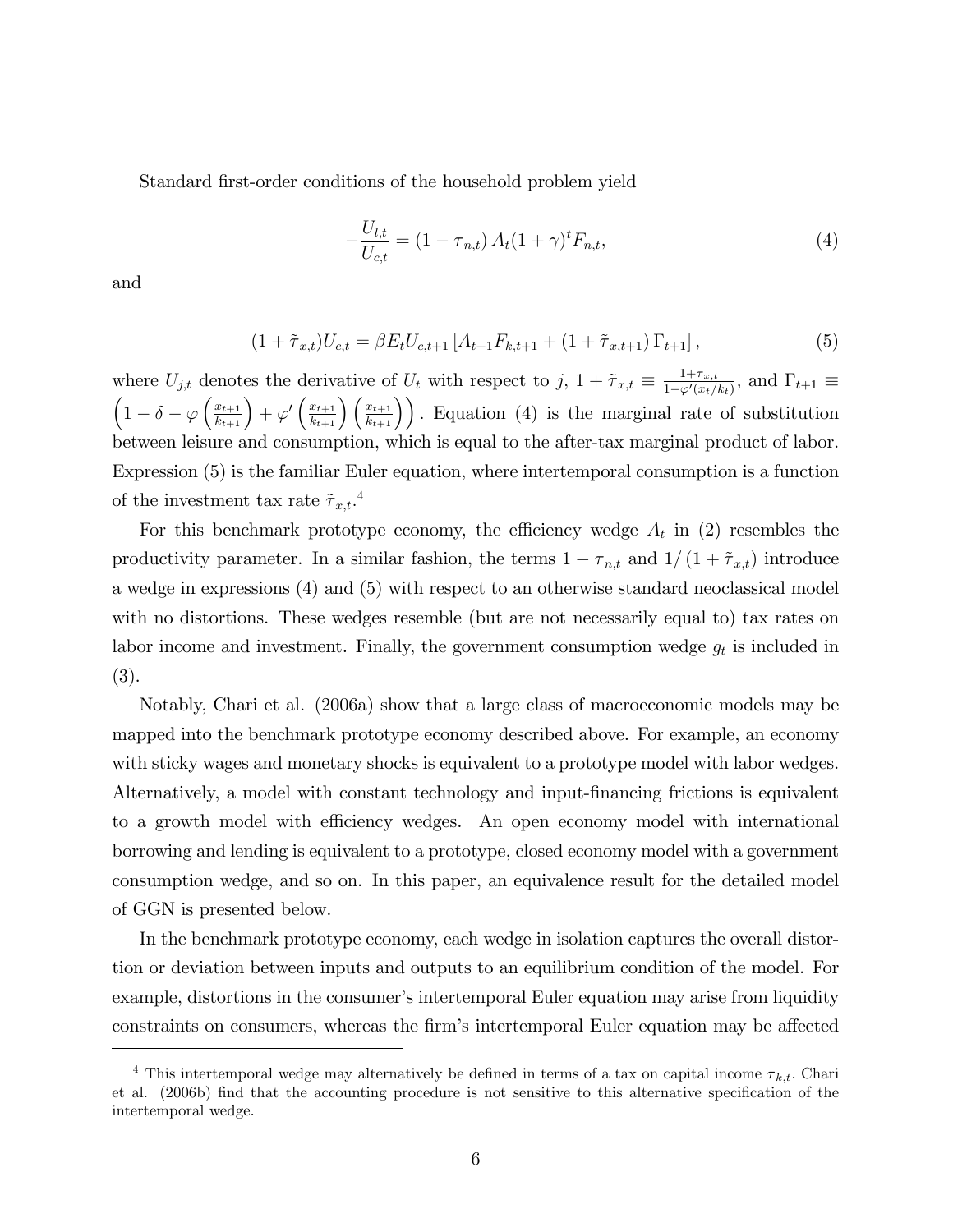Standard first-order conditions of the household problem yield

$$-\frac{U_{l,t}}{U_{c,t}} = (1 - \tau_{n,t}) A_t (1+\gamma)^t F_{n,t}, \tag{4}$$

and

$$(1 + \tilde{\tau}_{x,t}) U_{c,t} = \beta E_t U_{c,t+1} \left[ A_{t+1} F_{k,t+1} + (1 + \tilde{\tau}_{x,t+1}) \Gamma_{t+1} \right], \tag{5}$$

where $U_{j,t}$ denotes the derivative of $U_t$ with respect to $j$, $1 + \tilde{\tau}_{x,t} \equiv \frac{1+\tau_{x,t}}{1-\varphi'(x_t/k_t)}$, and $\Gamma_{t+1} \equiv \left(1 - \delta - \varphi\left(\frac{x_{t+1}}{k_{t+1}}\right) + \varphi'\left(\frac{x_{t+1}}{k_{t+1}}\right)\left(\frac{x_{t+1}}{k_{t+1}}\right)\right)$. Equation (4) is the marginal rate of substitution between leisure and consumption, which is equal to the after-tax marginal product of labor. Expression (5) is the familiar Euler equation, where intertemporal consumption is a function of the investment tax rate $\tilde{\tau}_{x,t}$.[4]

For this benchmark prototype economy, the efficiency wedge $A_t$ in (2) resembles the productivity parameter. In a similar fashion, the terms $1 - \tau_{n,t}$ and $1/(1 + \tilde{\tau}_{x,t})$ introduce a wedge in expressions (4) and (5) with respect to an otherwise standard neoclassical model with no distortions. These wedges resemble (but are not necessarily equal to) tax rates on labor income and investment. Finally, the government consumption wedge $g_t$ is included in (3).

Notably, Chari et al. (2006a) show that a large class of macroeconomic models may be mapped into the benchmark prototype economy described above. For example, an economy with sticky wages and monetary shocks is equivalent to a prototype model with labor wedges. Alternatively, a model with constant technology and input-financing frictions is equivalent to a growth model with efficiency wedges. An open economy model with international borrowing and lending is equivalent to a prototype, closed economy model with a government consumption wedge, and so on. In this paper, an equivalence result for the detailed model of GGN is presented below.

In the benchmark prototype economy, each wedge in isolation captures the overall distortion or deviation between inputs and outputs to an equilibrium condition of the model. For example, distortions in the consumer's intertemporal Euler equation may arise from liquidity constraints on consumers, whereas the firm's intertemporal Euler equation may be affected

---

[4] This intertemporal wedge may alternatively be defined in terms of a tax on capital income $\tau_{k,t}$. Chari et al. (2006b) find that the accounting procedure is not sensitive to this alternative specification of the intertemporal wedge.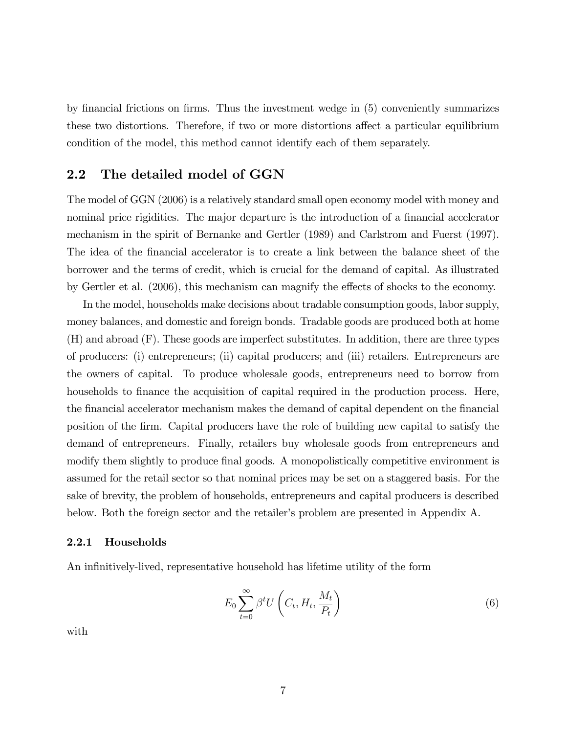by financial frictions on firms. Thus the investment wedge in (5) conveniently summarizes these two distortions. Therefore, if two or more distortions affect a particular equilibrium condition of the model, this method cannot identify each of them separately.

## 2.2 The detailed model of GGN

The model of GGN (2006) is a relatively standard small open economy model with money and nominal price rigidities. The major departure is the introduction of a financial accelerator mechanism in the spirit of Bernanke and Gertler (1989) and Carlstrom and Fuerst (1997). The idea of the financial accelerator is to create a link between the balance sheet of the borrower and the terms of credit, which is crucial for the demand of capital. As illustrated by Gertler et al. (2006), this mechanism can magnify the effects of shocks to the economy.

In the model, households make decisions about tradable consumption goods, labor supply, money balances, and domestic and foreign bonds. Tradable goods are produced both at home (H) and abroad (F). These goods are imperfect substitutes. In addition, there are three types of producers: (i) entrepreneurs; (ii) capital producers; and (iii) retailers. Entrepreneurs are the owners of capital. To produce wholesale goods, entrepreneurs need to borrow from households to finance the acquisition of capital required in the production process. Here, the financial accelerator mechanism makes the demand of capital dependent on the financial position of the firm. Capital producers have the role of building new capital to satisfy the demand of entrepreneurs. Finally, retailers buy wholesale goods from entrepreneurs and modify them slightly to produce final goods. A monopolistically competitive environment is assumed for the retail sector so that nominal prices may be set on a staggered basis. For the sake of brevity, the problem of households, entrepreneurs and capital producers is described below. Both the foreign sector and the retailer's problem are presented in Appendix A.

### 2.2.1 Households

An infinitively-lived, representative household has lifetime utility of the form

$$E_0 \sum_{t=0}^{\infty} \beta^t U\left(C_t, H_t, \frac{M_t}{P_t}\right) \tag{6}$$

with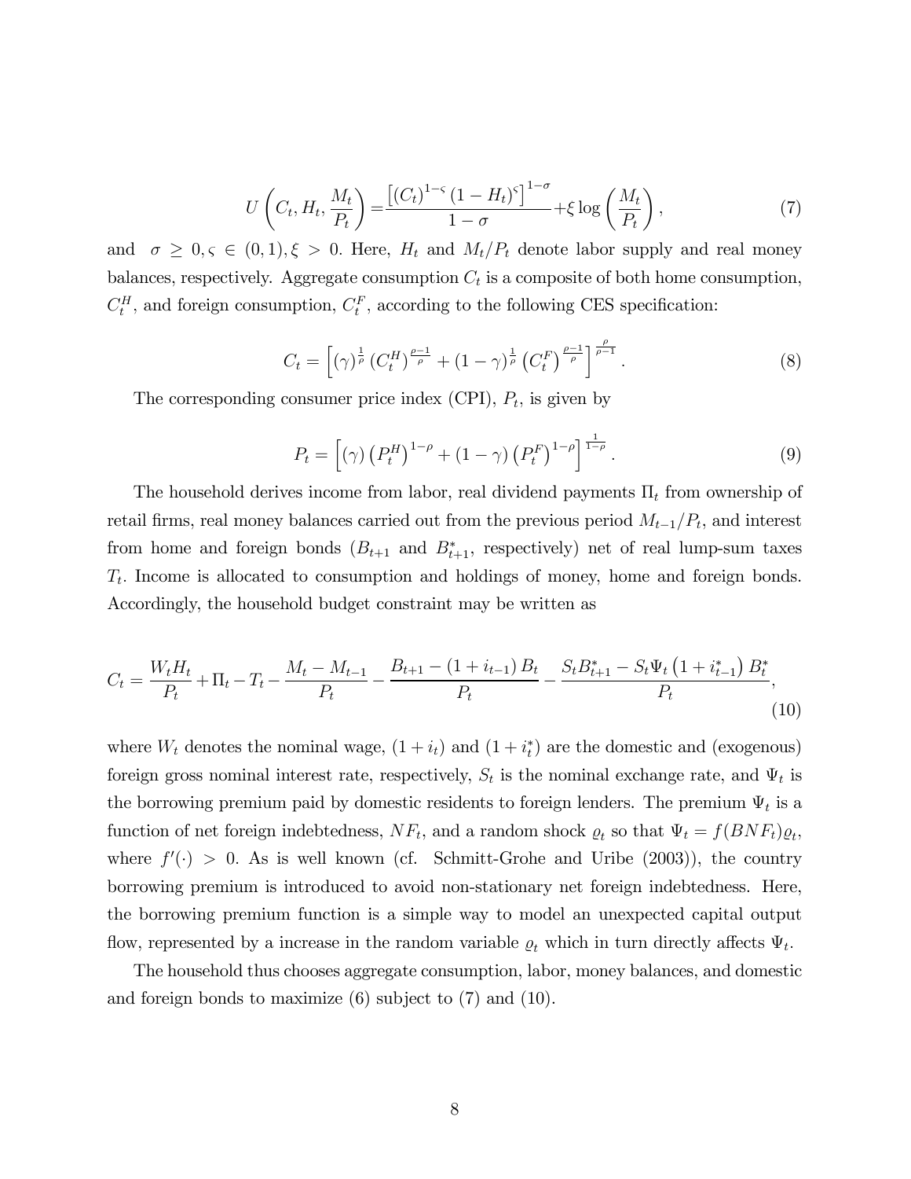$$U\left(C_t, H_t, \frac{M_t}{P_t}\right) = \frac{\left[(C_t)^{1-\varsigma}(1-H_t)^{\varsigma}\right]^{1-\sigma}}{1-\sigma} + \xi \log\left(\frac{M_t}{P_t}\right), \tag{7}$$

and $\sigma \geq 0, \varsigma \in (0,1), \xi > 0$. Here, $H_t$ and $M_t/P_t$ denote labor supply and real money balances, respectively. Aggregate consumption $C_t$ is a composite of both home consumption, $C_t^H$, and foreign consumption, $C_t^F$, according to the following CES specification:

$$C_t = \left[(\gamma)^{\frac{1}{\rho}}\left(C_t^H\right)^{\frac{\rho-1}{\rho}} + (1-\gamma)^{\frac{1}{\rho}}\left(C_t^F\right)^{\frac{\rho-1}{\rho}}\right]^{\frac{\rho}{\rho-1}}. \tag{8}$$

The corresponding consumer price index (CPI), $P_t$, is given by

$$P_t = \left[(\gamma)\left(P_t^H\right)^{1-\rho} + (1-\gamma)\left(P_t^F\right)^{1-\rho}\right]^{\frac{1}{1-\rho}}. \tag{9}$$

The household derives income from labor, real dividend payments $\Pi_t$ from ownership of retail firms, real money balances carried out from the previous period $M_{t-1}/P_t$, and interest from home and foreign bonds ($B_{t+1}$ and $B_{t+1}^*$, respectively) net of real lump-sum taxes $T_t$. Income is allocated to consumption and holdings of money, home and foreign bonds. Accordingly, the household budget constraint may be written as

$$C_t = \frac{W_t H_t}{P_t} + \Pi_t - T_t - \frac{M_t - M_{t-1}}{P_t} - \frac{B_{t+1} - (1+i_{t-1})B_t}{P_t} - \frac{S_t B_{t+1}^* - S_t \Psi_t \left(1+i_{t-1}^*\right)B_t^*}{P_t}, \tag{10}$$

where $W_t$ denotes the nominal wage, $(1+i_t)$ and $(1+i_t^*)$ are the domestic and (exogenous) foreign gross nominal interest rate, respectively, $S_t$ is the nominal exchange rate, and $\Psi_t$ is the borrowing premium paid by domestic residents to foreign lenders. The premium $\Psi_t$ is a function of net foreign indebtedness, $NF_t$, and a random shock $\varrho_t$ so that $\Psi_t = f(BNF_t)\varrho_t$, where $f'(\cdot) > 0$. As is well known (cf. Schmitt-Grohe and Uribe (2003)), the country borrowing premium is introduced to avoid non-stationary net foreign indebtedness. Here, the borrowing premium function is a simple way to model an unexpected capital output flow, represented by a increase in the random variable $\varrho_t$ which in turn directly affects $\Psi_t$.

The household thus chooses aggregate consumption, labor, money balances, and domestic and foreign bonds to maximize (6) subject to (7) and (10).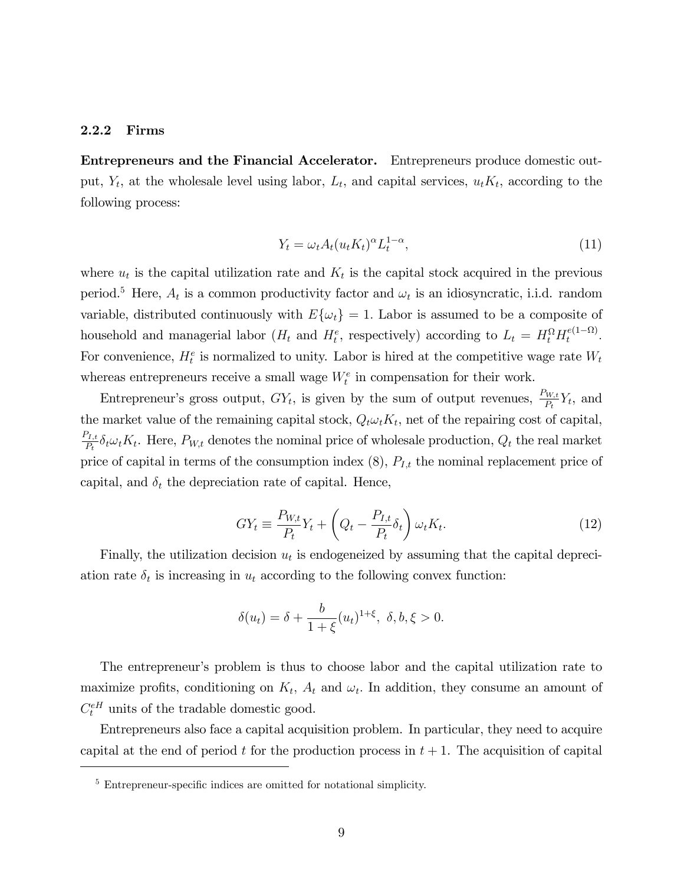### 2.2.2 Firms

**Entrepreneurs and the Financial Accelerator.** Entrepreneurs produce domestic output, $Y_t$, at the wholesale level using labor, $L_t$, and capital services, $u_t K_t$, according to the following process:

$$Y_t = \omega_t A_t (u_t K_t)^{\alpha} L_t^{1-\alpha}, \tag{11}$$

where $u_t$ is the capital utilization rate and $K_t$ is the capital stock acquired in the previous period.[5] Here, $A_t$ is a common productivity factor and $\omega_t$ is an idiosyncratic, i.i.d. random variable, distributed continuously with $E\{\omega_t\} = 1$. Labor is assumed to be a composite of household and managerial labor ($H_t$ and $H_t^e$, respectively) according to $L_t = H_t^{\Omega} H_t^{e(1-\Omega)}$. For convenience, $H_t^e$ is normalized to unity. Labor is hired at the competitive wage rate $W_t$ whereas entrepreneurs receive a small wage $W_t^e$ in compensation for their work.

Entrepreneur's gross output, $GY_t$, is given by the sum of output revenues, $\frac{P_{W,t}}{P_t} Y_t$, and the market value of the remaining capital stock, $Q_t \omega_t K_t$, net of the repairing cost of capital, $\frac{P_{I,t}}{P_t} \delta_t \omega_t K_t$. Here, $P_{W,t}$ denotes the nominal price of wholesale production, $Q_t$ the real market price of capital in terms of the consumption index (8), $P_{I,t}$ the nominal replacement price of capital, and $\delta_t$ the depreciation rate of capital. Hence,

$$GY_t \equiv \frac{P_{W,t}}{P_t} Y_t + \left( Q_t - \frac{P_{I,t}}{P_t} \delta_t \right) \omega_t K_t. \tag{12}$$

Finally, the utilization decision $u_t$ is endogeneized by assuming that the capital depreciation rate $\delta_t$ is increasing in $u_t$ according to the following convex function:

$$\delta(u_t) = \delta + \frac{b}{1+\xi} (u_t)^{1+\xi}, \;\; \delta, b, \xi > 0.$$

The entrepreneur's problem is thus to choose labor and the capital utilization rate to maximize profits, conditioning on $K_t$, $A_t$ and $\omega_t$. In addition, they consume an amount of $C_t^{eH}$ units of the tradable domestic good.

Entrepreneurs also face a capital acquisition problem. In particular, they need to acquire capital at the end of period $t$ for the production process in $t+1$. The acquisition of capital

[5] Entrepreneur-specific indices are omitted for notational simplicity.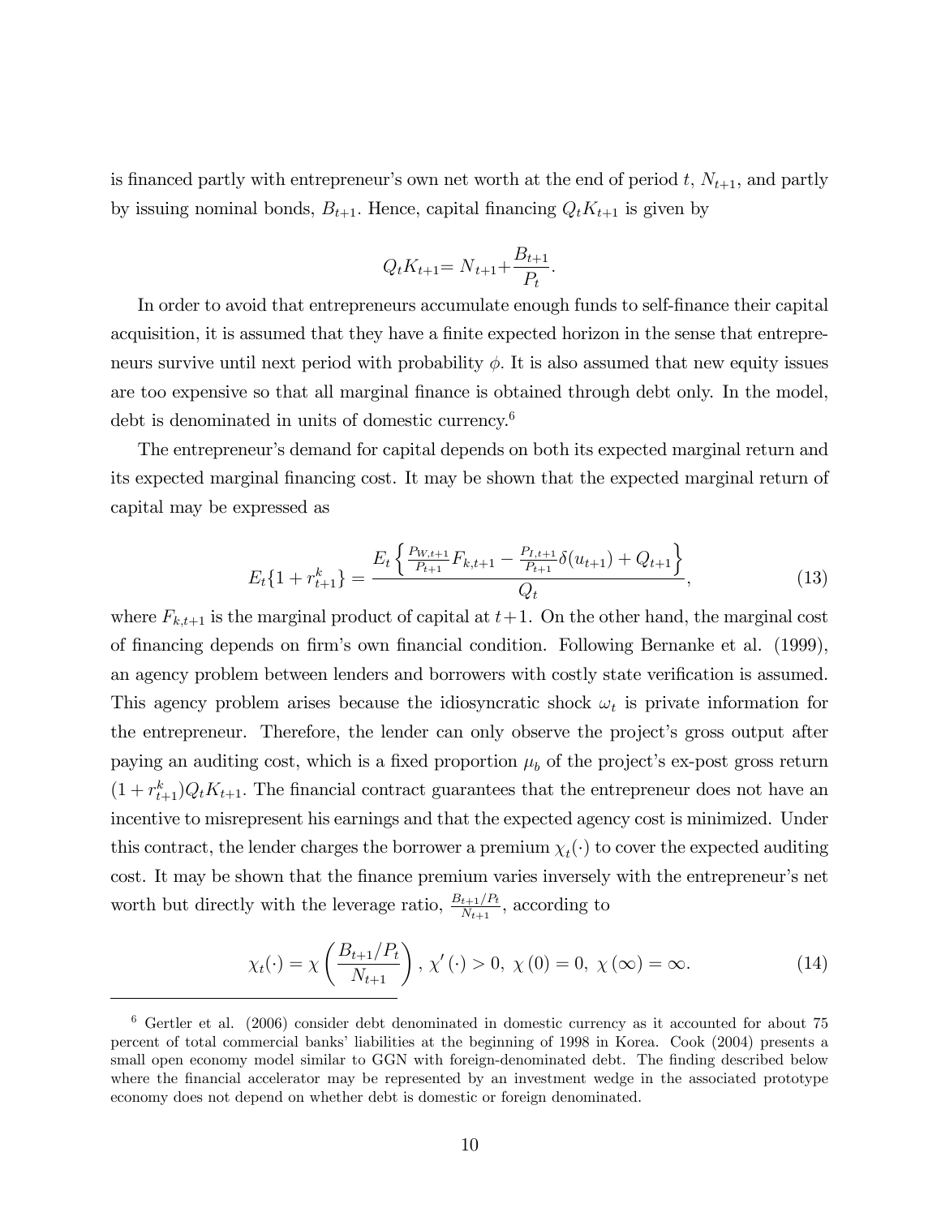is financed partly with entrepreneur's own net worth at the end of period $t$, $N_{t+1}$, and partly by issuing nominal bonds, $B_{t+1}$. Hence, capital financing $Q_tK_{t+1}$ is given by

$$Q_tK_{t+1}= N_{t+1}+\frac{B_{t+1}}{P_t}.$$

In order to avoid that entrepreneurs accumulate enough funds to self-finance their capital acquisition, it is assumed that they have a finite expected horizon in the sense that entrepreneurs survive until next period with probability $\phi$. It is also assumed that new equity issues are too expensive so that all marginal finance is obtained through debt only. In the model, debt is denominated in units of domestic currency.[6]

The entrepreneur's demand for capital depends on both its expected marginal return and its expected marginal financing cost. It may be shown that the expected marginal return of capital may be expressed as

$$E_t\{1+r^k_{t+1}\} = \frac{E_t\left\{\frac{P_{W,t+1}}{P_{t+1}}F_{k,t+1} - \frac{P_{I,t+1}}{P_{t+1}}\delta(u_{t+1}) + Q_{t+1}\right\}}{Q_t}, \tag{13}$$

where $F_{k,t+1}$ is the marginal product of capital at $t+1$. On the other hand, the marginal cost of financing depends on firm's own financial condition. Following Bernanke et al. (1999), an agency problem between lenders and borrowers with costly state verification is assumed. This agency problem arises because the idiosyncratic shock $\omega_t$ is private information for the entrepreneur. Therefore, the lender can only observe the project's gross output after paying an auditing cost, which is a fixed proportion $\mu_b$ of the project's ex-post gross return $(1 + r^k_{t+1})Q_tK_{t+1}$. The financial contract guarantees that the entrepreneur does not have an incentive to misrepresent his earnings and that the expected agency cost is minimized. Under this contract, the lender charges the borrower a premium $\chi_t(\cdot)$ to cover the expected auditing cost. It may be shown that the finance premium varies inversely with the entrepreneur's net worth but directly with the leverage ratio, $\frac{B_{t+1}/P_t}{N_{t+1}}$, according to

$$\chi_t(\cdot) = \chi\left(\frac{B_{t+1}/P_t}{N_{t+1}}\right),\ \chi'(\cdot) > 0,\ \chi(0) = 0,\ \chi(\infty) = \infty. \tag{14}$$

[6] Gertler et al. (2006) consider debt denominated in domestic currency as it accounted for about 75 percent of total commercial banks' liabilities at the beginning of 1998 in Korea. Cook (2004) presents a small open economy model similar to GGN with foreign-denominated debt. The finding described below where the financial accelerator may be represented by an investment wedge in the associated prototype economy does not depend on whether debt is domestic or foreign denominated.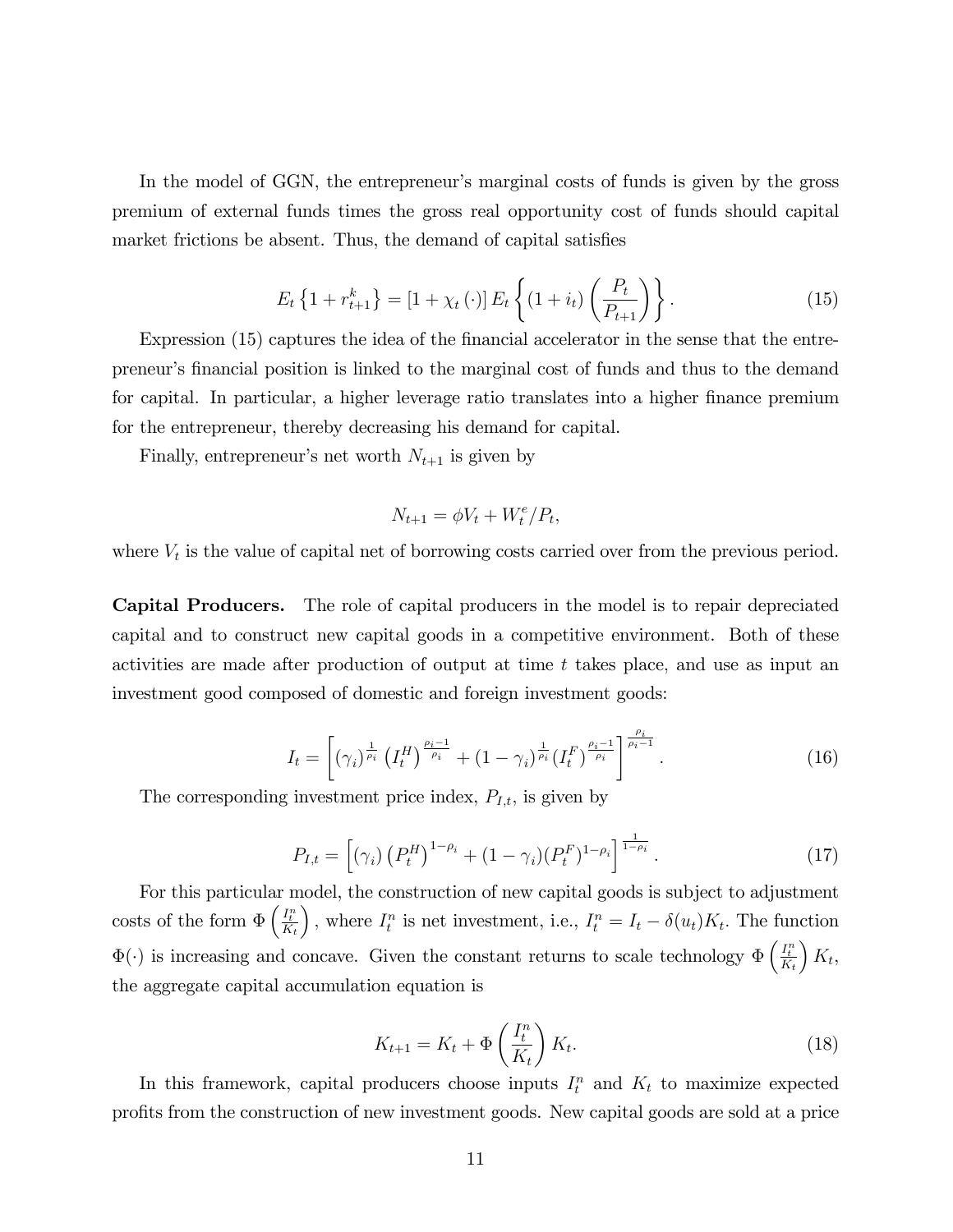In the model of GGN, the entrepreneur's marginal costs of funds is given by the gross premium of external funds times the gross real opportunity cost of funds should capital market frictions be absent. Thus, the demand of capital satisfies

$$E_t \left\{ 1 + r_{t+1}^k \right\} = \left[ 1 + \chi_t \left( \cdot \right) \right] E_t \left\{ (1 + i_t) \left( \frac{P_t}{P_{t+1}} \right) \right\}. \tag{15}$$

Expression (15) captures the idea of the financial accelerator in the sense that the entrepreneur's financial position is linked to the marginal cost of funds and thus to the demand for capital. In particular, a higher leverage ratio translates into a higher finance premium for the entrepreneur, thereby decreasing his demand for capital.

Finally, entrepreneur's net worth $N_{t+1}$ is given by

$$N_{t+1} = \phi V_t + W_t^e / P_t,$$

where $V_t$ is the value of capital net of borrowing costs carried over from the previous period.

**Capital Producers.** The role of capital producers in the model is to repair depreciated capital and to construct new capital goods in a competitive environment. Both of these activities are made after production of output at time $t$ takes place, and use as input an investment good composed of domestic and foreign investment goods:

$$I_t = \left[ (\gamma_i)^{\frac{1}{\rho_i}} \left( I_t^H \right)^{\frac{\rho_i - 1}{\rho_i}} + (1 - \gamma_i)^{\frac{1}{\rho_i}} (I_t^F)^{\frac{\rho_i - 1}{\rho_i}} \right]^{\frac{\rho_i}{\rho_i - 1}}. \tag{16}$$

The corresponding investment price index, $P_{I,t}$, is given by

$$P_{I,t} = \left[ (\gamma_i) \left( P_t^H \right)^{1 - \rho_i} + (1 - \gamma_i)(P_t^F)^{1 - \rho_i} \right]^{\frac{1}{1 - \rho_i}}. \tag{17}$$

For this particular model, the construction of new capital goods is subject to adjustment costs of the form $\Phi\left(\frac{I_t^n}{K_t}\right)$, where $I_t^n$ is net investment, i.e., $I_t^n = I_t - \delta(u_t) K_t$. The function $\Phi(\cdot)$ is increasing and concave. Given the constant returns to scale technology $\Phi\left(\frac{I_t^n}{K_t}\right) K_t$, the aggregate capital accumulation equation is

$$K_{t+1} = K_t + \Phi\left(\frac{I_t^n}{K_t}\right) K_t. \tag{18}$$

In this framework, capital producers choose inputs $I_t^n$ and $K_t$ to maximize expected profits from the construction of new investment goods. New capital goods are sold at a price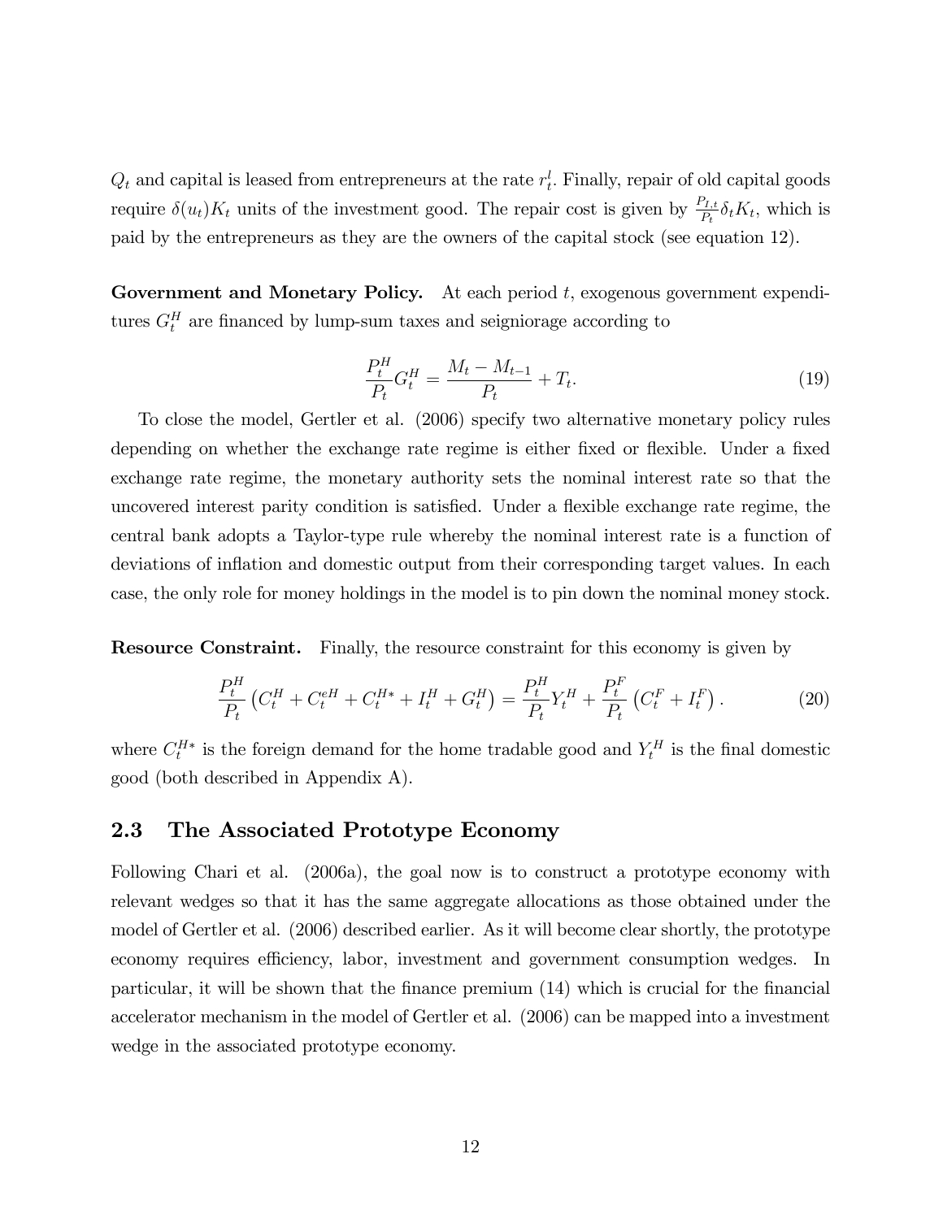$Q_t$ and capital is leased from entrepreneurs at the rate $r_t^l$. Finally, repair of old capital goods require $\delta(u_t)K_t$ units of the investment good. The repair cost is given by $\frac{P_{I,t}}{P_t}\delta_t K_t$, which is paid by the entrepreneurs as they are the owners of the capital stock (see equation 12).

**Government and Monetary Policy.** At each period $t$, exogenous government expenditures $G_t^H$ are financed by lump-sum taxes and seigniorage according to

$$\frac{P_t^H}{P_t}G_t^H = \frac{M_t - M_{t-1}}{P_t} + T_t. \tag{19}$$

To close the model, Gertler et al. (2006) specify two alternative monetary policy rules depending on whether the exchange rate regime is either fixed or flexible. Under a fixed exchange rate regime, the monetary authority sets the nominal interest rate so that the uncovered interest parity condition is satisfied. Under a flexible exchange rate regime, the central bank adopts a Taylor-type rule whereby the nominal interest rate is a function of deviations of inflation and domestic output from their corresponding target values. In each case, the only role for money holdings in the model is to pin down the nominal money stock.

**Resource Constraint.** Finally, the resource constraint for this economy is given by

$$\frac{P_t^H}{P_t}\left(C_t^H + C_t^{eH} + C_t^{H*} + I_t^H + G_t^H\right) = \frac{P_t^H}{P_t}Y_t^H + \frac{P_t^F}{P_t}\left(C_t^F + I_t^F\right). \tag{20}$$

where $C_t^{H*}$ is the foreign demand for the home tradable good and $Y_t^H$ is the final domestic good (both described in Appendix A).

## 2.3 The Associated Prototype Economy

Following Chari et al. (2006a), the goal now is to construct a prototype economy with relevant wedges so that it has the same aggregate allocations as those obtained under the model of Gertler et al. (2006) described earlier. As it will become clear shortly, the prototype economy requires efficiency, labor, investment and government consumption wedges. In particular, it will be shown that the finance premium (14) which is crucial for the financial accelerator mechanism in the model of Gertler et al. (2006) can be mapped into a investment wedge in the associated prototype economy.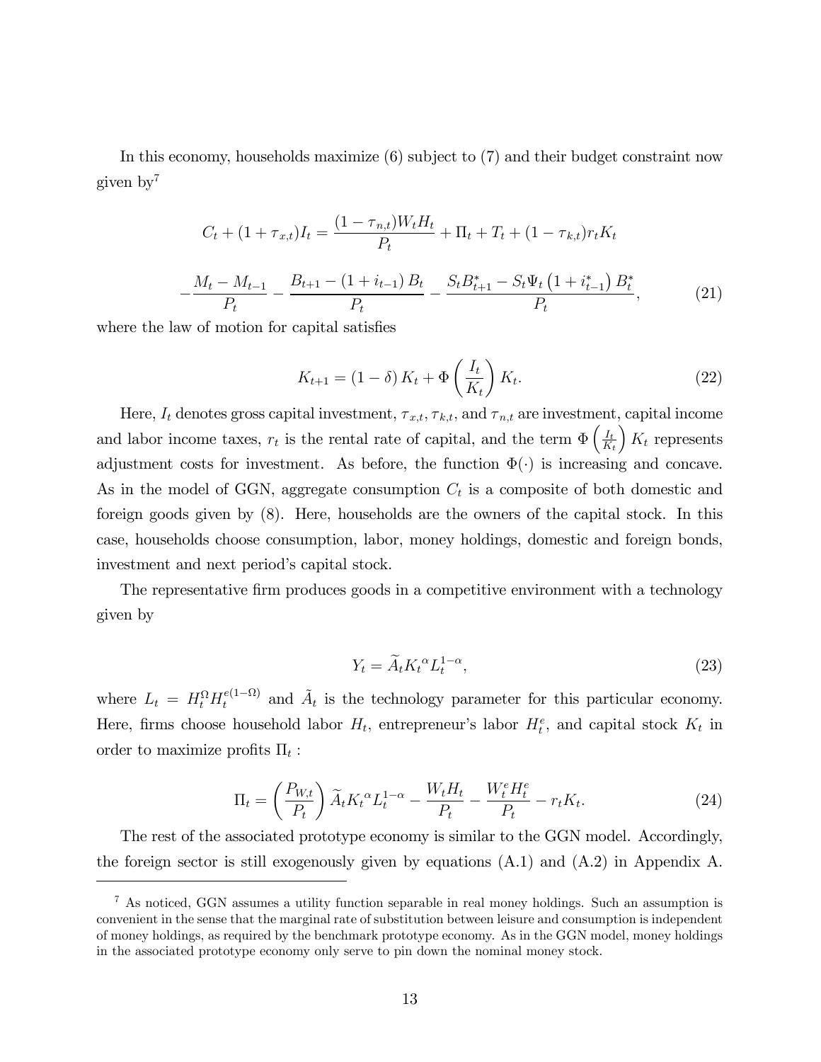In this economy, households maximize (6) subject to (7) and their budget constraint now given by[7]

$$C_t + (1+\tau_{x,t})I_t = \frac{(1-\tau_{n,t})W_t H_t}{P_t} + \Pi_t + T_t + (1-\tau_{k,t})r_t K_t$$

$$-\frac{M_t - M_{t-1}}{P_t} - \frac{B_{t+1} - (1+i_{t-1})B_t}{P_t} - \frac{S_t B^*_{t+1} - S_t \Psi_t \left(1+i^*_{t-1}\right) B^*_t}{P_t}, \tag{21}$$

where the law of motion for capital satisfies

$$K_{t+1} = (1-\delta)K_t + \Phi\left(\frac{I_t}{K_t}\right)K_t. \tag{22}$$

Here, $I_t$ denotes gross capital investment, $\tau_{x,t}, \tau_{k,t}$, and $\tau_{n,t}$ are investment, capital income and labor income taxes, $r_t$ is the rental rate of capital, and the term $\Phi\left(\frac{I_t}{K_t}\right)K_t$ represents adjustment costs for investment. As before, the function $\Phi(\cdot)$ is increasing and concave. As in the model of GGN, aggregate consumption $C_t$ is a composite of both domestic and foreign goods given by (8). Here, households are the owners of the capital stock. In this case, households choose consumption, labor, money holdings, domestic and foreign bonds, investment and next period's capital stock.

The representative firm produces goods in a competitive environment with a technology given by

$$Y_t = \widetilde{A}_t {K_t}^{\alpha} L_t^{1-\alpha}, \tag{23}$$

where $L_t = H_t^{\Omega} H_t^{e(1-\Omega)}$ and $\tilde{A}_t$ is the technology parameter for this particular economy. Here, firms choose household labor $H_t$, entrepreneur's labor $H_t^e$, and capital stock $K_t$ in order to maximize profits $\Pi_t$ :

$$\Pi_t = \left(\frac{P_{W,t}}{P_t}\right)\widetilde{A}_t {K_t}^{\alpha} L_t^{1-\alpha} - \frac{W_t H_t}{P_t} - \frac{W_t^e H_t^e}{P_t} - r_t K_t. \tag{24}$$

The rest of the associated prototype economy is similar to the GGN model. Accordingly, the foreign sector is still exogenously given by equations (A.1) and (A.2) in Appendix A.

[7] As noticed, GGN assumes a utility function separable in real money holdings. Such an assumption is convenient in the sense that the marginal rate of substitution between leisure and consumption is independent of money holdings, as required by the benchmark prototype economy. As in the GGN model, money holdings in the associated prototype economy only serve to pin down the nominal money stock.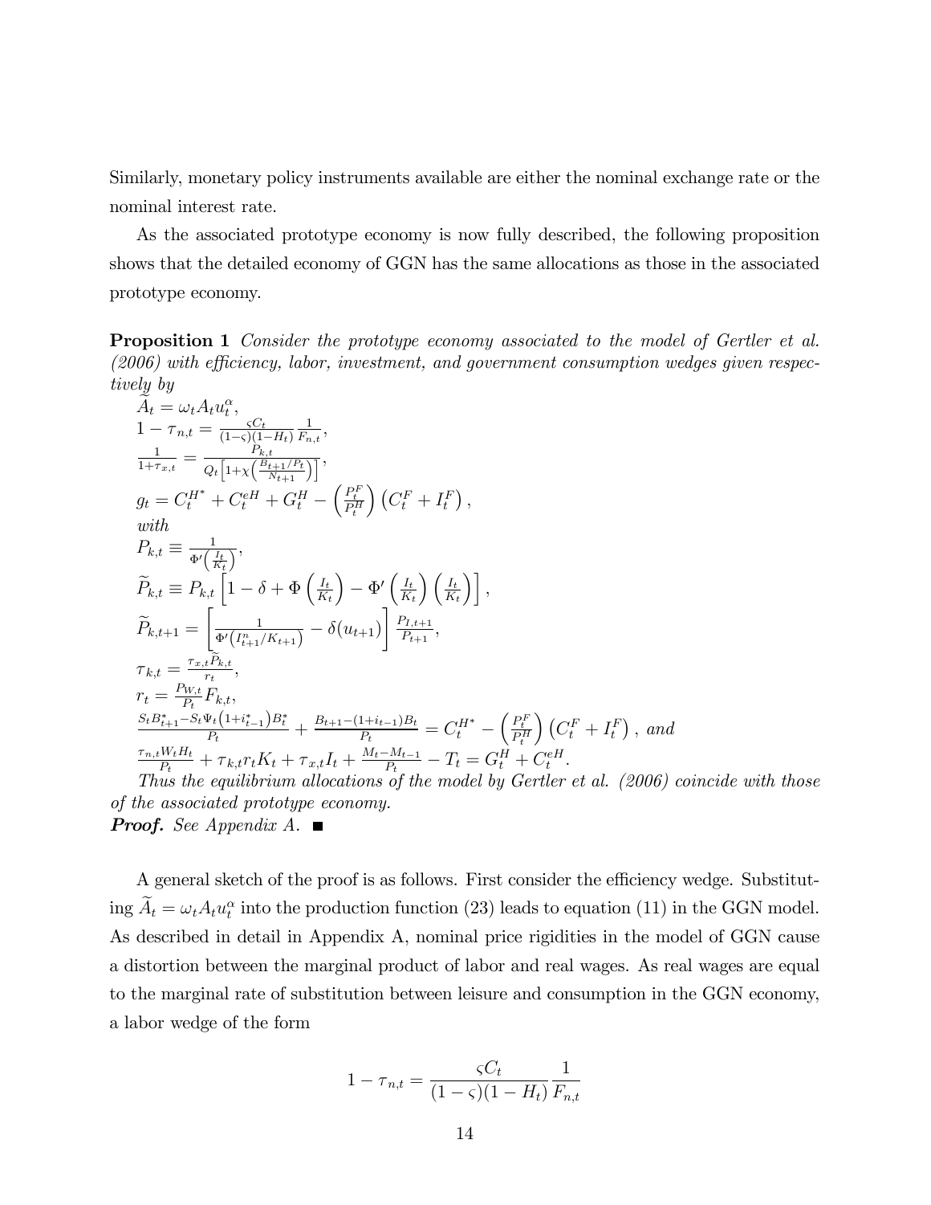Similarly, monetary policy instruments available are either the nominal exchange rate or the nominal interest rate.

As the associated prototype economy is now fully described, the following proposition shows that the detailed economy of GGN has the same allocations as those in the associated prototype economy.

**Proposition 1** *Consider the prototype economy associated to the model of Gertler et al. (2006) with efficiency, labor, investment, and government consumption wedges given respectively by*

$$\widetilde{A}_t = \omega_t A_t u_t^{\alpha},$$

$$1 - \tau_{n,t} = \frac{\varsigma C_t}{(1-\varsigma)(1-H_t)} \frac{1}{F_{n,t}},$$

$$\frac{1}{1+\tau_{x,t}} = \frac{P_{k,t}}{Q_t\left[1+\chi\left(\frac{B_{t+1}/P_t}{N_{t+1}}\right)\right]},$$

$$g_t = C_t^{H^*} + C_t^{eH} + G_t^H - \left(\frac{P_t^F}{P_t^H}\right)\left(C_t^F + I_t^F\right),$$

*with*

$$P_{k,t} \equiv \frac{1}{\Phi'\left(\frac{I_t}{K_t}\right)},$$

$$\widetilde{P}_{k,t} \equiv P_{k,t}\left[1 - \delta + \Phi\left(\frac{I_t}{K_t}\right) - \Phi'\left(\frac{I_t}{K_t}\right)\left(\frac{I_t}{K_t}\right)\right],$$

$$\widetilde{P}_{k,t+1} = \left[\frac{1}{\Phi'\left(I_{t+1}^n/K_{t+1}\right)} - \delta(u_{t+1})\right]\frac{P_{I,t+1}}{P_{t+1}},$$

$$\tau_{k,t} = \frac{\tau_{x,t}\widetilde{P}_{k,t}}{r_t},$$

$$r_t = \frac{P_{W,t}}{P_t}F_{k,t},$$

$$\frac{S_t B_{t+1}^* - S_t\Psi_t\left(1+i_{t-1}^*\right)B_t^*}{P_t} + \frac{B_{t+1} - (1+i_{t-1})B_t}{P_t} = C_t^{H^*} - \left(\frac{P_t^F}{P_t^H}\right)\left(C_t^F + I_t^F\right), \text{ and}$$

$$\frac{\tau_{n,t}W_t H_t}{P_t} + \tau_{k,t} r_t K_t + \tau_{x,t} I_t + \frac{M_t - M_{t-1}}{P_t} - T_t = G_t^H + C_t^{eH}.$$

*Thus the equilibrium allocations of the model by Gertler et al. (2006) coincide with those of the associated prototype economy.*

***Proof.*** *See Appendix A.* ■

A general sketch of the proof is as follows. First consider the efficiency wedge. Substituting $\widetilde{A}_t = \omega_t A_t u_t^{\alpha}$ into the production function (23) leads to equation (11) in the GGN model. As described in detail in Appendix A, nominal price rigidities in the model of GGN cause a distortion between the marginal product of labor and real wages. As real wages are equal to the marginal rate of substitution between leisure and consumption in the GGN economy, a labor wedge of the form

$$1 - \tau_{n,t} = \frac{\varsigma C_t}{(1-\varsigma)(1-H_t)} \frac{1}{F_{n,t}}$$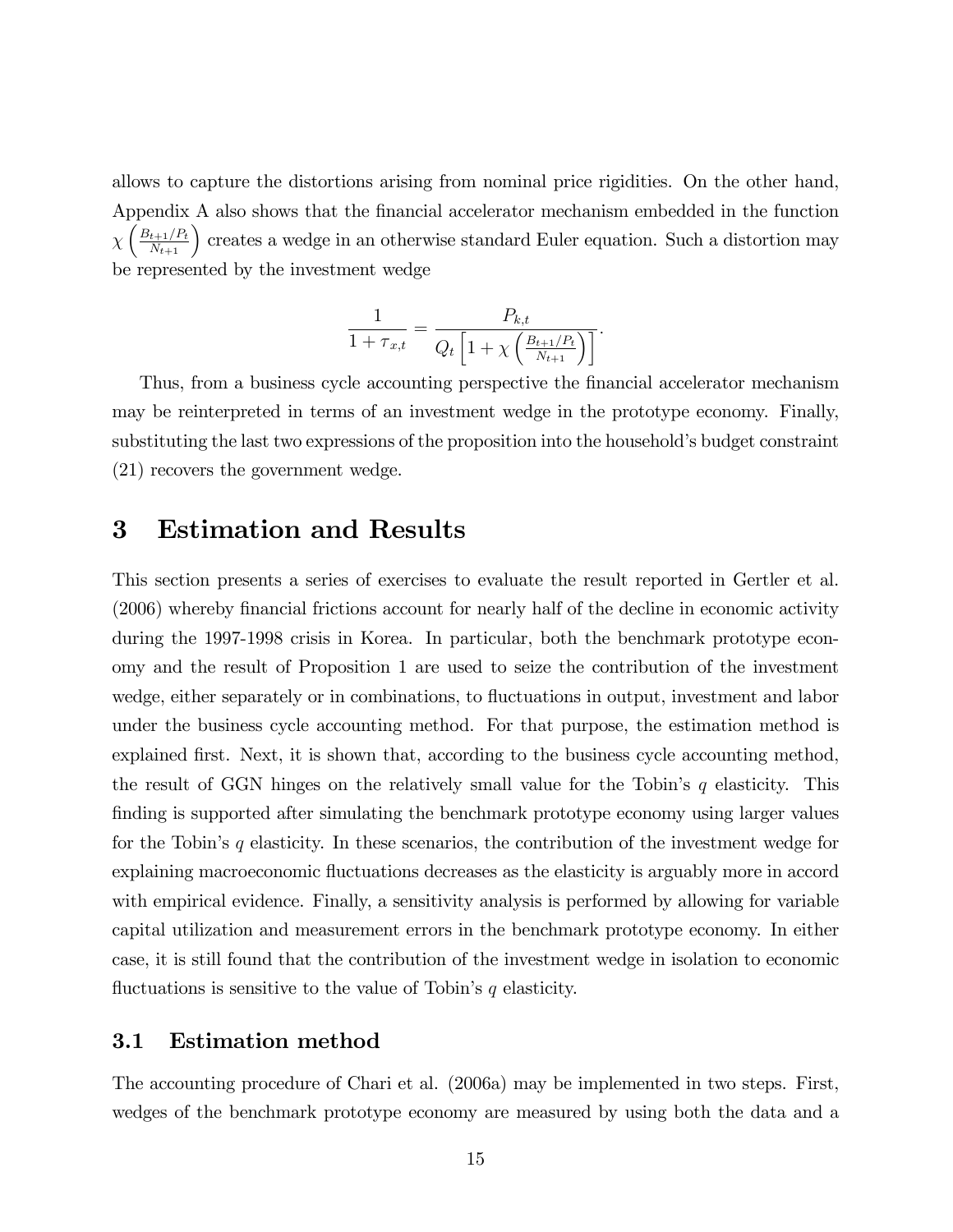allows to capture the distortions arising from nominal price rigidities. On the other hand, Appendix A also shows that the financial accelerator mechanism embedded in the function $\chi\left(\frac{B_{t+1}/P_t}{N_{t+1}}\right)$ creates a wedge in an otherwise standard Euler equation. Such a distortion may be represented by the investment wedge

$$\frac{1}{1+\tau_{x,t}} = \frac{P_{k,t}}{Q_t\left[1+\chi\left(\frac{B_{t+1}/P_t}{N_{t+1}}\right)\right]}.$$

Thus, from a business cycle accounting perspective the financial accelerator mechanism may be reinterpreted in terms of an investment wedge in the prototype economy. Finally, substituting the last two expressions of the proposition into the household's budget constraint (21) recovers the government wedge.

# 3 Estimation and Results

This section presents a series of exercises to evaluate the result reported in Gertler et al. (2006) whereby financial frictions account for nearly half of the decline in economic activity during the 1997-1998 crisis in Korea. In particular, both the benchmark prototype economy and the result of Proposition 1 are used to seize the contribution of the investment wedge, either separately or in combinations, to fluctuations in output, investment and labor under the business cycle accounting method. For that purpose, the estimation method is explained first. Next, it is shown that, according to the business cycle accounting method, the result of GGN hinges on the relatively small value for the Tobin's $q$ elasticity. This finding is supported after simulating the benchmark prototype economy using larger values for the Tobin's $q$ elasticity. In these scenarios, the contribution of the investment wedge for explaining macroeconomic fluctuations decreases as the elasticity is arguably more in accord with empirical evidence. Finally, a sensitivity analysis is performed by allowing for variable capital utilization and measurement errors in the benchmark prototype economy. In either case, it is still found that the contribution of the investment wedge in isolation to economic fluctuations is sensitive to the value of Tobin's $q$ elasticity.

## 3.1 Estimation method

The accounting procedure of Chari et al. (2006a) may be implemented in two steps. First, wedges of the benchmark prototype economy are measured by using both the data and a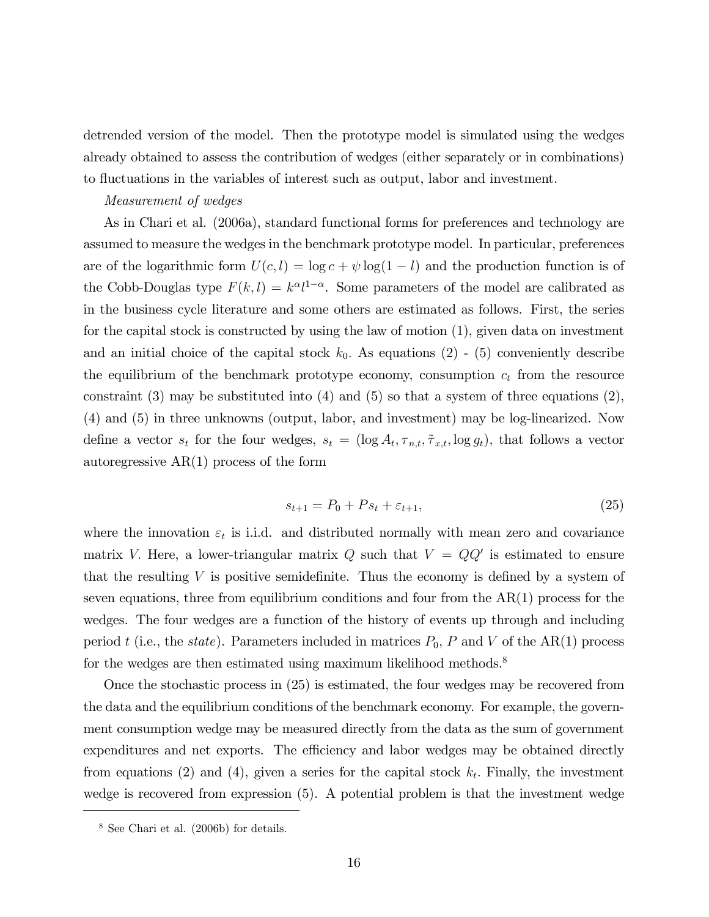detrended version of the model. Then the prototype model is simulated using the wedges already obtained to assess the contribution of wedges (either separately or in combinations) to fluctuations in the variables of interest such as output, labor and investment.

*Measurement of wedges*

As in Chari et al. (2006a), standard functional forms for preferences and technology are assumed to measure the wedges in the benchmark prototype model. In particular, preferences are of the logarithmic form $U(c, l) = \log c + \psi \log(1 - l)$ and the production function is of the Cobb-Douglas type $F(k, l) = k^{\alpha} l^{1-\alpha}$. Some parameters of the model are calibrated as in the business cycle literature and some others are estimated as follows. First, the series for the capital stock is constructed by using the law of motion (1), given data on investment and an initial choice of the capital stock $k_0$. As equations (2) - (5) conveniently describe the equilibrium of the benchmark prototype economy, consumption $c_t$ from the resource constraint (3) may be substituted into (4) and (5) so that a system of three equations (2), (4) and (5) in three unknowns (output, labor, and investment) may be log-linearized. Now define a vector $s_t$ for the four wedges, $s_t = (\log A_t, \tau_{n,t}, \tilde{\tau}_{x,t}, \log g_t)$, that follows a vector autoregressive AR(1) process of the form

$$s_{t+1} = P_0 + P s_t + \varepsilon_{t+1}, \tag{25}$$

where the innovation $\varepsilon_t$ is i.i.d. and distributed normally with mean zero and covariance matrix $V$. Here, a lower-triangular matrix $Q$ such that $V = QQ'$ is estimated to ensure that the resulting $V$ is positive semidefinite. Thus the economy is defined by a system of seven equations, three from equilibrium conditions and four from the AR(1) process for the wedges. The four wedges are a function of the history of events up through and including period $t$ (i.e., the *state*). Parameters included in matrices $P_0$, $P$ and $V$ of the AR(1) process for the wedges are then estimated using maximum likelihood methods.[8]

Once the stochastic process in (25) is estimated, the four wedges may be recovered from the data and the equilibrium conditions of the benchmark economy. For example, the government consumption wedge may be measured directly from the data as the sum of government expenditures and net exports. The efficiency and labor wedges may be obtained directly from equations (2) and (4), given a series for the capital stock $k_t$. Finally, the investment wedge is recovered from expression (5). A potential problem is that the investment wedge

[8] See Chari et al. (2006b) for details.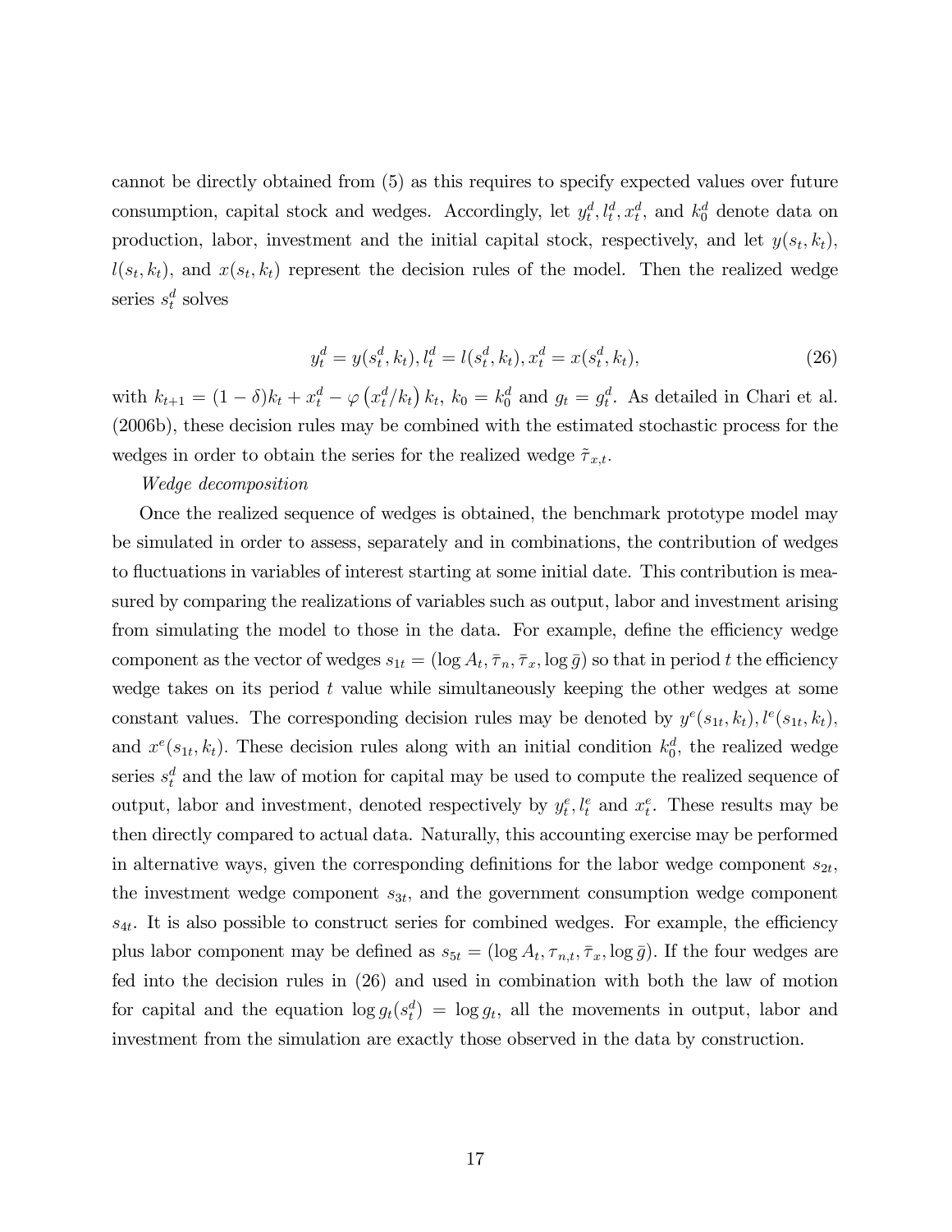cannot be directly obtained from (5) as this requires to specify expected values over future consumption, capital stock and wedges. Accordingly, let $y_t^d, l_t^d, x_t^d$, and $k_0^d$ denote data on production, labor, investment and the initial capital stock, respectively, and let $y(s_t, k_t)$, $l(s_t, k_t)$, and $x(s_t, k_t)$ represent the decision rules of the model. Then the realized wedge series $s_t^d$ solves

$$y_t^d = y(s_t^d, k_t), l_t^d = l(s_t^d, k_t), x_t^d = x(s_t^d, k_t), \tag{26}$$

with $k_{t+1} = (1-\delta)k_t + x_t^d - \varphi\left(x_t^d/k_t\right)k_t$, $k_0 = k_0^d$ and $g_t = g_t^d$. As detailed in Chari et al. (2006b), these decision rules may be combined with the estimated stochastic process for the wedges in order to obtain the series for the realized wedge $\tilde{\tau}_{x,t}$.

*Wedge decomposition*

Once the realized sequence of wedges is obtained, the benchmark prototype model may be simulated in order to assess, separately and in combinations, the contribution of wedges to fluctuations in variables of interest starting at some initial date. This contribution is measured by comparing the realizations of variables such as output, labor and investment arising from simulating the model to those in the data. For example, define the efficiency wedge component as the vector of wedges $s_{1t} = (\log A_t, \bar{\tau}_n, \bar{\tau}_x, \log \bar{g})$ so that in period $t$ the efficiency wedge takes on its period $t$ value while simultaneously keeping the other wedges at some constant values. The corresponding decision rules may be denoted by $y^e(s_{1t}, k_t)$, $l^e(s_{1t}, k_t)$, and $x^e(s_{1t}, k_t)$. These decision rules along with an initial condition $k_0^d$, the realized wedge series $s_t^d$ and the law of motion for capital may be used to compute the realized sequence of output, labor and investment, denoted respectively by $y_t^e, l_t^e$ and $x_t^e$. These results may be then directly compared to actual data. Naturally, this accounting exercise may be performed in alternative ways, given the corresponding definitions for the labor wedge component $s_{2t}$, the investment wedge component $s_{3t}$, and the government consumption wedge component $s_{4t}$. It is also possible to construct series for combined wedges. For example, the efficiency plus labor component may be defined as $s_{5t} = (\log A_t, \tau_{n,t}, \bar{\tau}_x, \log \bar{g})$. If the four wedges are fed into the decision rules in (26) and used in combination with both the law of motion for capital and the equation $\log g_t(s_t^d) = \log g_t$, all the movements in output, labor and investment from the simulation are exactly those observed in the data by construction.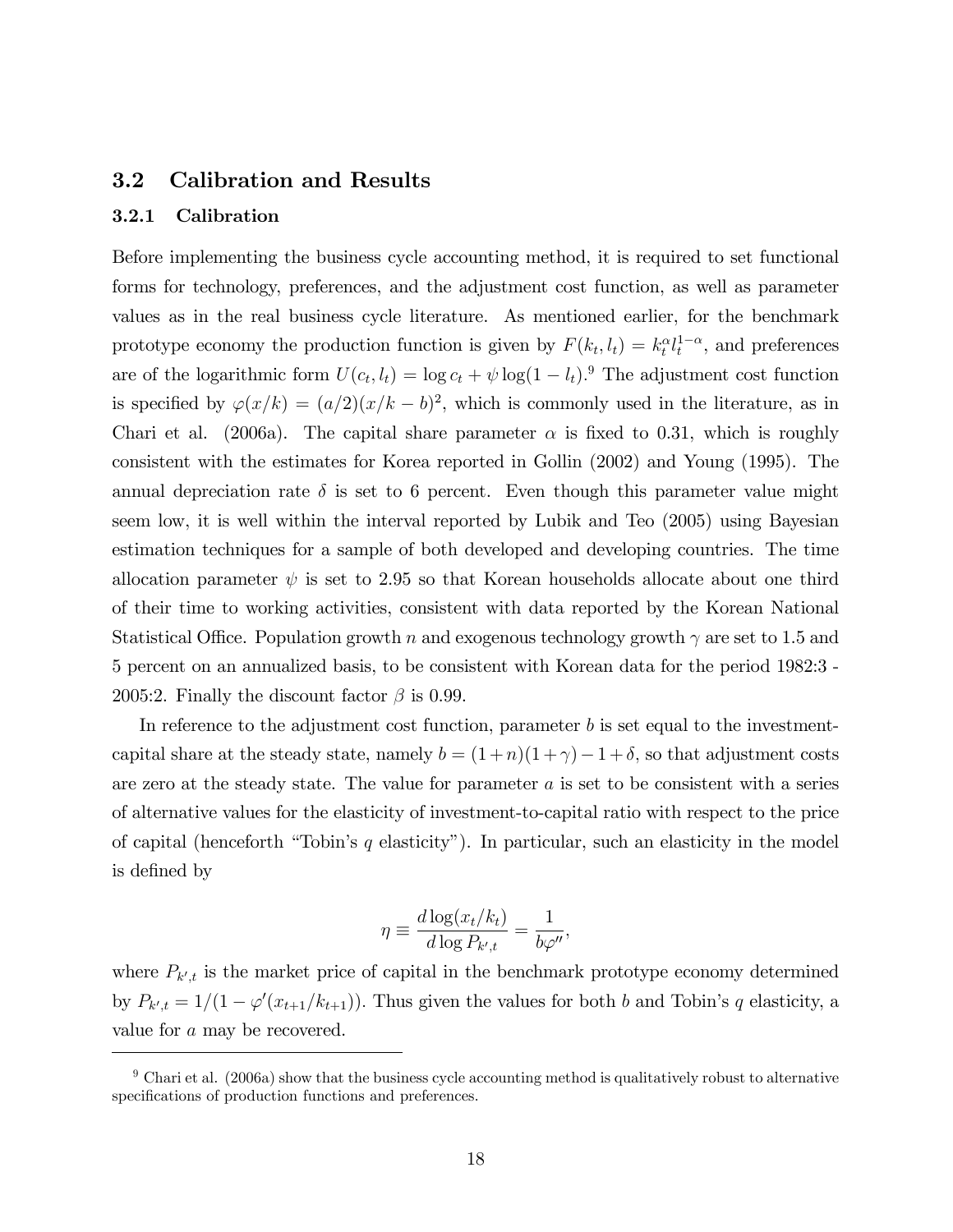## 3.2 Calibration and Results

### 3.2.1 Calibration

Before implementing the business cycle accounting method, it is required to set functional forms for technology, preferences, and the adjustment cost function, as well as parameter values as in the real business cycle literature. As mentioned earlier, for the benchmark prototype economy the production function is given by $F(k_t, l_t) = k_t^{\alpha} l_t^{1-\alpha}$, and preferences are of the logarithmic form $U(c_t, l_t) = \log c_t + \psi \log(1 - l_t)$.[9] The adjustment cost function is specified by $\varphi(x/k) = (a/2)(x/k - b)^2$, which is commonly used in the literature, as in Chari et al. (2006a). The capital share parameter $\alpha$ is fixed to 0.31, which is roughly consistent with the estimates for Korea reported in Gollin (2002) and Young (1995). The annual depreciation rate $\delta$ is set to 6 percent. Even though this parameter value might seem low, it is well within the interval reported by Lubik and Teo (2005) using Bayesian estimation techniques for a sample of both developed and developing countries. The time allocation parameter $\psi$ is set to 2.95 so that Korean households allocate about one third of their time to working activities, consistent with data reported by the Korean National Statistical Office. Population growth $n$ and exogenous technology growth $\gamma$ are set to 1.5 and 5 percent on an annualized basis, to be consistent with Korean data for the period 1982:3 - 2005:2. Finally the discount factor $\beta$ is 0.99.

In reference to the adjustment cost function, parameter $b$ is set equal to the investment-capital share at the steady state, namely $b = (1 + n)(1 + \gamma) - 1 + \delta$, so that adjustment costs are zero at the steady state. The value for parameter $a$ is set to be consistent with a series of alternative values for the elasticity of investment-to-capital ratio with respect to the price of capital (henceforth "Tobin's $q$ elasticity"). In particular, such an elasticity in the model is defined by

$$\eta \equiv \frac{d \log(x_t/k_t)}{d \log P_{k',t}} = \frac{1}{b\varphi''},$$

where $P_{k',t}$ is the market price of capital in the benchmark prototype economy determined by $P_{k',t} = 1/(1 - \varphi'(x_{t+1}/k_{t+1}))$. Thus given the values for both $b$ and Tobin's $q$ elasticity, a value for $a$ may be recovered.

[9] Chari et al. (2006a) show that the business cycle accounting method is qualitatively robust to alternative specifications of production functions and preferences.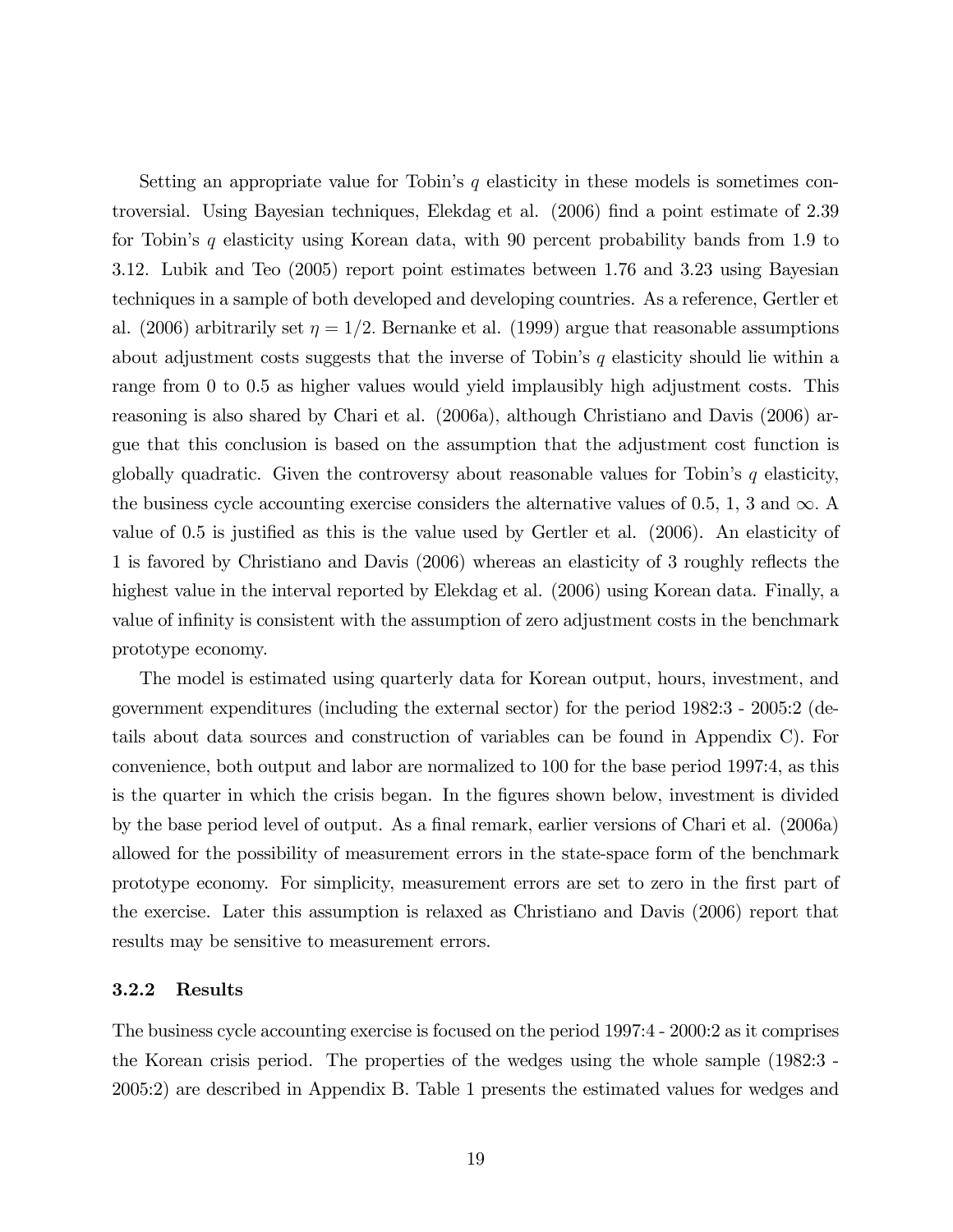Setting an appropriate value for Tobin's $q$ elasticity in these models is sometimes controversial. Using Bayesian techniques, Elekdag et al. (2006) find a point estimate of 2.39 for Tobin's $q$ elasticity using Korean data, with 90 percent probability bands from 1.9 to 3.12. Lubik and Teo (2005) report point estimates between 1.76 and 3.23 using Bayesian techniques in a sample of both developed and developing countries. As a reference, Gertler et al. (2006) arbitrarily set $\eta = 1/2$. Bernanke et al. (1999) argue that reasonable assumptions about adjustment costs suggests that the inverse of Tobin's $q$ elasticity should lie within a range from 0 to 0.5 as higher values would yield implausibly high adjustment costs. This reasoning is also shared by Chari et al. (2006a), although Christiano and Davis (2006) argue that this conclusion is based on the assumption that the adjustment cost function is globally quadratic. Given the controversy about reasonable values for Tobin's $q$ elasticity, the business cycle accounting exercise considers the alternative values of 0.5, 1, 3 and $\infty$. A value of 0.5 is justified as this is the value used by Gertler et al. (2006). An elasticity of 1 is favored by Christiano and Davis (2006) whereas an elasticity of 3 roughly reflects the highest value in the interval reported by Elekdag et al. (2006) using Korean data. Finally, a value of infinity is consistent with the assumption of zero adjustment costs in the benchmark prototype economy.

The model is estimated using quarterly data for Korean output, hours, investment, and government expenditures (including the external sector) for the period 1982:3 - 2005:2 (details about data sources and construction of variables can be found in Appendix C). For convenience, both output and labor are normalized to 100 for the base period 1997:4, as this is the quarter in which the crisis began. In the figures shown below, investment is divided by the base period level of output. As a final remark, earlier versions of Chari et al. (2006a) allowed for the possibility of measurement errors in the state-space form of the benchmark prototype economy. For simplicity, measurement errors are set to zero in the first part of the exercise. Later this assumption is relaxed as Christiano and Davis (2006) report that results may be sensitive to measurement errors.

### 3.2.2 Results

The business cycle accounting exercise is focused on the period 1997:4 - 2000:2 as it comprises the Korean crisis period. The properties of the wedges using the whole sample (1982:3 - 2005:2) are described in Appendix B. Table 1 presents the estimated values for wedges and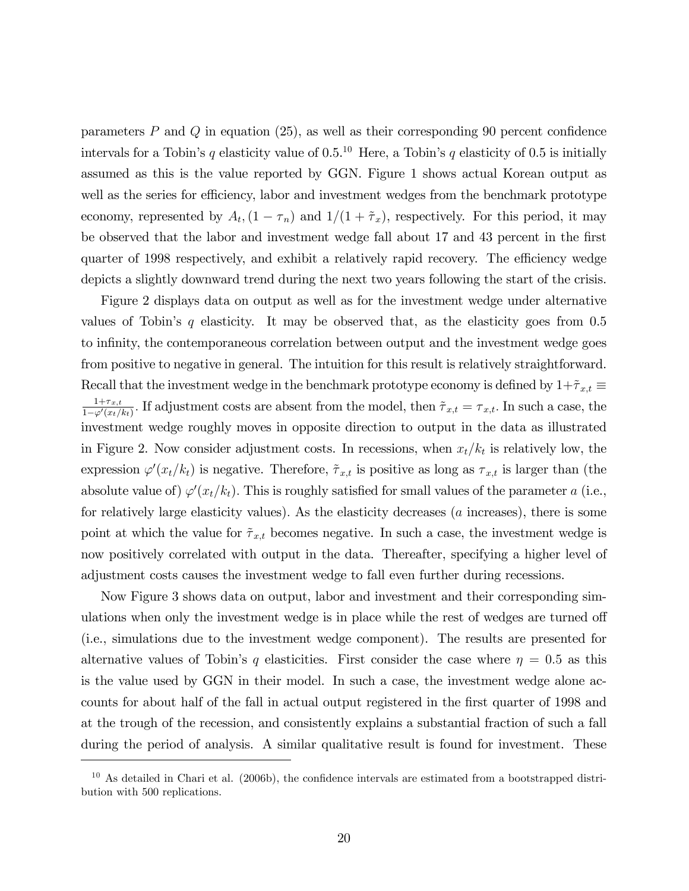parameters $P$ and $Q$ in equation (25), as well as their corresponding 90 percent confidence intervals for a Tobin's $q$ elasticity value of 0.5.[10] Here, a Tobin's $q$ elasticity of 0.5 is initially assumed as this is the value reported by GGN. Figure 1 shows actual Korean output as well as the series for efficiency, labor and investment wedges from the benchmark prototype economy, represented by $A_t, (1-\tau_n)$ and $1/(1+\tilde{\tau}_x)$, respectively. For this period, it may be observed that the labor and investment wedge fall about 17 and 43 percent in the first quarter of 1998 respectively, and exhibit a relatively rapid recovery. The efficiency wedge depicts a slightly downward trend during the next two years following the start of the crisis.

Figure 2 displays data on output as well as for the investment wedge under alternative values of Tobin's $q$ elasticity. It may be observed that, as the elasticity goes from 0.5 to infinity, the contemporaneous correlation between output and the investment wedge goes from positive to negative in general. The intuition for this result is relatively straightforward. Recall that the investment wedge in the benchmark prototype economy is defined by $1+\tilde{\tau}_{x,t} \equiv \frac{1+\tau_{x,t}}{1-\varphi'(x_t/k_t)}$. If adjustment costs are absent from the model, then $\tilde{\tau}_{x,t} = \tau_{x,t}$. In such a case, the investment wedge roughly moves in opposite direction to output in the data as illustrated in Figure 2. Now consider adjustment costs. In recessions, when $x_t/k_t$ is relatively low, the expression $\varphi'(x_t/k_t)$ is negative. Therefore, $\tilde{\tau}_{x,t}$ is positive as long as $\tau_{x,t}$ is larger than (the absolute value of) $\varphi'(x_t/k_t)$. This is roughly satisfied for small values of the parameter $a$ (i.e., for relatively large elasticity values). As the elasticity decreases ($a$ increases), there is some point at which the value for $\tilde{\tau}_{x,t}$ becomes negative. In such a case, the investment wedge is now positively correlated with output in the data. Thereafter, specifying a higher level of adjustment costs causes the investment wedge to fall even further during recessions.

Now Figure 3 shows data on output, labor and investment and their corresponding simulations when only the investment wedge is in place while the rest of wedges are turned off (i.e., simulations due to the investment wedge component). The results are presented for alternative values of Tobin's $q$ elasticities. First consider the case where $\eta = 0.5$ as this is the value used by GGN in their model. In such a case, the investment wedge alone accounts for about half of the fall in actual output registered in the first quarter of 1998 and at the trough of the recession, and consistently explains a substantial fraction of such a fall during the period of analysis. A similar qualitative result is found for investment. These

[10] As detailed in Chari et al. (2006b), the confidence intervals are estimated from a bootstrapped distribution with 500 replications.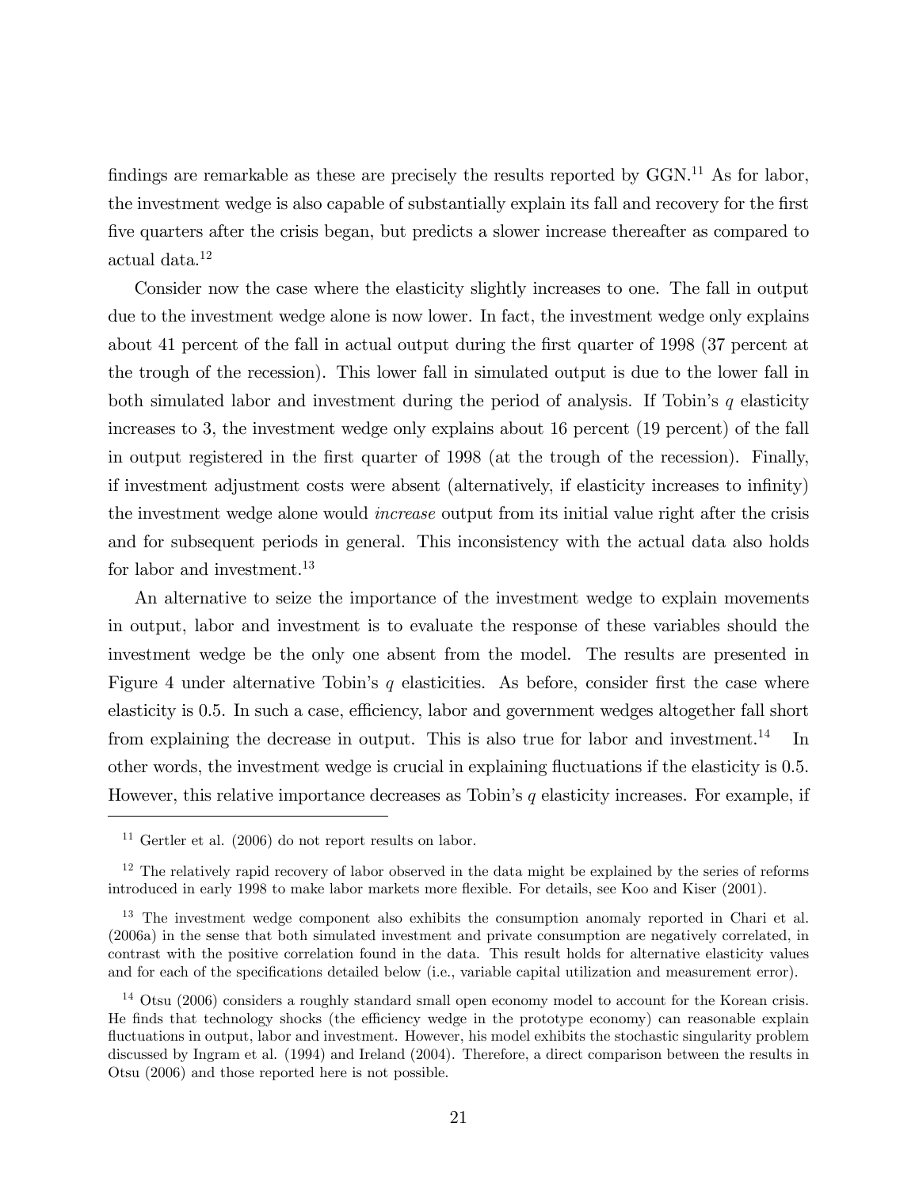findings are remarkable as these are precisely the results reported by GGN.[11] As for labor, the investment wedge is also capable of substantially explain its fall and recovery for the first five quarters after the crisis began, but predicts a slower increase thereafter as compared to actual data.[12]

Consider now the case where the elasticity slightly increases to one. The fall in output due to the investment wedge alone is now lower. In fact, the investment wedge only explains about 41 percent of the fall in actual output during the first quarter of 1998 (37 percent at the trough of the recession). This lower fall in simulated output is due to the lower fall in both simulated labor and investment during the period of analysis. If Tobin's $q$ elasticity increases to 3, the investment wedge only explains about 16 percent (19 percent) of the fall in output registered in the first quarter of 1998 (at the trough of the recession). Finally, if investment adjustment costs were absent (alternatively, if elasticity increases to infinity) the investment wedge alone would *increase* output from its initial value right after the crisis and for subsequent periods in general. This inconsistency with the actual data also holds for labor and investment.[13]

An alternative to seize the importance of the investment wedge to explain movements in output, labor and investment is to evaluate the response of these variables should the investment wedge be the only one absent from the model. The results are presented in Figure 4 under alternative Tobin's $q$ elasticities. As before, consider first the case where elasticity is 0.5. In such a case, efficiency, labor and government wedges altogether fall short from explaining the decrease in output. This is also true for labor and investment.[14] In other words, the investment wedge is crucial in explaining fluctuations if the elasticity is 0.5. However, this relative importance decreases as Tobin's $q$ elasticity increases. For example, if

[11] Gertler et al. (2006) do not report results on labor.

[12] The relatively rapid recovery of labor observed in the data might be explained by the series of reforms introduced in early 1998 to make labor markets more flexible. For details, see Koo and Kiser (2001).

[13] The investment wedge component also exhibits the consumption anomaly reported in Chari et al. (2006a) in the sense that both simulated investment and private consumption are negatively correlated, in contrast with the positive correlation found in the data. This result holds for alternative elasticity values and for each of the specifications detailed below (i.e., variable capital utilization and measurement error).

[14] Otsu (2006) considers a roughly standard small open economy model to account for the Korean crisis. He finds that technology shocks (the efficiency wedge in the prototype economy) can reasonable explain fluctuations in output, labor and investment. However, his model exhibits the stochastic singularity problem discussed by Ingram et al. (1994) and Ireland (2004). Therefore, a direct comparison between the results in Otsu (2006) and those reported here is not possible.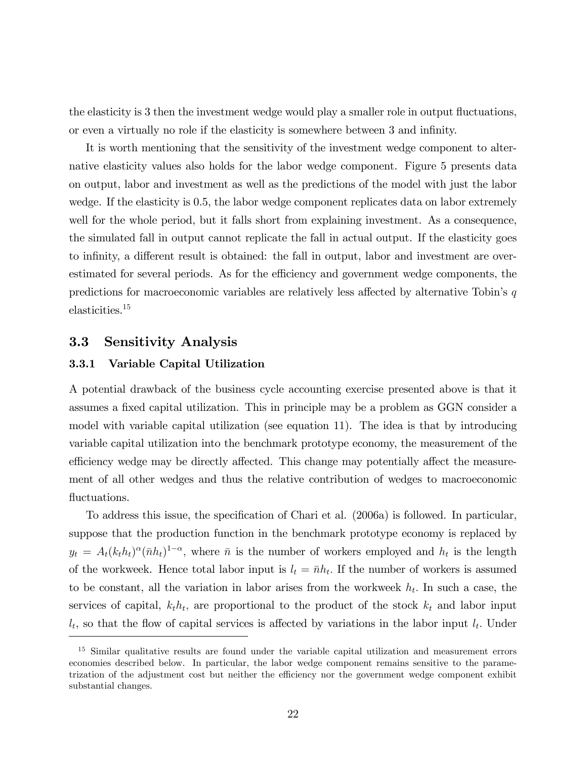the elasticity is 3 then the investment wedge would play a smaller role in output fluctuations, or even a virtually no role if the elasticity is somewhere between 3 and infinity.

It is worth mentioning that the sensitivity of the investment wedge component to alternative elasticity values also holds for the labor wedge component. Figure 5 presents data on output, labor and investment as well as the predictions of the model with just the labor wedge. If the elasticity is 0.5, the labor wedge component replicates data on labor extremely well for the whole period, but it falls short from explaining investment. As a consequence, the simulated fall in output cannot replicate the fall in actual output. If the elasticity goes to infinity, a different result is obtained: the fall in output, labor and investment are overestimated for several periods. As for the efficiency and government wedge components, the predictions for macroeconomic variables are relatively less affected by alternative Tobin's $q$ elasticities.[15]

## 3.3 Sensitivity Analysis

### 3.3.1 Variable Capital Utilization

A potential drawback of the business cycle accounting exercise presented above is that it assumes a fixed capital utilization. This in principle may be a problem as GGN consider a model with variable capital utilization (see equation 11). The idea is that by introducing variable capital utilization into the benchmark prototype economy, the measurement of the efficiency wedge may be directly affected. This change may potentially affect the measurement of all other wedges and thus the relative contribution of wedges to macroeconomic fluctuations.

To address this issue, the specification of Chari et al. (2006a) is followed. In particular, suppose that the production function in the benchmark prototype economy is replaced by $y_t = A_t(k_t h_t)^{\alpha}(\bar{n} h_t)^{1-\alpha}$, where $\bar{n}$ is the number of workers employed and $h_t$ is the length of the workweek. Hence total labor input is $l_t = \bar{n} h_t$. If the number of workers is assumed to be constant, all the variation in labor arises from the workweek $h_t$. In such a case, the services of capital, $k_t h_t$, are proportional to the product of the stock $k_t$ and labor input $l_t$, so that the flow of capital services is affected by variations in the labor input $l_t$. Under

[15] Similar qualitative results are found under the variable capital utilization and measurement errors economies described below. In particular, the labor wedge component remains sensitive to the parametrization of the adjustment cost but neither the efficiency nor the government wedge component exhibit substantial changes.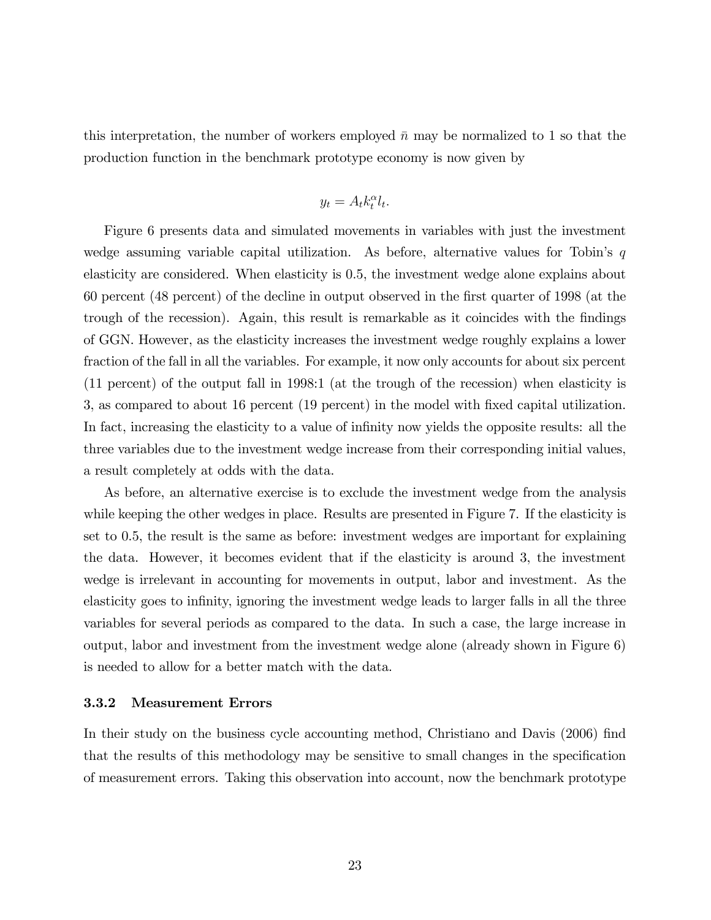this interpretation, the number of workers employed $\bar{n}$ may be normalized to 1 so that the production function in the benchmark prototype economy is now given by

$$y_t = A_t k_t^{\alpha} l_t.$$

Figure 6 presents data and simulated movements in variables with just the investment wedge assuming variable capital utilization. As before, alternative values for Tobin's $q$ elasticity are considered. When elasticity is 0.5, the investment wedge alone explains about 60 percent (48 percent) of the decline in output observed in the first quarter of 1998 (at the trough of the recession). Again, this result is remarkable as it coincides with the findings of GGN. However, as the elasticity increases the investment wedge roughly explains a lower fraction of the fall in all the variables. For example, it now only accounts for about six percent (11 percent) of the output fall in 1998:1 (at the trough of the recession) when elasticity is 3, as compared to about 16 percent (19 percent) in the model with fixed capital utilization. In fact, increasing the elasticity to a value of infinity now yields the opposite results: all the three variables due to the investment wedge increase from their corresponding initial values, a result completely at odds with the data.

As before, an alternative exercise is to exclude the investment wedge from the analysis while keeping the other wedges in place. Results are presented in Figure 7. If the elasticity is set to 0.5, the result is the same as before: investment wedges are important for explaining the data. However, it becomes evident that if the elasticity is around 3, the investment wedge is irrelevant in accounting for movements in output, labor and investment. As the elasticity goes to infinity, ignoring the investment wedge leads to larger falls in all the three variables for several periods as compared to the data. In such a case, the large increase in output, labor and investment from the investment wedge alone (already shown in Figure 6) is needed to allow for a better match with the data.

### 3.3.2 Measurement Errors

In their study on the business cycle accounting method, Christiano and Davis (2006) find that the results of this methodology may be sensitive to small changes in the specification of measurement errors. Taking this observation into account, now the benchmark prototype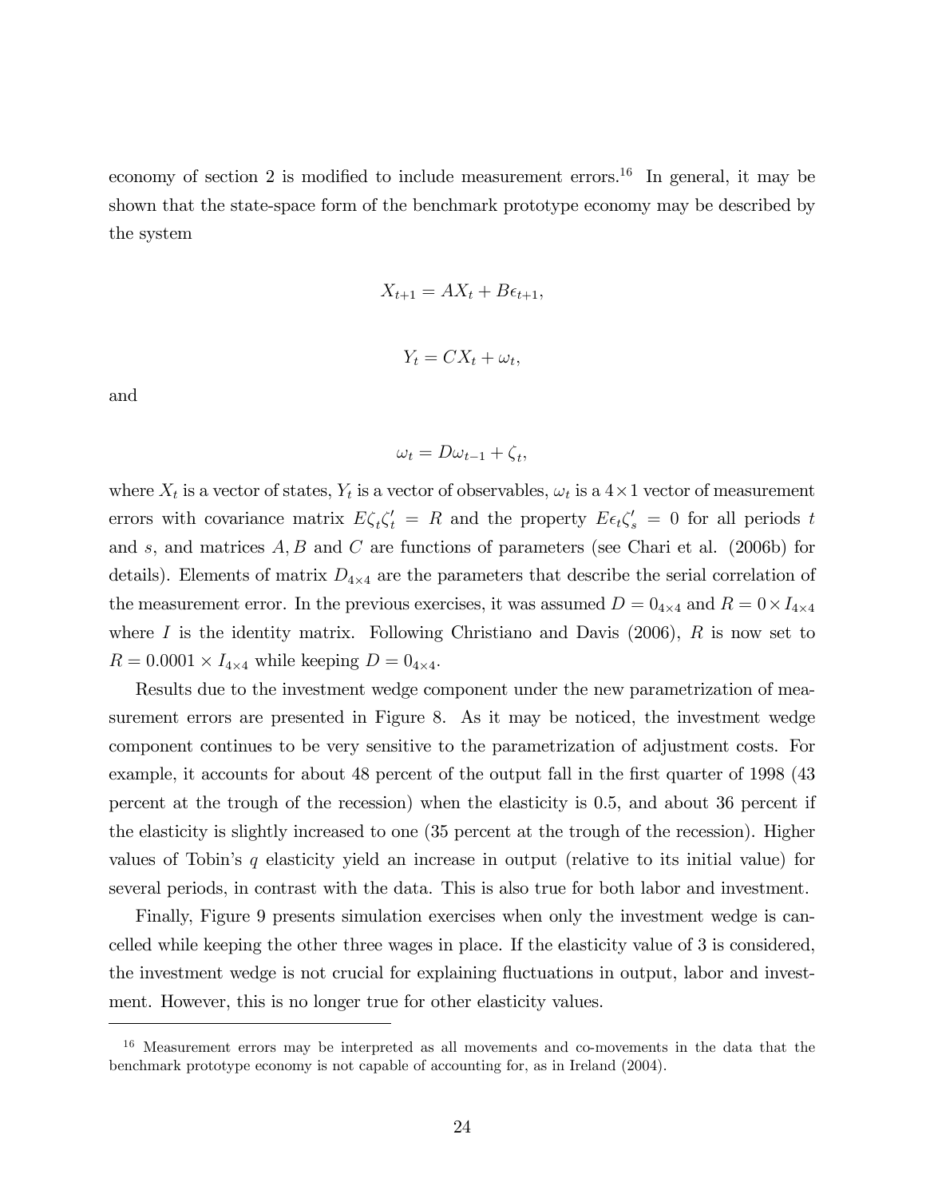economy of section 2 is modified to include measurement errors.[16] In general, it may be shown that the state-space form of the benchmark prototype economy may be described by the system

$$X_{t+1} = AX_t + B\epsilon_{t+1},$$

$$Y_t = CX_t + \omega_t,$$

and

$$\omega_t = D\omega_{t-1} + \zeta_t,$$

where $X_t$ is a vector of states, $Y_t$ is a vector of observables, $\omega_t$ is a $4 \times 1$ vector of measurement errors with covariance matrix $E\zeta_t\zeta_t' = R$ and the property $E\epsilon_t\zeta_s' = 0$ for all periods $t$ and $s$, and matrices $A, B$ and $C$ are functions of parameters (see Chari et al. (2006b) for details). Elements of matrix $D_{4\times4}$ are the parameters that describe the serial correlation of the measurement error. In the previous exercises, it was assumed $D = 0_{4\times4}$ and $R = 0 \times I_{4\times4}$ where $I$ is the identity matrix. Following Christiano and Davis (2006), $R$ is now set to $R = 0.0001 \times I_{4\times4}$ while keeping $D = 0_{4\times4}$.

Results due to the investment wedge component under the new parametrization of measurement errors are presented in Figure 8. As it may be noticed, the investment wedge component continues to be very sensitive to the parametrization of adjustment costs. For example, it accounts for about 48 percent of the output fall in the first quarter of 1998 (43 percent at the trough of the recession) when the elasticity is 0.5, and about 36 percent if the elasticity is slightly increased to one (35 percent at the trough of the recession). Higher values of Tobin's $q$ elasticity yield an increase in output (relative to its initial value) for several periods, in contrast with the data. This is also true for both labor and investment.

Finally, Figure 9 presents simulation exercises when only the investment wedge is cancelled while keeping the other three wages in place. If the elasticity value of 3 is considered, the investment wedge is not crucial for explaining fluctuations in output, labor and investment. However, this is no longer true for other elasticity values.

---

[16] Measurement errors may be interpreted as all movements and co-movements in the data that the benchmark prototype economy is not capable of accounting for, as in Ireland (2004).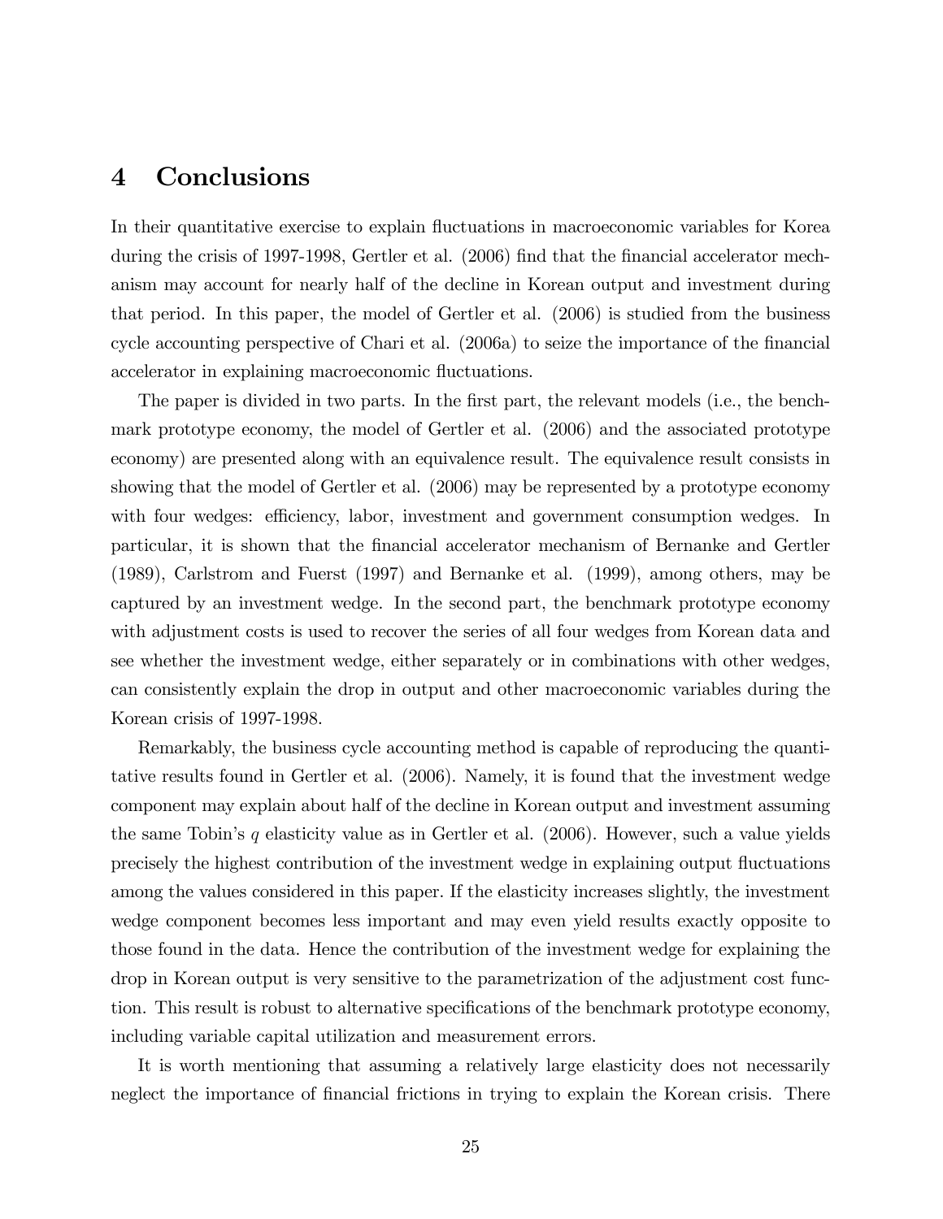# 4 Conclusions

In their quantitative exercise to explain fluctuations in macroeconomic variables for Korea during the crisis of 1997-1998, Gertler et al. (2006) find that the financial accelerator mechanism may account for nearly half of the decline in Korean output and investment during that period. In this paper, the model of Gertler et al. (2006) is studied from the business cycle accounting perspective of Chari et al. (2006a) to seize the importance of the financial accelerator in explaining macroeconomic fluctuations.

The paper is divided in two parts. In the first part, the relevant models (i.e., the benchmark prototype economy, the model of Gertler et al. (2006) and the associated prototype economy) are presented along with an equivalence result. The equivalence result consists in showing that the model of Gertler et al. (2006) may be represented by a prototype economy with four wedges: efficiency, labor, investment and government consumption wedges. In particular, it is shown that the financial accelerator mechanism of Bernanke and Gertler (1989), Carlstrom and Fuerst (1997) and Bernanke et al. (1999), among others, may be captured by an investment wedge. In the second part, the benchmark prototype economy with adjustment costs is used to recover the series of all four wedges from Korean data and see whether the investment wedge, either separately or in combinations with other wedges, can consistently explain the drop in output and other macroeconomic variables during the Korean crisis of 1997-1998.

Remarkably, the business cycle accounting method is capable of reproducing the quantitative results found in Gertler et al. (2006). Namely, it is found that the investment wedge component may explain about half of the decline in Korean output and investment assuming the same Tobin's $q$ elasticity value as in Gertler et al. (2006). However, such a value yields precisely the highest contribution of the investment wedge in explaining output fluctuations among the values considered in this paper. If the elasticity increases slightly, the investment wedge component becomes less important and may even yield results exactly opposite to those found in the data. Hence the contribution of the investment wedge for explaining the drop in Korean output is very sensitive to the parametrization of the adjustment cost function. This result is robust to alternative specifications of the benchmark prototype economy, including variable capital utilization and measurement errors.

It is worth mentioning that assuming a relatively large elasticity does not necessarily neglect the importance of financial frictions in trying to explain the Korean crisis. There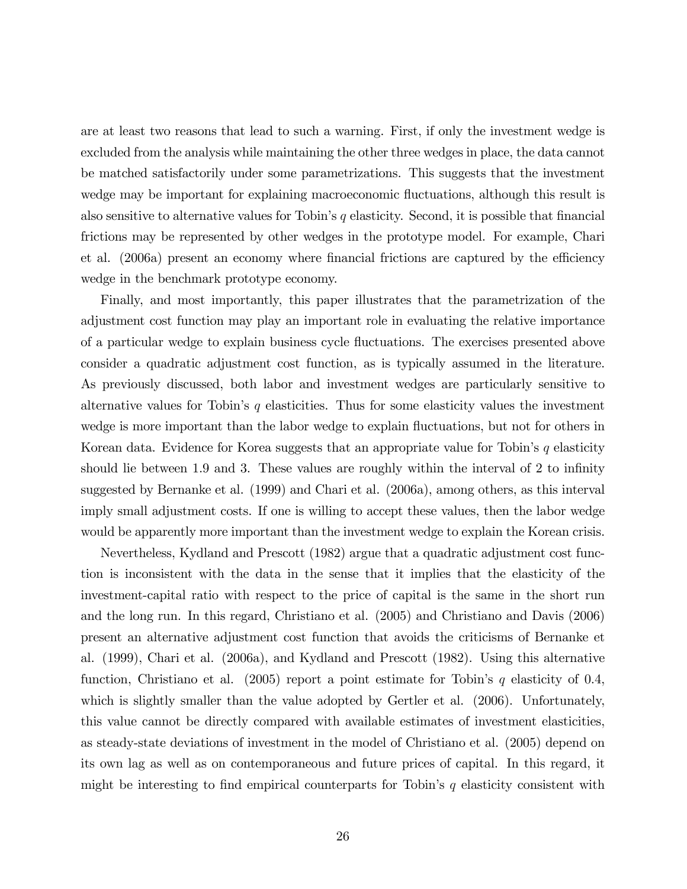are at least two reasons that lead to such a warning. First, if only the investment wedge is excluded from the analysis while maintaining the other three wedges in place, the data cannot be matched satisfactorily under some parametrizations. This suggests that the investment wedge may be important for explaining macroeconomic fluctuations, although this result is also sensitive to alternative values for Tobin's $q$ elasticity. Second, it is possible that financial frictions may be represented by other wedges in the prototype model. For example, Chari et al. (2006a) present an economy where financial frictions are captured by the efficiency wedge in the benchmark prototype economy.

Finally, and most importantly, this paper illustrates that the parametrization of the adjustment cost function may play an important role in evaluating the relative importance of a particular wedge to explain business cycle fluctuations. The exercises presented above consider a quadratic adjustment cost function, as is typically assumed in the literature. As previously discussed, both labor and investment wedges are particularly sensitive to alternative values for Tobin's $q$ elasticities. Thus for some elasticity values the investment wedge is more important than the labor wedge to explain fluctuations, but not for others in Korean data. Evidence for Korea suggests that an appropriate value for Tobin's $q$ elasticity should lie between 1.9 and 3. These values are roughly within the interval of 2 to infinity suggested by Bernanke et al. (1999) and Chari et al. (2006a), among others, as this interval imply small adjustment costs. If one is willing to accept these values, then the labor wedge would be apparently more important than the investment wedge to explain the Korean crisis.

Nevertheless, Kydland and Prescott (1982) argue that a quadratic adjustment cost function is inconsistent with the data in the sense that it implies that the elasticity of the investment-capital ratio with respect to the price of capital is the same in the short run and the long run. In this regard, Christiano et al. (2005) and Christiano and Davis (2006) present an alternative adjustment cost function that avoids the criticisms of Bernanke et al. (1999), Chari et al. (2006a), and Kydland and Prescott (1982). Using this alternative function, Christiano et al. (2005) report a point estimate for Tobin's $q$ elasticity of 0.4, which is slightly smaller than the value adopted by Gertler et al. (2006). Unfortunately, this value cannot be directly compared with available estimates of investment elasticities, as steady-state deviations of investment in the model of Christiano et al. (2005) depend on its own lag as well as on contemporaneous and future prices of capital. In this regard, it might be interesting to find empirical counterparts for Tobin's $q$ elasticity consistent with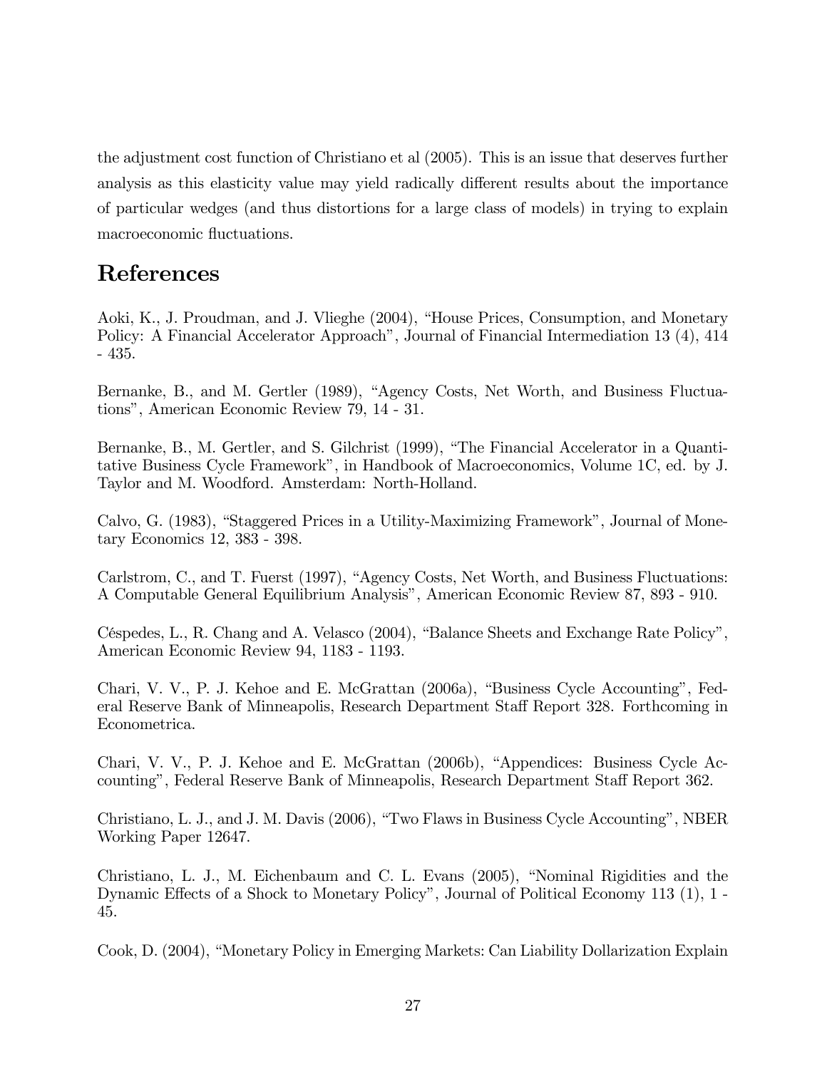the adjustment cost function of Christiano et al (2005). This is an issue that deserves further analysis as this elasticity value may yield radically different results about the importance of particular wedges (and thus distortions for a large class of models) in trying to explain macroeconomic fluctuations.

# References

Aoki, K., J. Proudman, and J. Vlieghe (2004), "House Prices, Consumption, and Monetary Policy: A Financial Accelerator Approach", Journal of Financial Intermediation 13 (4), 414 - 435.

Bernanke, B., and M. Gertler (1989), "Agency Costs, Net Worth, and Business Fluctuations", American Economic Review 79, 14 - 31.

Bernanke, B., M. Gertler, and S. Gilchrist (1999), "The Financial Accelerator in a Quantitative Business Cycle Framework", in Handbook of Macroeconomics, Volume 1C, ed. by J. Taylor and M. Woodford. Amsterdam: North-Holland.

Calvo, G. (1983), "Staggered Prices in a Utility-Maximizing Framework", Journal of Monetary Economics 12, 383 - 398.

Carlstrom, C., and T. Fuerst (1997), "Agency Costs, Net Worth, and Business Fluctuations: A Computable General Equilibrium Analysis", American Economic Review 87, 893 - 910.

Céspedes, L., R. Chang and A. Velasco (2004), "Balance Sheets and Exchange Rate Policy", American Economic Review 94, 1183 - 1193.

Chari, V. V., P. J. Kehoe and E. McGrattan (2006a), "Business Cycle Accounting", Federal Reserve Bank of Minneapolis, Research Department Staff Report 328. Forthcoming in Econometrica.

Chari, V. V., P. J. Kehoe and E. McGrattan (2006b), "Appendices: Business Cycle Accounting", Federal Reserve Bank of Minneapolis, Research Department Staff Report 362.

Christiano, L. J., and J. M. Davis (2006), "Two Flaws in Business Cycle Accounting", NBER Working Paper 12647.

Christiano, L. J., M. Eichenbaum and C. L. Evans (2005), "Nominal Rigidities and the Dynamic Effects of a Shock to Monetary Policy", Journal of Political Economy 113 (1), 1 - 45.

Cook, D. (2004), "Monetary Policy in Emerging Markets: Can Liability Dollarization Explain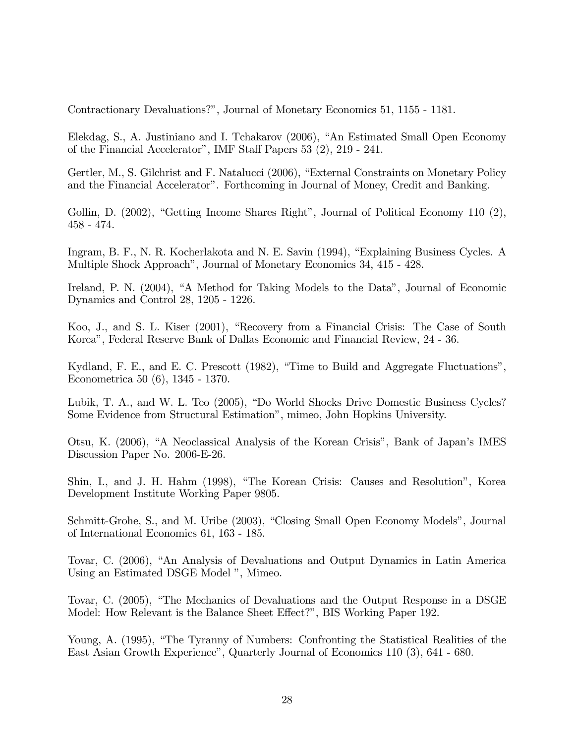Contractionary Devaluations?", Journal of Monetary Economics 51, 1155 - 1181.

Elekdag, S., A. Justiniano and I. Tchakarov (2006), "An Estimated Small Open Economy of the Financial Accelerator", IMF Staff Papers 53 (2), 219 - 241.

Gertler, M., S. Gilchrist and F. Natalucci (2006), "External Constraints on Monetary Policy and the Financial Accelerator". Forthcoming in Journal of Money, Credit and Banking.

Gollin, D. (2002), "Getting Income Shares Right", Journal of Political Economy 110 (2), 458 - 474.

Ingram, B. F., N. R. Kocherlakota and N. E. Savin (1994), "Explaining Business Cycles. A Multiple Shock Approach", Journal of Monetary Economics 34, 415 - 428.

Ireland, P. N. (2004), "A Method for Taking Models to the Data", Journal of Economic Dynamics and Control 28, 1205 - 1226.

Koo, J., and S. L. Kiser (2001), "Recovery from a Financial Crisis: The Case of South Korea", Federal Reserve Bank of Dallas Economic and Financial Review, 24 - 36.

Kydland, F. E., and E. C. Prescott (1982), "Time to Build and Aggregate Fluctuations", Econometrica 50 (6), 1345 - 1370.

Lubik, T. A., and W. L. Teo (2005), "Do World Shocks Drive Domestic Business Cycles? Some Evidence from Structural Estimation", mimeo, John Hopkins University.

Otsu, K. (2006), "A Neoclassical Analysis of the Korean Crisis", Bank of Japan's IMES Discussion Paper No. 2006-E-26.

Shin, I., and J. H. Hahm (1998), "The Korean Crisis: Causes and Resolution", Korea Development Institute Working Paper 9805.

Schmitt-Grohe, S., and M. Uribe (2003), "Closing Small Open Economy Models", Journal of International Economics 61, 163 - 185.

Tovar, C. (2006), "An Analysis of Devaluations and Output Dynamics in Latin America Using an Estimated DSGE Model ", Mimeo.

Tovar, C. (2005), "The Mechanics of Devaluations and the Output Response in a DSGE Model: How Relevant is the Balance Sheet Effect?", BIS Working Paper 192.

Young, A. (1995), "The Tyranny of Numbers: Confronting the Statistical Realities of the East Asian Growth Experience", Quarterly Journal of Economics 110 (3), 641 - 680.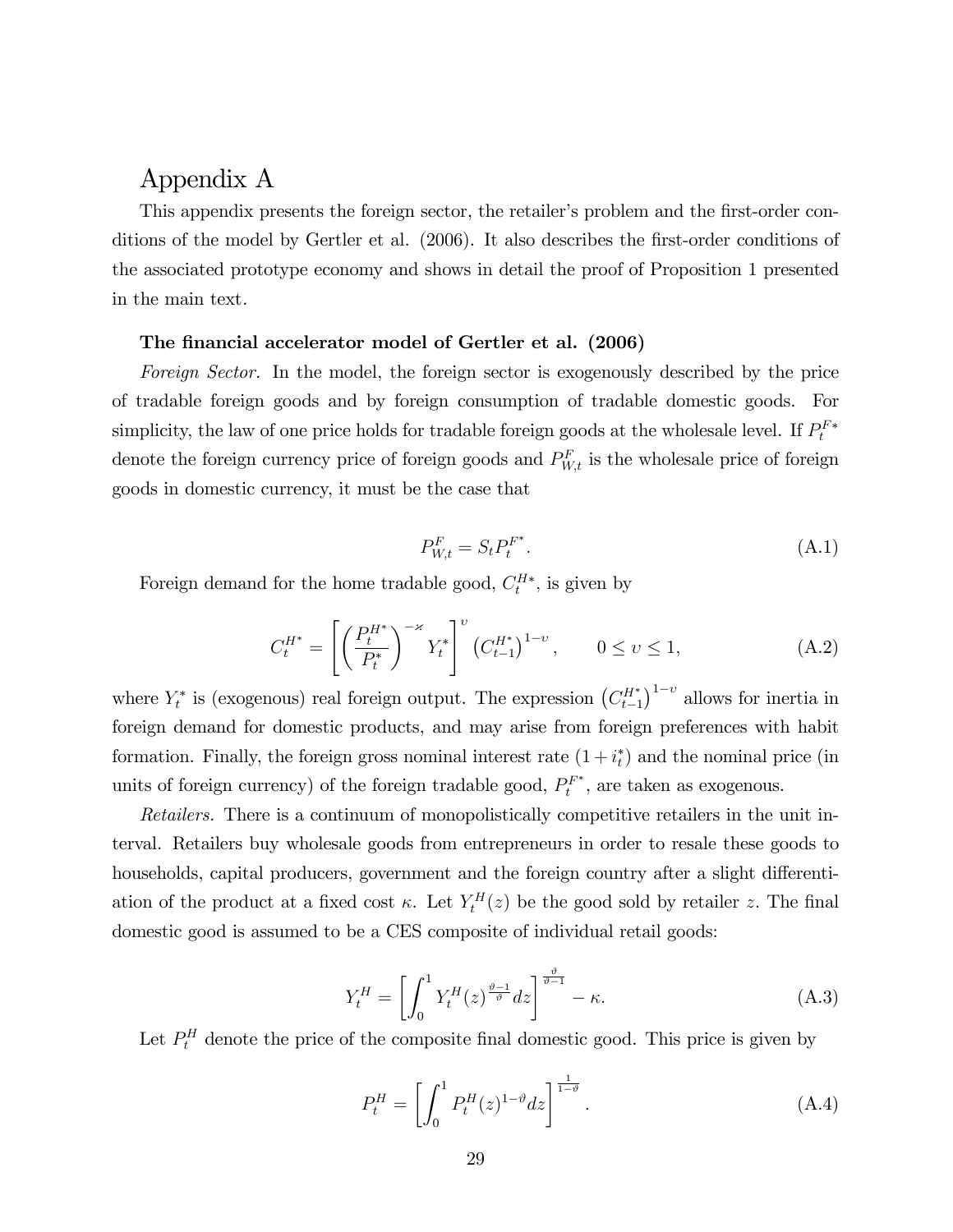# Appendix A

This appendix presents the foreign sector, the retailer's problem and the first-order conditions of the model by Gertler et al. (2006). It also describes the first-order conditions of the associated prototype economy and shows in detail the proof of Proposition 1 presented in the main text.

**The financial accelerator model of Gertler et al. (2006)**

*Foreign Sector.* In the model, the foreign sector is exogenously described by the price of tradable foreign goods and by foreign consumption of tradable domestic goods. For simplicity, the law of one price holds for tradable foreign goods at the wholesale level. If $P_t^{F*}$ denote the foreign currency price of foreign goods and $P_{W,t}^F$ is the wholesale price of foreign goods in domestic currency, it must be the case that

$$P_{W,t}^F = S_t P_t^{F^*}. \tag{A.1}$$

Foreign demand for the home tradable good, $C_t^{H*}$, is given by

$$C_t^{H^*} = \left[ \left( \frac{P_t^{H^*}}{P_t^*} \right)^{-\varkappa} Y_t^* \right]^{\upsilon} \left( C_{t-1}^{H^*} \right)^{1-\upsilon}, \qquad 0 \leq \upsilon \leq 1, \tag{A.2}$$

where $Y_t^*$ is (exogenous) real foreign output. The expression $\left( C_{t-1}^{H^*} \right)^{1-\upsilon}$ allows for inertia in foreign demand for domestic products, and may arise from foreign preferences with habit formation. Finally, the foreign gross nominal interest rate $(1 + i_t^*)$ and the nominal price (in units of foreign currency) of the foreign tradable good, $P_t^{F^*}$, are taken as exogenous.

*Retailers.* There is a continuum of monopolistically competitive retailers in the unit interval. Retailers buy wholesale goods from entrepreneurs in order to resale these goods to households, capital producers, government and the foreign country after a slight differentiation of the product at a fixed cost $\kappa$. Let $Y_t^H(z)$ be the good sold by retailer $z$. The final domestic good is assumed to be a CES composite of individual retail goods:

$$Y_t^H = \left[ \int_0^1 Y_t^H(z)^{\frac{\vartheta-1}{\vartheta}} dz \right]^{\frac{\vartheta}{\vartheta-1}} - \kappa. \tag{A.3}$$

Let $P_t^H$ denote the price of the composite final domestic good. This price is given by

$$P_t^H = \left[ \int_0^1 P_t^H(z)^{1-\vartheta} dz \right]^{\frac{1}{1-\vartheta}}. \tag{A.4}$$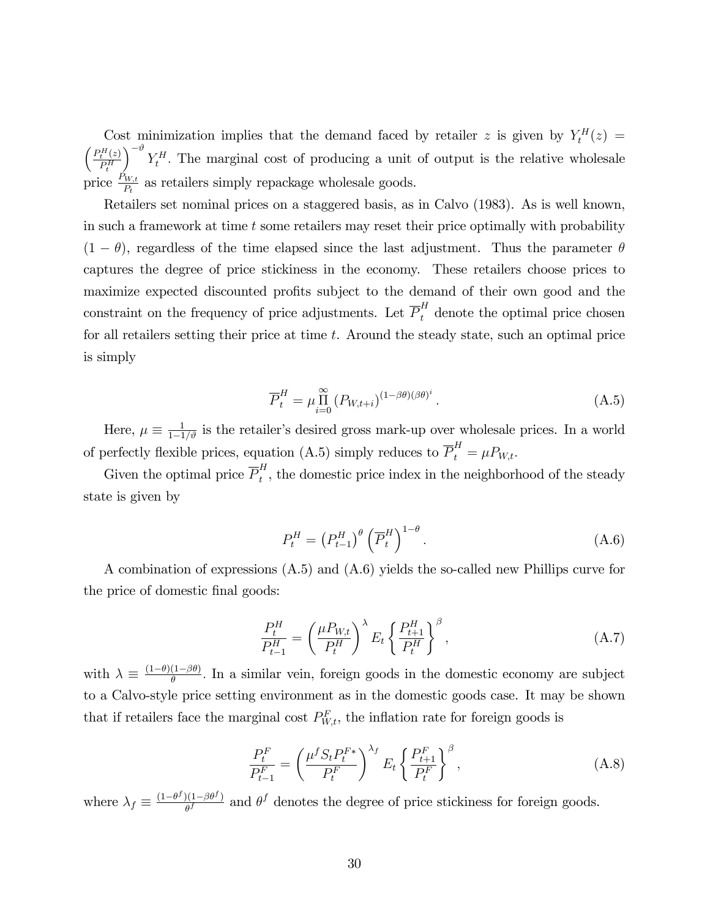Cost minimization implies that the demand faced by retailer $z$ is given by $Y_t^H(z) = \left(\frac{P_t^H(z)}{P_t^H}\right)^{-\vartheta} Y_t^H$. The marginal cost of producing a unit of output is the relative wholesale price $\frac{P_{W,t}}{P_t}$ as retailers simply repackage wholesale goods.

Retailers set nominal prices on a staggered basis, as in Calvo (1983). As is well known, in such a framework at time $t$ some retailers may reset their price optimally with probability $(1-\theta)$, regardless of the time elapsed since the last adjustment. Thus the parameter $\theta$ captures the degree of price stickiness in the economy. These retailers choose prices to maximize expected discounted profits subject to the demand of their own good and the constraint on the frequency of price adjustments. Let $\overline{P}_t^H$ denote the optimal price chosen for all retailers setting their price at time $t$. Around the steady state, such an optimal price is simply

$$\overline{P}_t^H = \mu \prod_{i=0}^{\infty} \left(P_{W,t+i}\right)^{(1-\beta\theta)(\beta\theta)^i}. \tag{A.5}$$

Here, $\mu \equiv \frac{1}{1-1/\vartheta}$ is the retailer's desired gross mark-up over wholesale prices. In a world of perfectly flexible prices, equation (A.5) simply reduces to $\overline{P}_t^H = \mu P_{W,t}$.

Given the optimal price $\overline{P}_t^H$, the domestic price index in the neighborhood of the steady state is given by

$$P_t^H = \left(P_{t-1}^H\right)^{\theta} \left(\overline{P}_t^H\right)^{1-\theta}. \tag{A.6}$$

A combination of expressions (A.5) and (A.6) yields the so-called new Phillips curve for the price of domestic final goods:

$$\frac{P_t^H}{P_{t-1}^H} = \left(\frac{\mu P_{W,t}}{P_t^H}\right)^{\lambda} E_t \left\{\frac{P_{t+1}^H}{P_t^H}\right\}^{\beta}, \tag{A.7}$$

with $\lambda \equiv \frac{(1-\theta)(1-\beta\theta)}{\theta}$. In a similar vein, foreign goods in the domestic economy are subject to a Calvo-style price setting environment as in the domestic goods case. It may be shown that if retailers face the marginal cost $P_{W,t}^F$, the inflation rate for foreign goods is

$$\frac{P_t^F}{P_{t-1}^F} = \left(\frac{\mu^f S_t P_t^{F*}}{P_t^F}\right)^{\lambda_f} E_t \left\{\frac{P_{t+1}^F}{P_t^F}\right\}^{\beta}, \tag{A.8}$$

where $\lambda_f \equiv \frac{(1-\theta^f)(1-\beta\theta^f)}{\theta^f}$ and $\theta^f$ denotes the degree of price stickiness for foreign goods.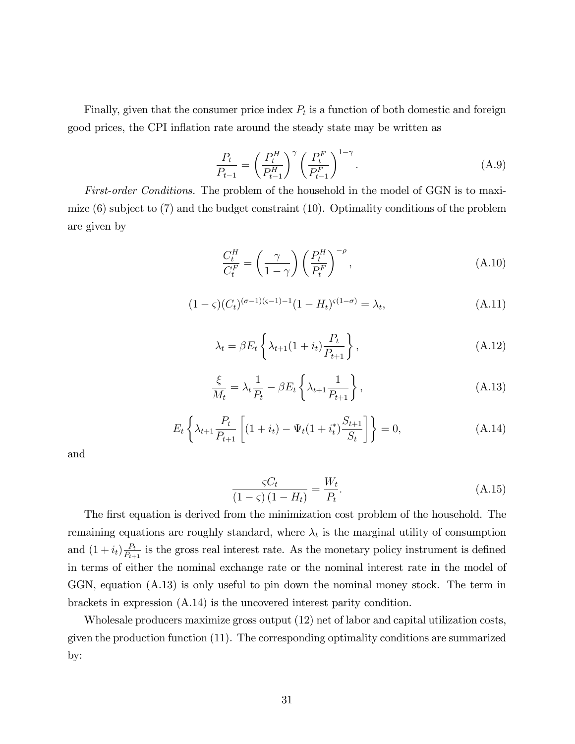Finally, given that the consumer price index $P_t$ is a function of both domestic and foreign good prices, the CPI inflation rate around the steady state may be written as

$$\frac{P_t}{P_{t-1}} = \left(\frac{P_t^H}{P_{t-1}^H}\right)^{\gamma} \left(\frac{P_t^F}{P_{t-1}^F}\right)^{1-\gamma}. \tag{A.9}$$

*First-order Conditions.* The problem of the household in the model of GGN is to maximize (6) subject to (7) and the budget constraint (10). Optimality conditions of the problem are given by

$$\frac{C_t^H}{C_t^F} = \left(\frac{\gamma}{1-\gamma}\right) \left(\frac{P_t^H}{P_t^F}\right)^{-\rho}, \tag{A.10}$$

$$(1-\varsigma)(C_t)^{(\sigma-1)(\varsigma-1)-1}(1-H_t)^{\varsigma(1-\sigma)} = \lambda_t, \tag{A.11}$$

$$\lambda_t = \beta E_t \left\{ \lambda_{t+1}(1+i_t)\frac{P_t}{P_{t+1}} \right\}, \tag{A.12}$$

$$\frac{\xi}{M_t} = \lambda_t \frac{1}{P_t} - \beta E_t \left\{ \lambda_{t+1} \frac{1}{P_{t+1}} \right\}, \tag{A.13}$$

$$E_t \left\{ \lambda_{t+1} \frac{P_t}{P_{t+1}} \left[ (1+i_t) - \Psi_t (1+i_t^*) \frac{S_{t+1}}{S_t} \right] \right\} = 0, \tag{A.14}$$

and

$$\frac{\varsigma C_t}{(1-\varsigma)(1-H_t)} = \frac{W_t}{P_t}. \tag{A.15}$$

The first equation is derived from the minimization cost problem of the household. The remaining equations are roughly standard, where $\lambda_t$ is the marginal utility of consumption and $(1+i_t)\frac{P_t}{P_{t+1}}$ is the gross real interest rate. As the monetary policy instrument is defined in terms of either the nominal exchange rate or the nominal interest rate in the model of GGN, equation (A.13) is only useful to pin down the nominal money stock. The term in brackets in expression (A.14) is the uncovered interest parity condition.

Wholesale producers maximize gross output (12) net of labor and capital utilization costs, given the production function (11). The corresponding optimality conditions are summarized by: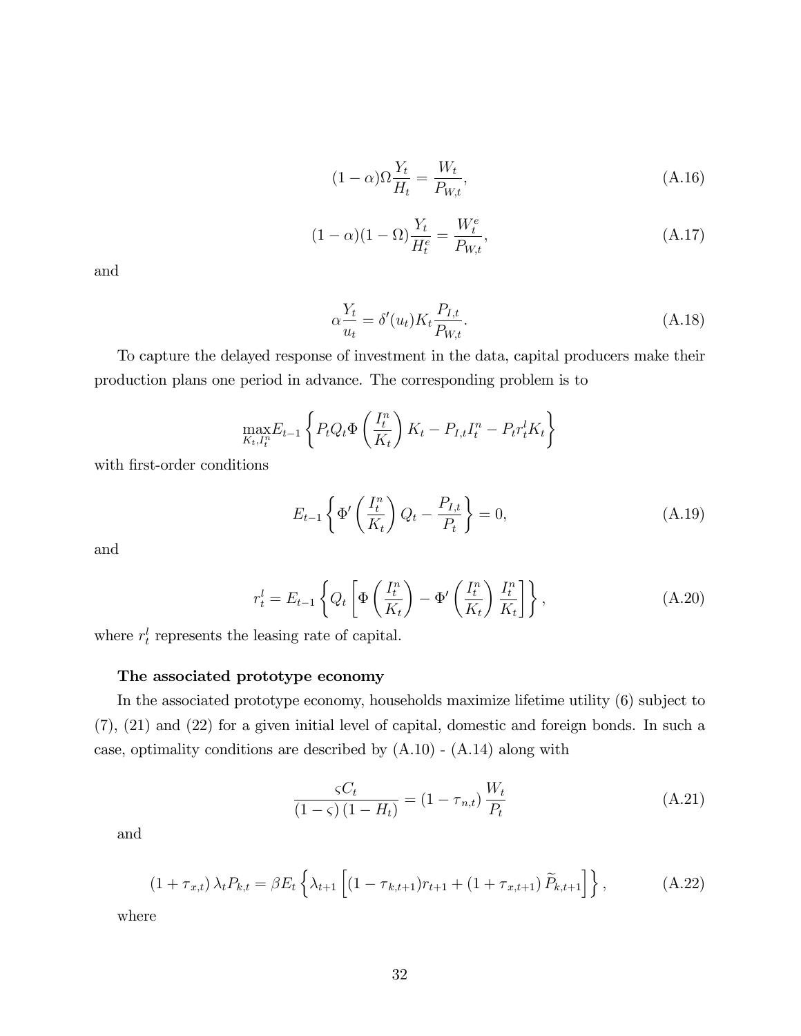$$(1-\alpha)\Omega\frac{Y_t}{H_t} = \frac{W_t}{P_{W,t}}, \tag{A.16}$$

$$(1-\alpha)(1-\Omega)\frac{Y_t}{H_t^e} = \frac{W_t^e}{P_{W,t}}, \tag{A.17}$$

and

$$\alpha\frac{Y_t}{u_t} = \delta'(u_t)K_t\frac{P_{I,t}}{P_{W,t}}. \tag{A.18}$$

To capture the delayed response of investment in the data, capital producers make their production plans one period in advance. The corresponding problem is to

$$\max_{K_t, I_t^n} E_{t-1}\left\{P_tQ_t\Phi\left(\frac{I_t^n}{K_t}\right)K_t - P_{I,t}I_t^n - P_tr_t^lK_t\right\}$$

with first-order conditions

$$E_{t-1}\left\{\Phi'\left(\frac{I_t^n}{K_t}\right)Q_t - \frac{P_{I,t}}{P_t}\right\} = 0, \tag{A.19}$$

and

$$r_t^l = E_{t-1}\left\{Q_t\left[\Phi\left(\frac{I_t^n}{K_t}\right) - \Phi'\left(\frac{I_t^n}{K_t}\right)\frac{I_t^n}{K_t}\right]\right\}, \tag{A.20}$$

where $r_t^l$ represents the leasing rate of capital.

**The associated prototype economy**

In the associated prototype economy, households maximize lifetime utility (6) subject to (7), (21) and (22) for a given initial level of capital, domestic and foreign bonds. In such a case, optimality conditions are described by (A.10) - (A.14) along with

$$\frac{\varsigma C_t}{(1-\varsigma)(1-H_t)} = (1-\tau_{n,t})\frac{W_t}{P_t} \tag{A.21}$$

and

$$(1+\tau_{x,t})\lambda_tP_{k,t} = \beta E_t\left\{\lambda_{t+1}\left[(1-\tau_{k,t+1})r_{t+1} + (1+\tau_{x,t+1})\widetilde{P}_{k,t+1}\right]\right\}, \tag{A.22}$$

where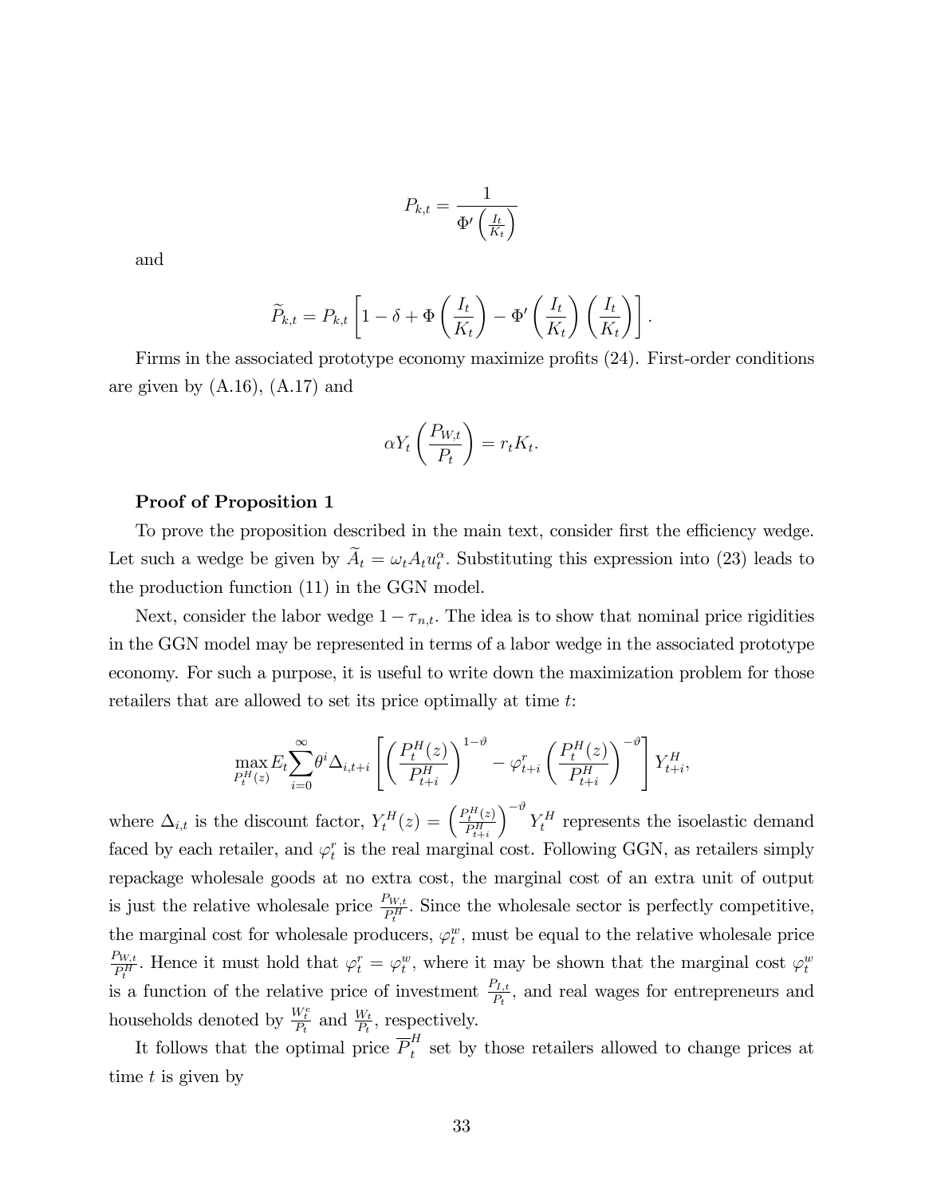$$P_{k,t} = \frac{1}{\Phi'\left(\frac{I_t}{K_t}\right)}$$

and

$$\widetilde{P}_{k,t} = P_{k,t}\left[1 - \delta + \Phi\left(\frac{I_t}{K_t}\right) - \Phi'\left(\frac{I_t}{K_t}\right)\left(\frac{I_t}{K_t}\right)\right].$$

Firms in the associated prototype economy maximize profits (24). First-order conditions are given by (A.16), (A.17) and

$$\alpha Y_t\left(\frac{P_{W,t}}{P_t}\right) = r_t K_t.$$

**Proof of Proposition 1**

To prove the proposition described in the main text, consider first the efficiency wedge. Let such a wedge be given by $\widetilde{A}_t = \omega_t A_t u_t^{\alpha}$. Substituting this expression into (23) leads to the production function (11) in the GGN model.

Next, consider the labor wedge $1 - \tau_{n,t}$. The idea is to show that nominal price rigidities in the GGN model may be represented in terms of a labor wedge in the associated prototype economy. For such a purpose, it is useful to write down the maximization problem for those retailers that are allowed to set its price optimally at time $t$:

$$\max_{P_t^H(z)} E_t \sum_{i=0}^{\infty} \theta^i \Delta_{i,t+i}\left[\left(\frac{P_t^H(z)}{P_{t+i}^H}\right)^{1-\vartheta} - \varphi_{t+i}^r\left(\frac{P_t^H(z)}{P_{t+i}^H}\right)^{-\vartheta}\right] Y_{t+i}^H,$$

where $\Delta_{i,t}$ is the discount factor, $Y_t^H(z) = \left(\frac{P_t^H(z)}{P_{t+i}^H}\right)^{-\vartheta} Y_t^H$ represents the isoelastic demand faced by each retailer, and $\varphi_t^r$ is the real marginal cost. Following GGN, as retailers simply repackage wholesale goods at no extra cost, the marginal cost of an extra unit of output is just the relative wholesale price $\frac{P_{W,t}}{P_t^H}$. Since the wholesale sector is perfectly competitive, the marginal cost for wholesale producers, $\varphi_t^w$, must be equal to the relative wholesale price $\frac{P_{W,t}}{P_t^H}$. Hence it must hold that $\varphi_t^r = \varphi_t^w$, where it may be shown that the marginal cost $\varphi_t^w$ is a function of the relative price of investment $\frac{P_{I,t}}{P_t}$, and real wages for entrepreneurs and households denoted by $\frac{W_t^e}{P_t}$ and $\frac{W_t}{P_t}$, respectively.

It follows that the optimal price $\overline{P}_t^H$ set by those retailers allowed to change prices at time $t$ is given by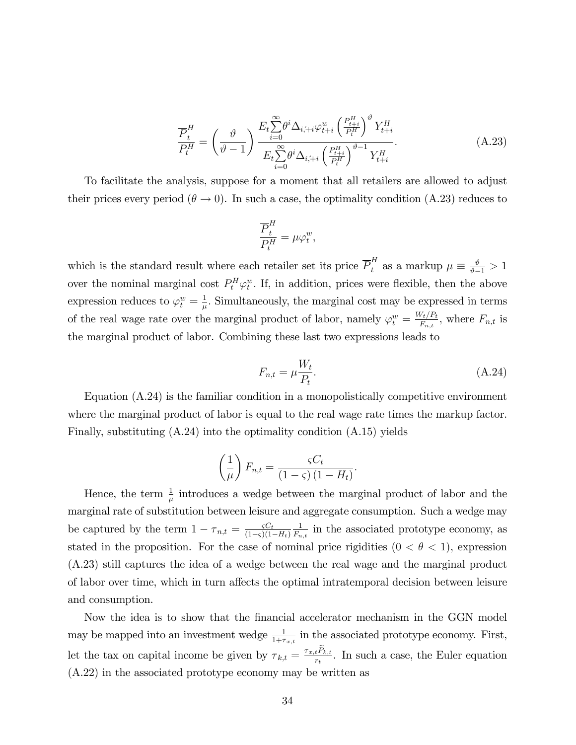$$\frac{\overline{P}_t^H}{P_t^H} = \left(\frac{\vartheta}{\vartheta - 1}\right) \frac{E_t \sum_{i=0}^{\infty} \theta^i \Delta_{i,t+i} \varphi_{t+i}^w \left(\frac{P_{t+i}^H}{P_t^H}\right)^{\vartheta} Y_{t+i}^H}{E_t \sum_{i=0}^{\infty} \theta^i \Delta_{i,t+i} \left(\frac{P_{t+i}^H}{P_t^H}\right)^{\vartheta - 1} Y_{t+i}^H}. \tag{A.23}$$

To facilitate the analysis, suppose for a moment that all retailers are allowed to adjust their prices every period ($\theta \to 0$). In such a case, the optimality condition (A.23) reduces to

$$\frac{\overline{P}_t^H}{P_t^H} = \mu \varphi_t^w,$$

which is the standard result where each retailer set its price $\overline{P}_t^H$ as a markup $\mu \equiv \frac{\vartheta}{\vartheta - 1} > 1$ over the nominal marginal cost $P_t^H \varphi_t^w$. If, in addition, prices were flexible, then the above expression reduces to $\varphi_t^w = \frac{1}{\mu}$. Simultaneously, the marginal cost may be expressed in terms of the real wage rate over the marginal product of labor, namely $\varphi_t^w = \frac{W_t/P_t}{F_{n,t}}$, where $F_{n,t}$ is the marginal product of labor. Combining these last two expressions leads to

$$F_{n,t} = \mu \frac{W_t}{P_t}. \tag{A.24}$$

Equation (A.24) is the familiar condition in a monopolistically competitive environment where the marginal product of labor is equal to the real wage rate times the markup factor. Finally, substituting (A.24) into the optimality condition (A.15) yields

$$\left(\frac{1}{\mu}\right) F_{n,t} = \frac{\varsigma C_t}{(1 - \varsigma)(1 - H_t)}.$$

Hence, the term $\frac{1}{\mu}$ introduces a wedge between the marginal product of labor and the marginal rate of substitution between leisure and aggregate consumption. Such a wedge may be captured by the term $1 - \tau_{n,t} = \frac{\varsigma C_t}{(1-\varsigma)(1-H_t)} \frac{1}{F_{n,t}}$ in the associated prototype economy, as stated in the proposition. For the case of nominal price rigidities ($0 < \theta < 1$), expression (A.23) still captures the idea of a wedge between the real wage and the marginal product of labor over time, which in turn affects the optimal intratemporal decision between leisure and consumption.

Now the idea is to show that the financial accelerator mechanism in the GGN model may be mapped into an investment wedge $\frac{1}{1+\tau_{x,t}}$ in the associated prototype economy. First, let the tax on capital income be given by $\tau_{k,t} = \frac{\tau_{x,t} \widetilde{P}_{k,t}}{r_t}$. In such a case, the Euler equation (A.22) in the associated prototype economy may be written as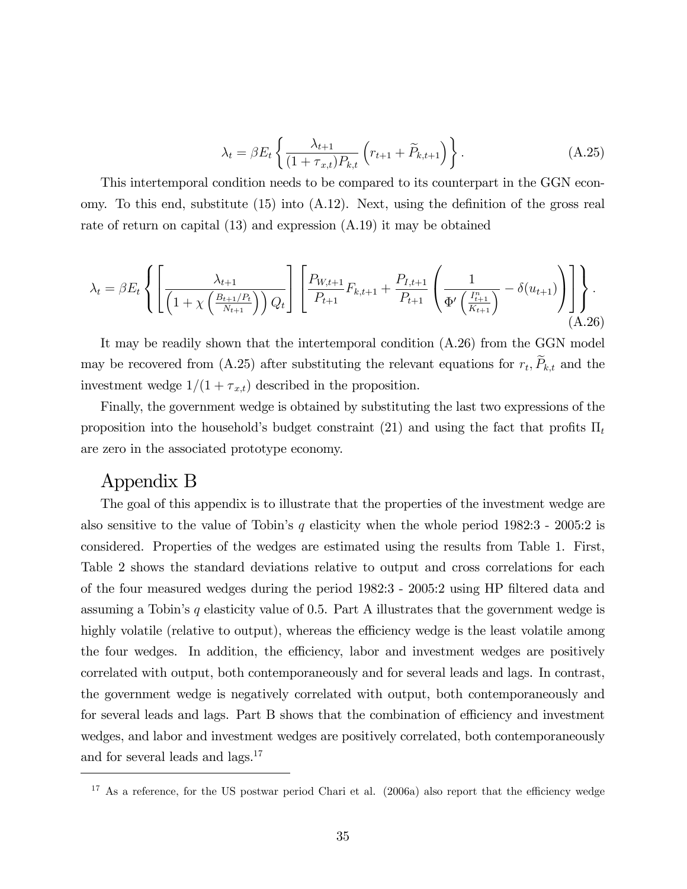$$\lambda_t = \beta E_t \left\{ \frac{\lambda_{t+1}}{(1+\tau_{x,t})P_{k,t}} \left( r_{t+1} + \widetilde{P}_{k,t+1} \right) \right\}. \tag{A.25}$$

This intertemporal condition needs to be compared to its counterpart in the GGN economy. To this end, substitute (15) into (A.12). Next, using the definition of the gross real rate of return on capital (13) and expression (A.19) it may be obtained

$$\lambda_t = \beta E_t \left\{ \left[ \frac{\lambda_{t+1}}{\left(1+\chi\left(\frac{B_{t+1}/P_t}{N_{t+1}}\right)\right) Q_t} \right] \left[ \frac{P_{W,t+1}}{P_{t+1}} F_{k,t+1} + \frac{P_{I,t+1}}{P_{t+1}} \left( \frac{1}{\Phi'\left(\frac{I^n_{t+1}}{K_{t+1}}\right)} - \delta(u_{t+1}) \right) \right] \right\}. \tag{A.26}$$

It may be readily shown that the intertemporal condition (A.26) from the GGN model may be recovered from (A.25) after substituting the relevant equations for $r_t$, $\widetilde{P}_{k,t}$ and the investment wedge $1/(1+\tau_{x,t})$ described in the proposition.

Finally, the government wedge is obtained by substituting the last two expressions of the proposition into the household's budget constraint (21) and using the fact that profits $\Pi_t$ are zero in the associated prototype economy.

# Appendix B

The goal of this appendix is to illustrate that the properties of the investment wedge are also sensitive to the value of Tobin's $q$ elasticity when the whole period 1982:3 - 2005:2 is considered. Properties of the wedges are estimated using the results from Table 1. First, Table 2 shows the standard deviations relative to output and cross correlations for each of the four measured wedges during the period 1982:3 - 2005:2 using HP filtered data and assuming a Tobin's $q$ elasticity value of 0.5. Part A illustrates that the government wedge is highly volatile (relative to output), whereas the efficiency wedge is the least volatile among the four wedges. In addition, the efficiency, labor and investment wedges are positively correlated with output, both contemporaneously and for several leads and lags. In contrast, the government wedge is negatively correlated with output, both contemporaneously and for several leads and lags. Part B shows that the combination of efficiency and investment wedges, and labor and investment wedges are positively correlated, both contemporaneously and for several leads and lags.[17]

[17] As a reference, for the US postwar period Chari et al. (2006a) also report that the efficiency wedge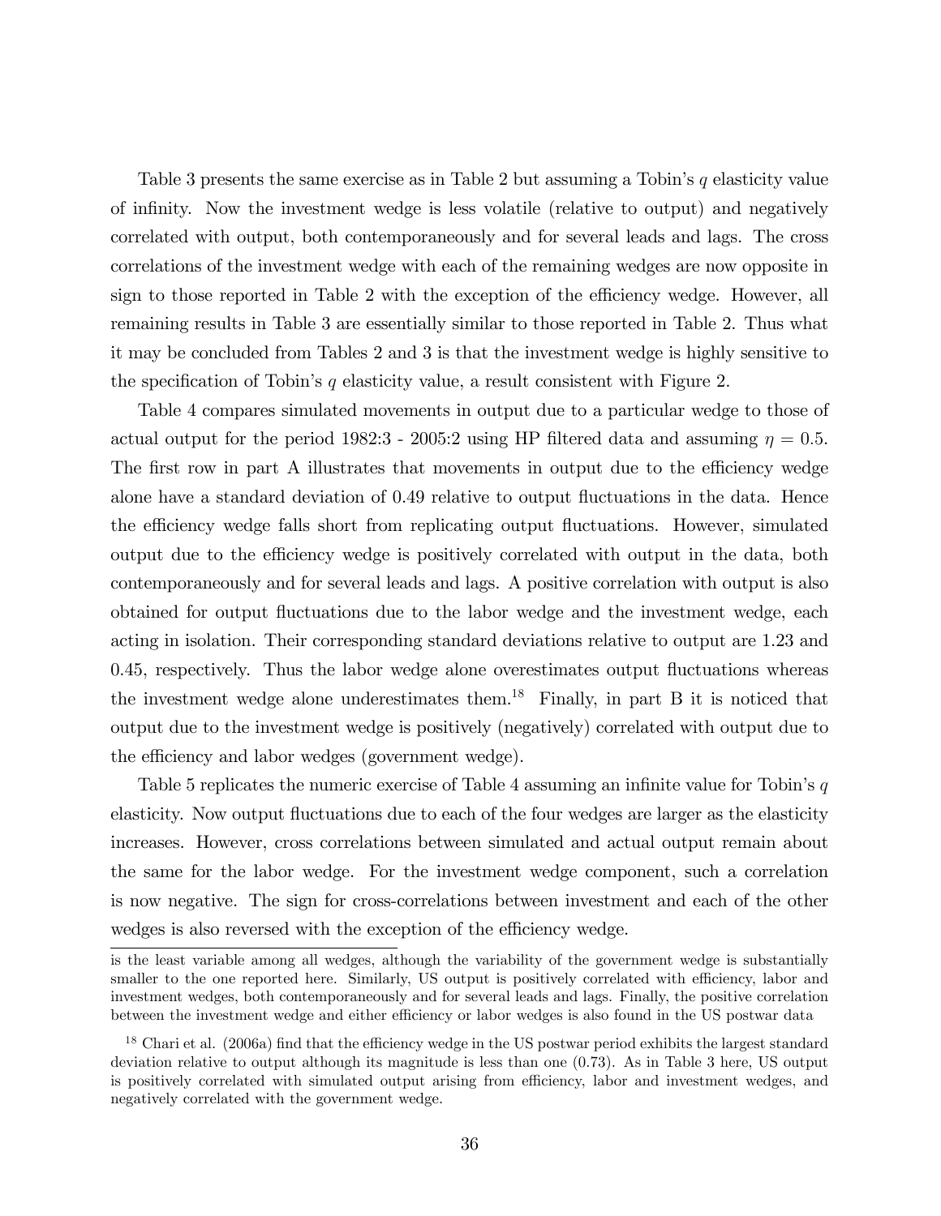Table 3 presents the same exercise as in Table 2 but assuming a Tobin's $q$ elasticity value of infinity. Now the investment wedge is less volatile (relative to output) and negatively correlated with output, both contemporaneously and for several leads and lags. The cross correlations of the investment wedge with each of the remaining wedges are now opposite in sign to those reported in Table 2 with the exception of the efficiency wedge. However, all remaining results in Table 3 are essentially similar to those reported in Table 2. Thus what it may be concluded from Tables 2 and 3 is that the investment wedge is highly sensitive to the specification of Tobin's $q$ elasticity value, a result consistent with Figure 2.

Table 4 compares simulated movements in output due to a particular wedge to those of actual output for the period 1982:3 - 2005:2 using HP filtered data and assuming $\eta = 0.5$. The first row in part A illustrates that movements in output due to the efficiency wedge alone have a standard deviation of 0.49 relative to output fluctuations in the data. Hence the efficiency wedge falls short from replicating output fluctuations. However, simulated output due to the efficiency wedge is positively correlated with output in the data, both contemporaneously and for several leads and lags. A positive correlation with output is also obtained for output fluctuations due to the labor wedge and the investment wedge, each acting in isolation. Their corresponding standard deviations relative to output are 1.23 and 0.45, respectively. Thus the labor wedge alone overestimates output fluctuations whereas the investment wedge alone underestimates them.[18] Finally, in part B it is noticed that output due to the investment wedge is positively (negatively) correlated with output due to the efficiency and labor wedges (government wedge).

Table 5 replicates the numeric exercise of Table 4 assuming an infinite value for Tobin's $q$ elasticity. Now output fluctuations due to each of the four wedges are larger as the elasticity increases. However, cross correlations between simulated and actual output remain about the same for the labor wedge. For the investment wedge component, such a correlation is now negative. The sign for cross-correlations between investment and each of the other wedges is also reversed with the exception of the efficiency wedge.

is the least variable among all wedges, although the variability of the government wedge is substantially smaller to the one reported here. Similarly, US output is positively correlated with efficiency, labor and investment wedges, both contemporaneously and for several leads and lags. Finally, the positive correlation between the investment wedge and either efficiency or labor wedges is also found in the US postwar data

[18] Chari et al. (2006a) find that the efficiency wedge in the US postwar period exhibits the largest standard deviation relative to output although its magnitude is less than one (0.73). As in Table 3 here, US output is positively correlated with simulated output arising from efficiency, labor and investment wedges, and negatively correlated with the government wedge.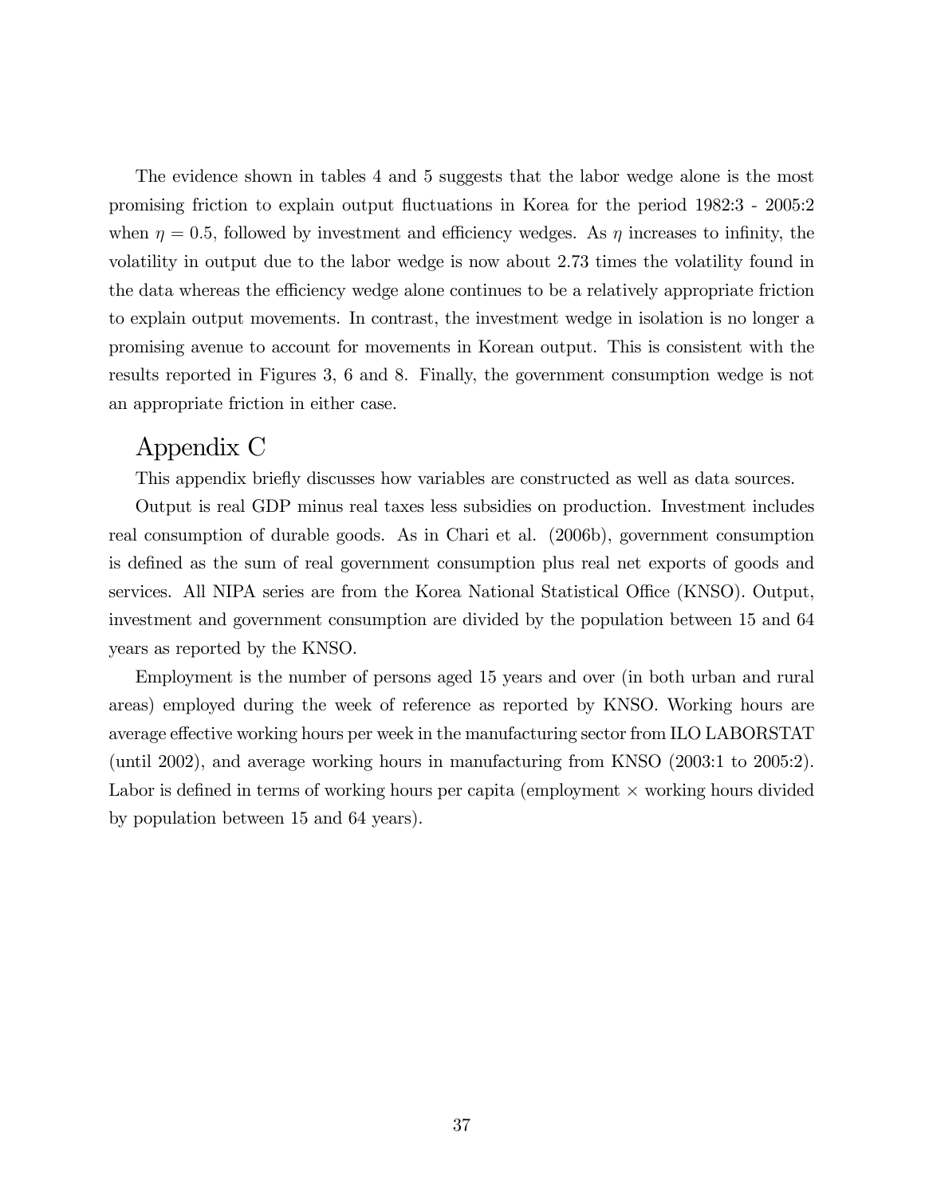The evidence shown in tables 4 and 5 suggests that the labor wedge alone is the most promising friction to explain output fluctuations in Korea for the period 1982:3 - 2005:2 when $\eta = 0.5$, followed by investment and efficiency wedges. As $\eta$ increases to infinity, the volatility in output due to the labor wedge is now about 2.73 times the volatility found in the data whereas the efficiency wedge alone continues to be a relatively appropriate friction to explain output movements. In contrast, the investment wedge in isolation is no longer a promising avenue to account for movements in Korean output. This is consistent with the results reported in Figures 3, 6 and 8. Finally, the government consumption wedge is not an appropriate friction in either case.

# Appendix C

This appendix briefly discusses how variables are constructed as well as data sources.

Output is real GDP minus real taxes less subsidies on production. Investment includes real consumption of durable goods. As in Chari et al. (2006b), government consumption is defined as the sum of real government consumption plus real net exports of goods and services. All NIPA series are from the Korea National Statistical Office (KNSO). Output, investment and government consumption are divided by the population between 15 and 64 years as reported by the KNSO.

Employment is the number of persons aged 15 years and over (in both urban and rural areas) employed during the week of reference as reported by KNSO. Working hours are average effective working hours per week in the manufacturing sector from ILO LABORSTAT (until 2002), and average working hours in manufacturing from KNSO (2003:1 to 2005:2). Labor is defined in terms of working hours per capita (employment $\times$ working hours divided by population between 15 and 64 years).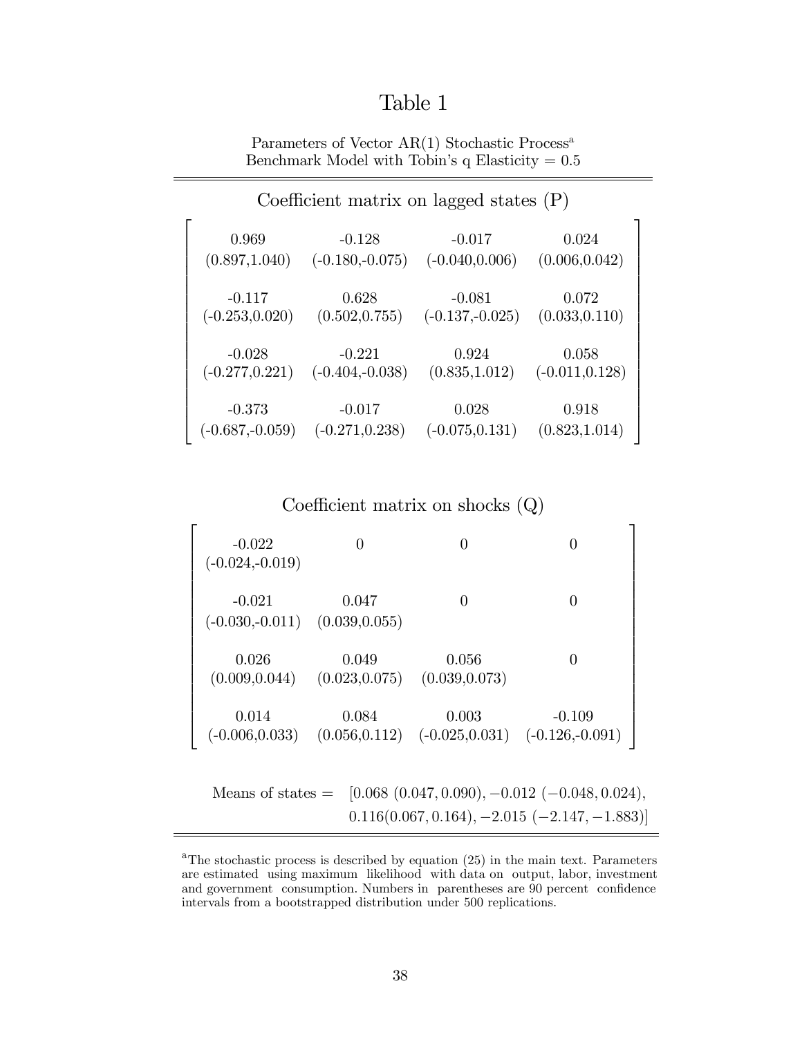# Table 1

Parameters of Vector AR(1) Stochastic Process[a]
Benchmark Model with Tobin's q Elasticity = 0.5

Coefficient matrix on lagged states (P)

| | | | |
|---|---|---|---|
| 0.969 (0.897,1.040) | -0.128 (-0.180,-0.075) | -0.017 (-0.040,0.006) | 0.024 (0.006,0.042) |
| -0.117 (-0.253,0.020) | 0.628 (0.502,0.755) | -0.081 (-0.137,-0.025) | 0.072 (0.033,0.110) |
| -0.028 (-0.277,0.221) | -0.221 (-0.404,-0.038) | 0.924 (0.835,1.012) | 0.058 (-0.011,0.128) |
| -0.373 (-0.687,-0.059) | -0.017 (-0.271,0.238) | 0.028 (-0.075,0.131) | 0.918 (0.823,1.014) |

Coefficient matrix on shocks (Q)

| | | | |
|---|---|---|---|
| -0.022 (-0.024,-0.019) | 0 | 0 | 0 |
| -0.021 (-0.030,-0.011) | 0.047 (0.039,0.055) | 0 | 0 |
| 0.026 (0.009,0.044) | 0.049 (0.023,0.075) | 0.056 (0.039,0.073) | 0 |
| 0.014 (-0.006,0.033) | 0.084 (0.056,0.112) | 0.003 (-0.025,0.031) | -0.109 (-0.126,-0.091) |

Means of states = $[0.068\ (0.047, 0.090), -0.012\ (-0.048, 0.024), 0.116 (0.067, 0.164), -2.015\ (-2.147, -1.883)]$

[a]The stochastic process is described by equation (25) in the main text. Parameters are estimated using maximum likelihood with data on output, labor, investment and government consumption. Numbers in parentheses are 90 percent confidence intervals from a bootstrapped distribution under 500 replications.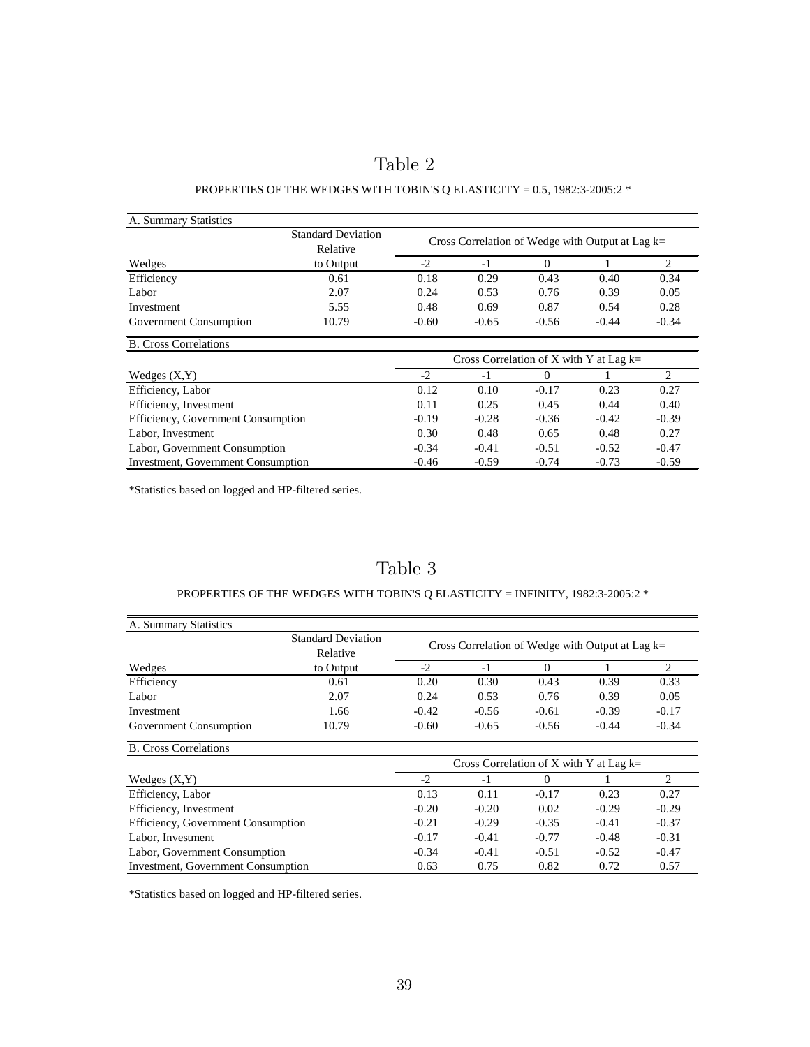# Table 2

PROPERTIES OF THE WEDGES WITH TOBIN'S Q ELASTICITY = 0.5, 1982:3-2005:2 *

| A. Summary Statistics | | | | | | |
|---|---|---|---|---|---|---|
| | Standard Deviation Relative | Cross Correlation of Wedge with Output at Lag k= | | | | |
| Wedges | to Output | -2 | -1 | 0 | 1 | 2 |
| Efficiency | 0.61 | 0.18 | 0.29 | 0.43 | 0.40 | 0.34 |
| Labor | 2.07 | 0.24 | 0.53 | 0.76 | 0.39 | 0.05 |
| Investment | 5.55 | 0.48 | 0.69 | 0.87 | 0.54 | 0.28 |
| Government Consumption | 10.79 | -0.60 | -0.65 | -0.56 | -0.44 | -0.34 |

| B. Cross Correlations | | | | | |
|---|---|---|---|---|---|
| | Cross Correlation of X with Y at Lag k= | | | | |
| Wedges (X,Y) | -2 | -1 | 0 | 1 | 2 |
| Efficiency, Labor | 0.12 | 0.10 | -0.17 | 0.23 | 0.27 |
| Efficiency, Investment | 0.11 | 0.25 | 0.45 | 0.44 | 0.40 |
| Efficiency, Government Consumption | -0.19 | -0.28 | -0.36 | -0.42 | -0.39 |
| Labor, Investment | 0.30 | 0.48 | 0.65 | 0.48 | 0.27 |
| Labor, Government Consumption | -0.34 | -0.41 | -0.51 | -0.52 | -0.47 |
| Investment, Government Consumption | -0.46 | -0.59 | -0.74 | -0.73 | -0.59 |

*Statistics based on logged and HP-filtered series.

# Table 3

PROPERTIES OF THE WEDGES WITH TOBIN'S Q ELASTICITY = INFINITY, 1982:3-2005:2 *

| A. Summary Statistics | | | | | | |
|---|---|---|---|---|---|---|
| | Standard Deviation Relative | Cross Correlation of Wedge with Output at Lag k= | | | | |
| Wedges | to Output | -2 | -1 | 0 | 1 | 2 |
| Efficiency | 0.61 | 0.20 | 0.30 | 0.43 | 0.39 | 0.33 |
| Labor | 2.07 | 0.24 | 0.53 | 0.76 | 0.39 | 0.05 |
| Investment | 1.66 | -0.42 | -0.56 | -0.61 | -0.39 | -0.17 |
| Government Consumption | 10.79 | -0.60 | -0.65 | -0.56 | -0.44 | -0.34 |

| B. Cross Correlations | | | | | |
|---|---|---|---|---|---|
| | Cross Correlation of X with Y at Lag k= | | | | |
| Wedges (X,Y) | -2 | -1 | 0 | 1 | 2 |
| Efficiency, Labor | 0.13 | 0.11 | -0.17 | 0.23 | 0.27 |
| Efficiency, Investment | -0.20 | -0.20 | 0.02 | -0.29 | -0.29 |
| Efficiency, Government Consumption | -0.21 | -0.29 | -0.35 | -0.41 | -0.37 |
| Labor, Investment | -0.17 | -0.41 | -0.77 | -0.48 | -0.31 |
| Labor, Government Consumption | -0.34 | -0.41 | -0.51 | -0.52 | -0.47 |
| Investment, Government Consumption | 0.63 | 0.75 | 0.82 | 0.72 | 0.57 |

*Statistics based on logged and HP-filtered series.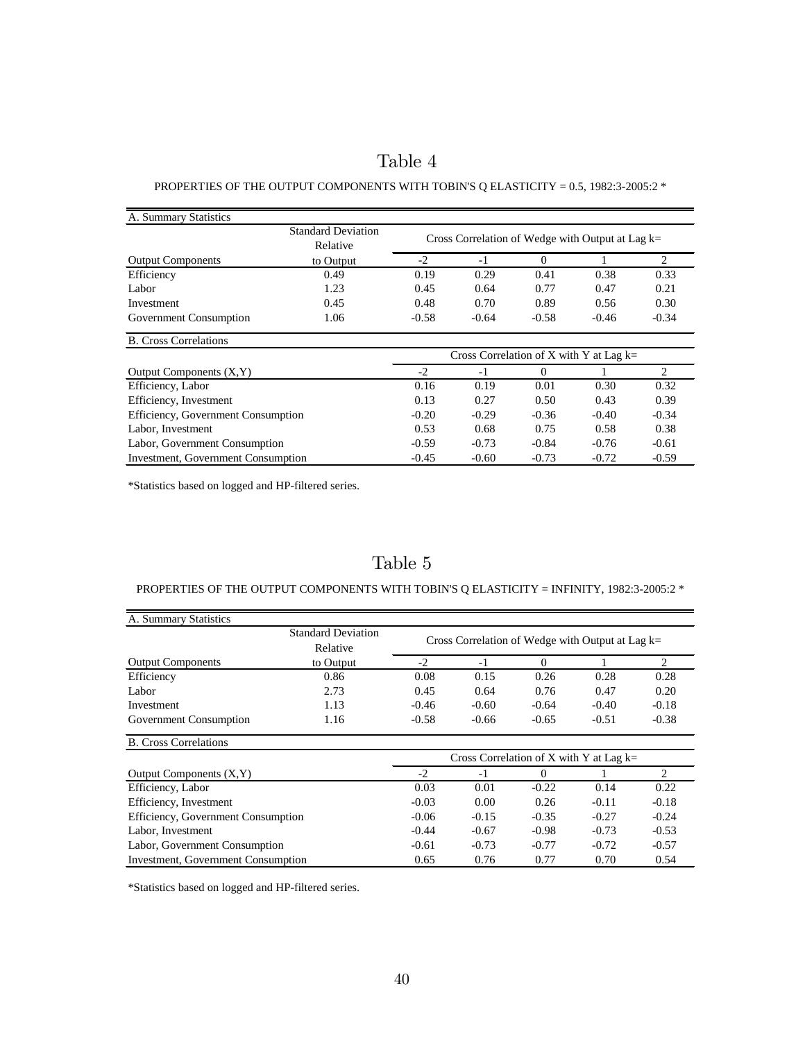# Table 4

PROPERTIES OF THE OUTPUT COMPONENTS WITH TOBIN'S Q ELASTICITY = 0.5, 1982:3-2005:2 *

| A. Summary Statistics | | | | | | |
|---|---|---|---|---|---|---|
| | Standard Deviation Relative | Cross Correlation of Wedge with Output at Lag k= | | | | |
| Output Components | to Output | -2 | -1 | 0 | 1 | 2 |
| Efficiency | 0.49 | 0.19 | 0.29 | 0.41 | 0.38 | 0.33 |
| Labor | 1.23 | 0.45 | 0.64 | 0.77 | 0.47 | 0.21 |
| Investment | 0.45 | 0.48 | 0.70 | 0.89 | 0.56 | 0.30 |
| Government Consumption | 1.06 | -0.58 | -0.64 | -0.58 | -0.46 | -0.34 |

| B. Cross Correlations | | | | | |
|---|---|---|---|---|---|
| | Cross Correlation of X with Y at Lag k= | | | | |
| Output Components (X,Y) | -2 | -1 | 0 | 1 | 2 |
| Efficiency, Labor | 0.16 | 0.19 | 0.01 | 0.30 | 0.32 |
| Efficiency, Investment | 0.13 | 0.27 | 0.50 | 0.43 | 0.39 |
| Efficiency, Government Consumption | -0.20 | -0.29 | -0.36 | -0.40 | -0.34 |
| Labor, Investment | 0.53 | 0.68 | 0.75 | 0.58 | 0.38 |
| Labor, Government Consumption | -0.59 | -0.73 | -0.84 | -0.76 | -0.61 |
| Investment, Government Consumption | -0.45 | -0.60 | -0.73 | -0.72 | -0.59 |

*Statistics based on logged and HP-filtered series.

# Table 5

PROPERTIES OF THE OUTPUT COMPONENTS WITH TOBIN'S Q ELASTICITY = INFINITY, 1982:3-2005:2 *

| A. Summary Statistics | | | | | | |
|---|---|---|---|---|---|---|
| | Standard Deviation Relative | Cross Correlation of Wedge with Output at Lag k= | | | | |
| Output Components | to Output | -2 | -1 | 0 | 1 | 2 |
| Efficiency | 0.86 | 0.08 | 0.15 | 0.26 | 0.28 | 0.28 |
| Labor | 2.73 | 0.45 | 0.64 | 0.76 | 0.47 | 0.20 |
| Investment | 1.13 | -0.46 | -0.60 | -0.64 | -0.40 | -0.18 |
| Government Consumption | 1.16 | -0.58 | -0.66 | -0.65 | -0.51 | -0.38 |

| B. Cross Correlations | | | | | |
|---|---|---|---|---|---|
| | Cross Correlation of X with Y at Lag k= | | | | |
| Output Components (X,Y) | -2 | -1 | 0 | 1 | 2 |
| Efficiency, Labor | 0.03 | 0.01 | -0.22 | 0.14 | 0.22 |
| Efficiency, Investment | -0.03 | 0.00 | 0.26 | -0.11 | -0.18 |
| Efficiency, Government Consumption | -0.06 | -0.15 | -0.35 | -0.27 | -0.24 |
| Labor, Investment | -0.44 | -0.67 | -0.98 | -0.73 | -0.53 |
| Labor, Government Consumption | -0.61 | -0.73 | -0.77 | -0.72 | -0.57 |
| Investment, Government Consumption | 0.65 | 0.76 | 0.77 | 0.70 | 0.54 |

*Statistics based on logged and HP-filtered series.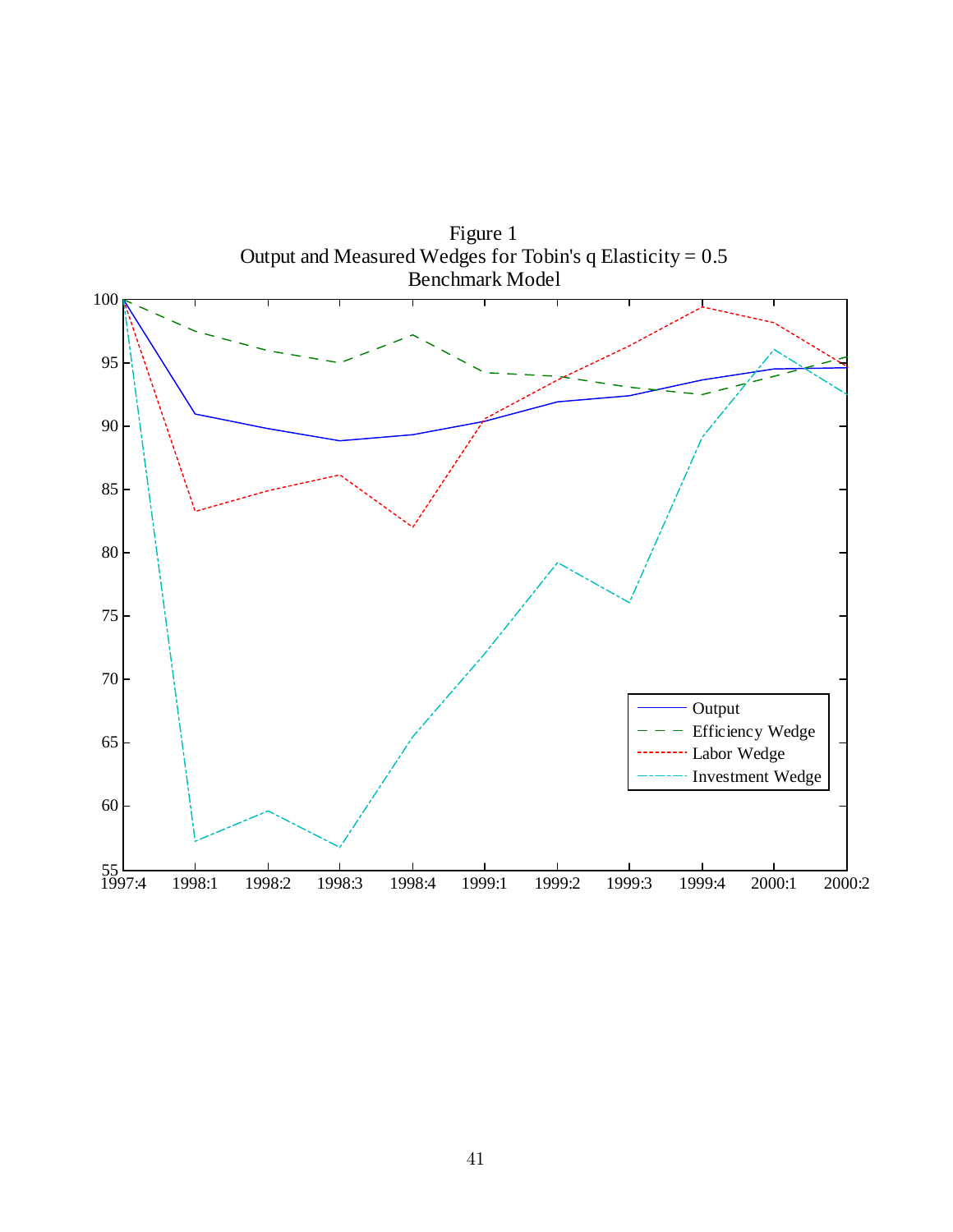Figure 1
Output and Measured Wedges for Tobin's q Elasticity = 0.5
Benchmark Model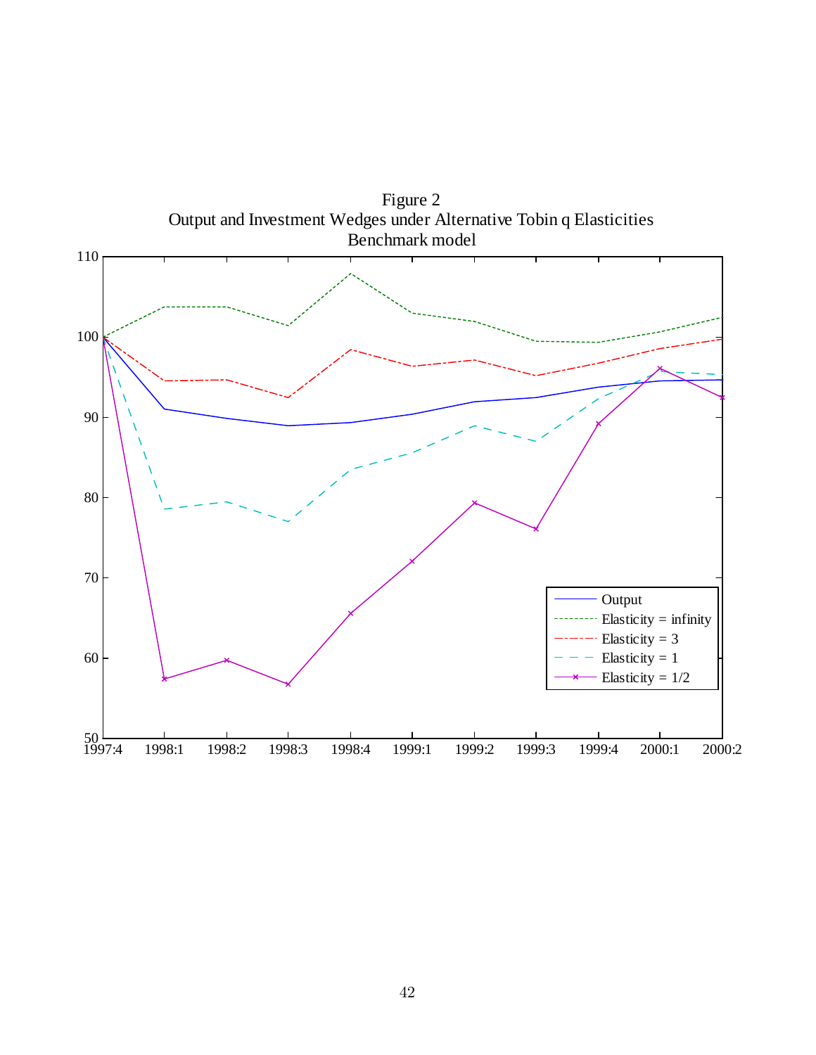Figure 2

Output and Investment Wedges under Alternative Tobin q Elasticities

Benchmark model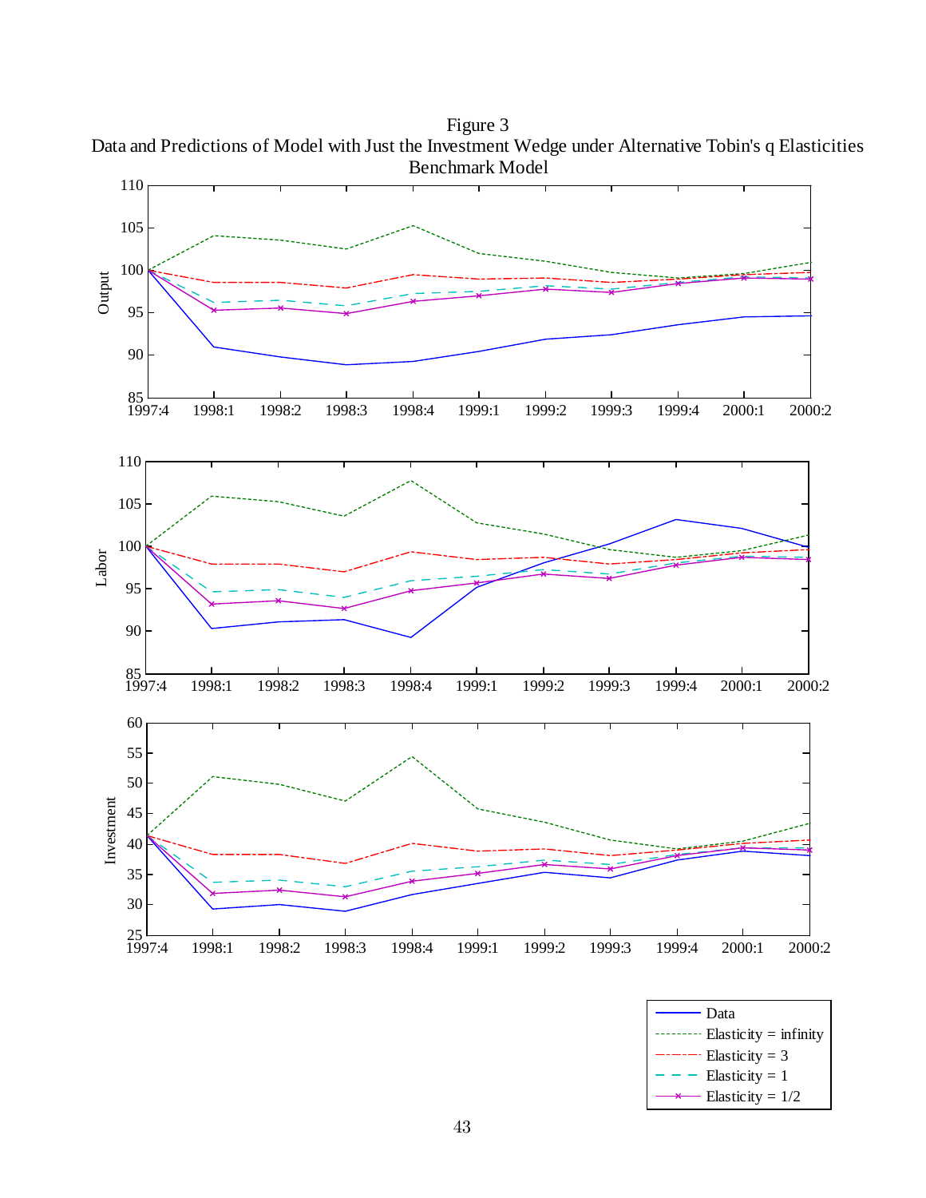Figure 3

Data and Predictions of Model with Just the Investment Wedge under Alternative Tobin's q Elasticities

Benchmark Model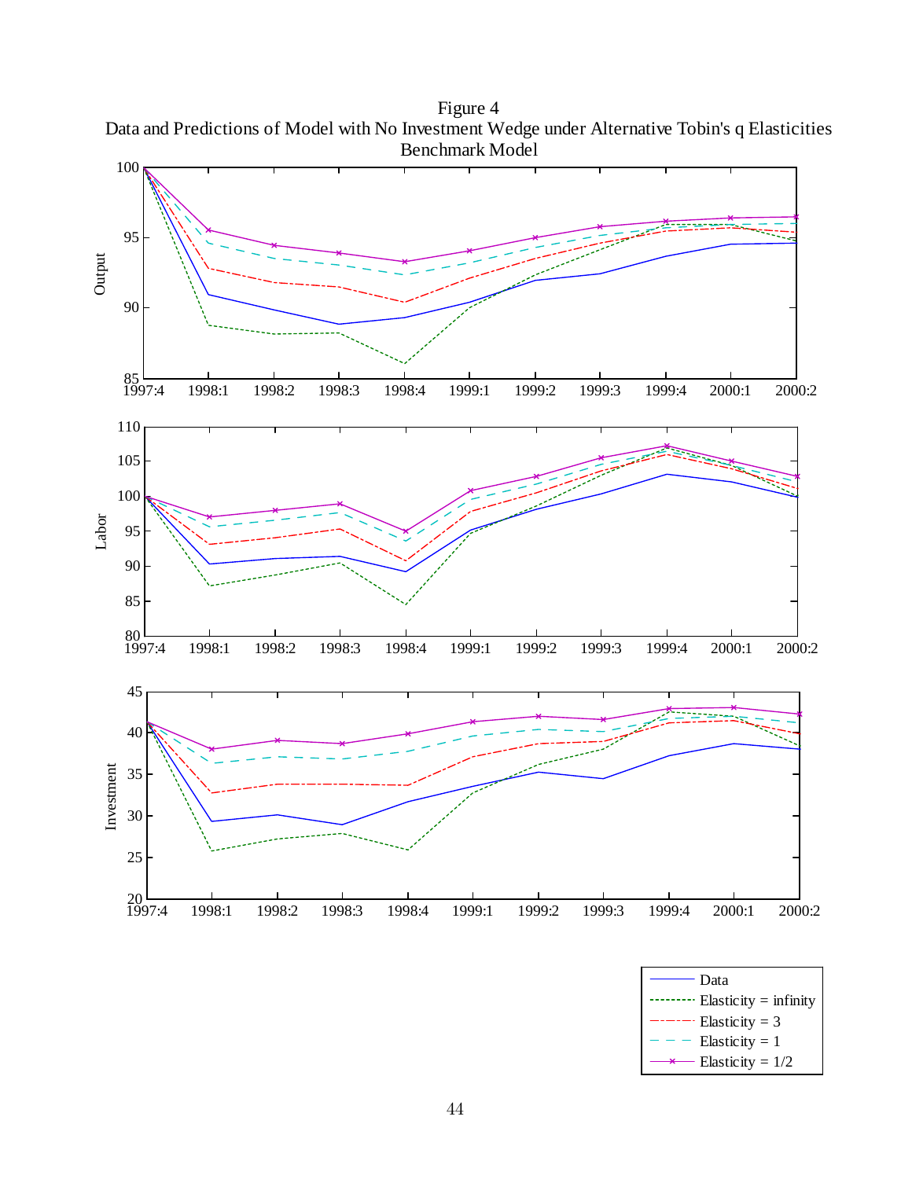Figure 4

Data and Predictions of Model with No Investment Wedge under Alternative Tobin's q Elasticities

Benchmark Model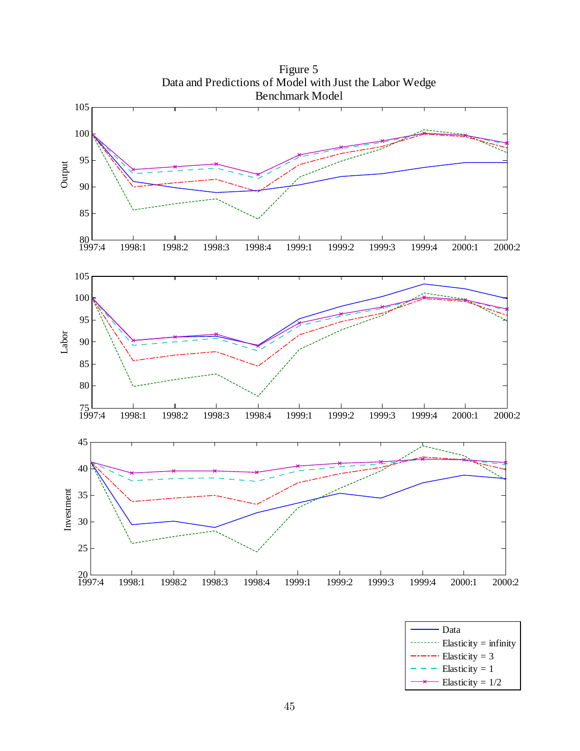Figure 5
Data and Predictions of Model with Just the Labor Wedge
Benchmark Model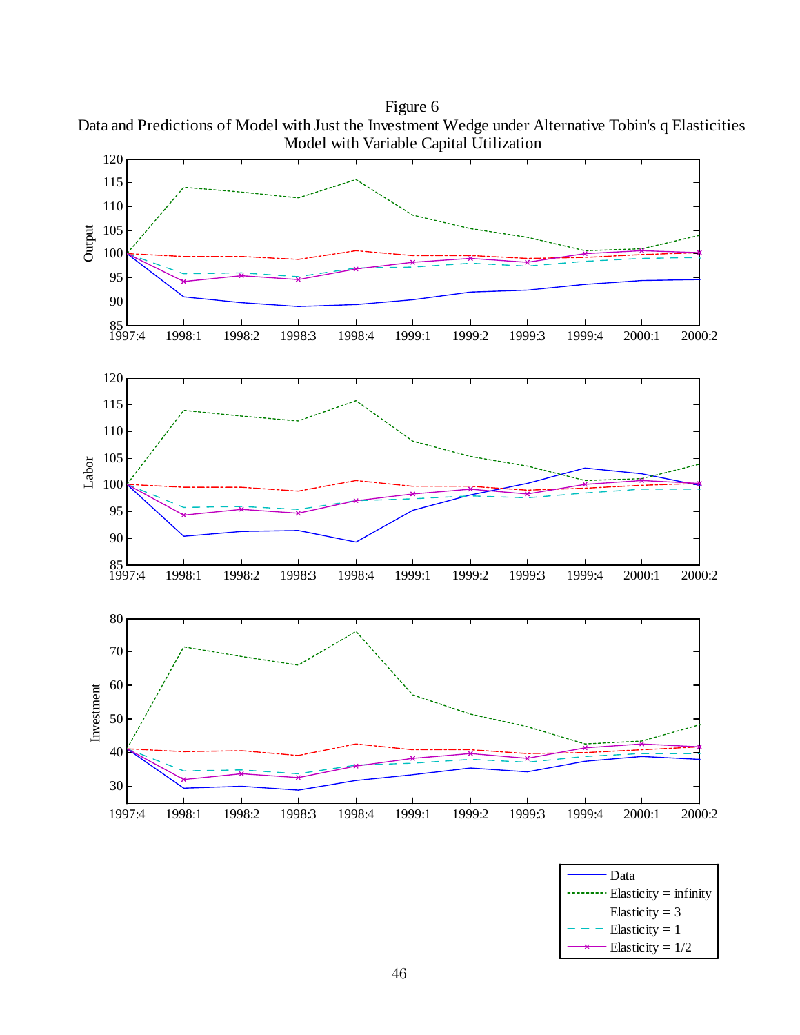Figure 6

Data and Predictions of Model with Just the Investment Wedge under Alternative Tobin's q Elasticities

Model with Variable Capital Utilization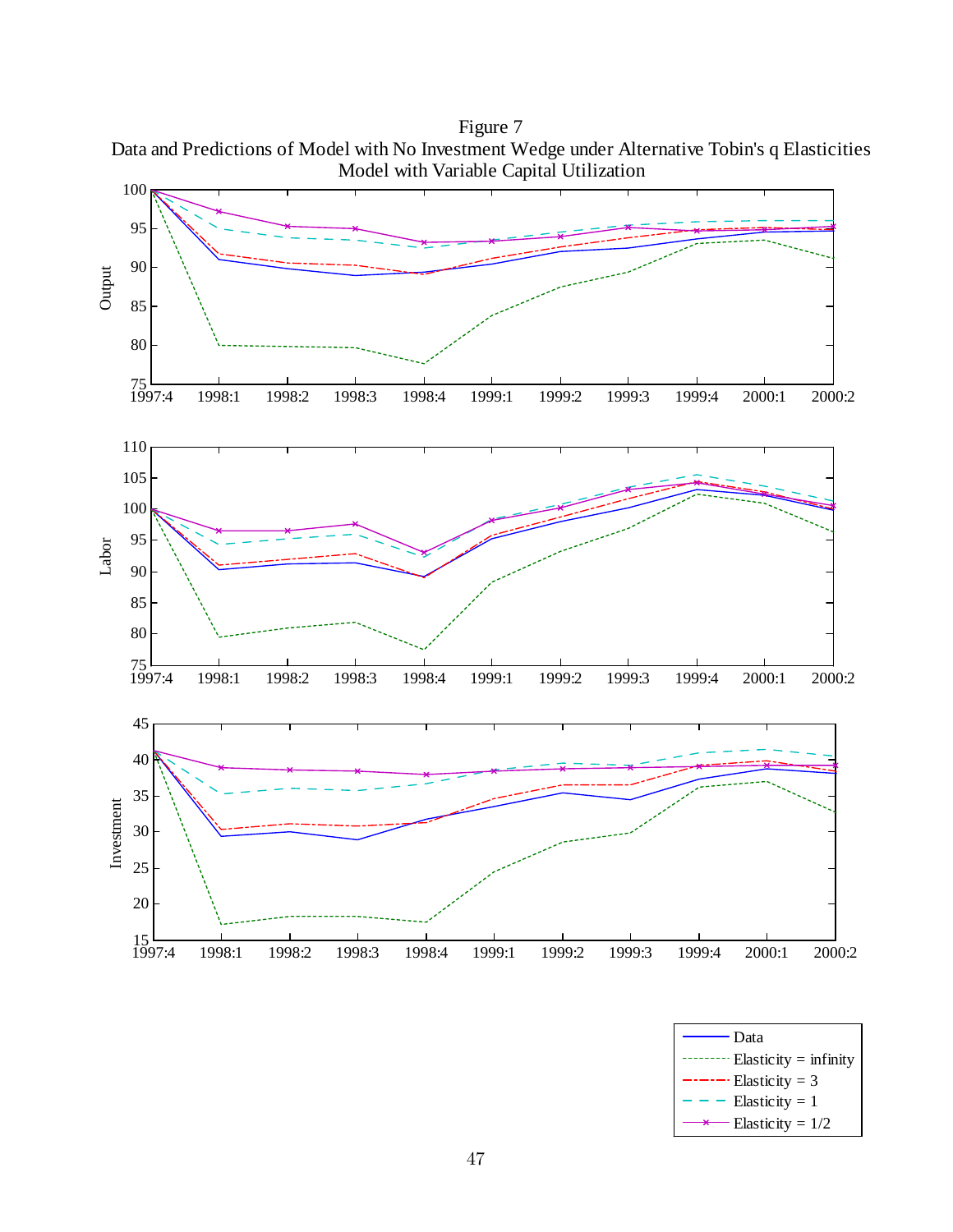Figure 7
Data and Predictions of Model with No Investment Wedge under Alternative Tobin's q Elasticities
Model with Variable Capital Utilization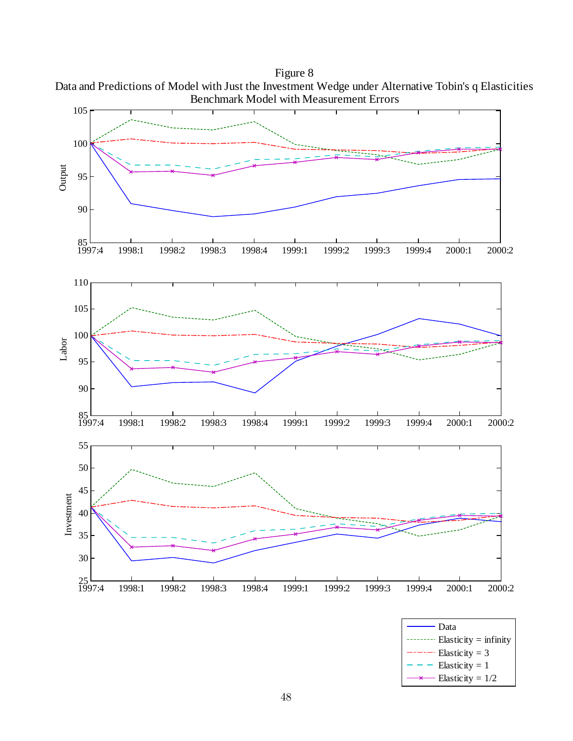Figure 8

Data and Predictions of Model with Just the Investment Wedge under Alternative Tobin's q Elasticities

Benchmark Model with Measurement Errors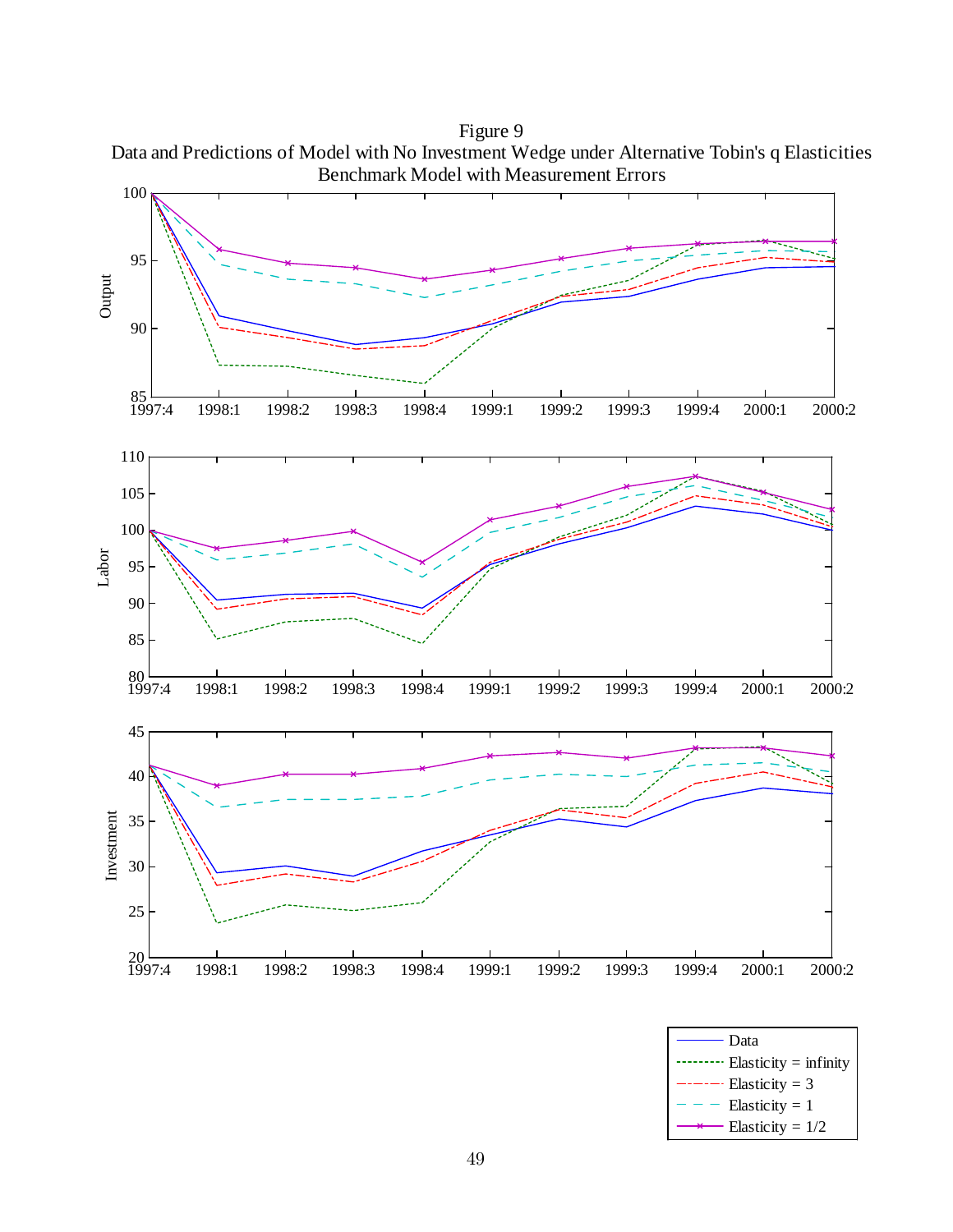Figure 9

Data and Predictions of Model with No Investment Wedge under Alternative Tobin's q Elasticities

Benchmark Model with Measurement Errors

Output

100
95
90
85

1997:4 1998:1 1998:2 1998:3 1998:4 1999:1 1999:2 1999:3 1999:4 2000:1 2000:2

Labor

110
105
100
95
90
85
80

1997:4 1998:1 1998:2 1998:3 1998:4 1999:1 1999:2 1999:3 1999:4 2000:1 2000:2

Investment

45
40
35
30
25
20

1997:4 1998:1 1998:2 1998:3 1998:4 1999:1 1999:2 1999:3 1999:4 2000:1 2000:2

Data
Elasticity = infinity
Elasticity = 3
Elasticity = 1
Elasticity = 1/2